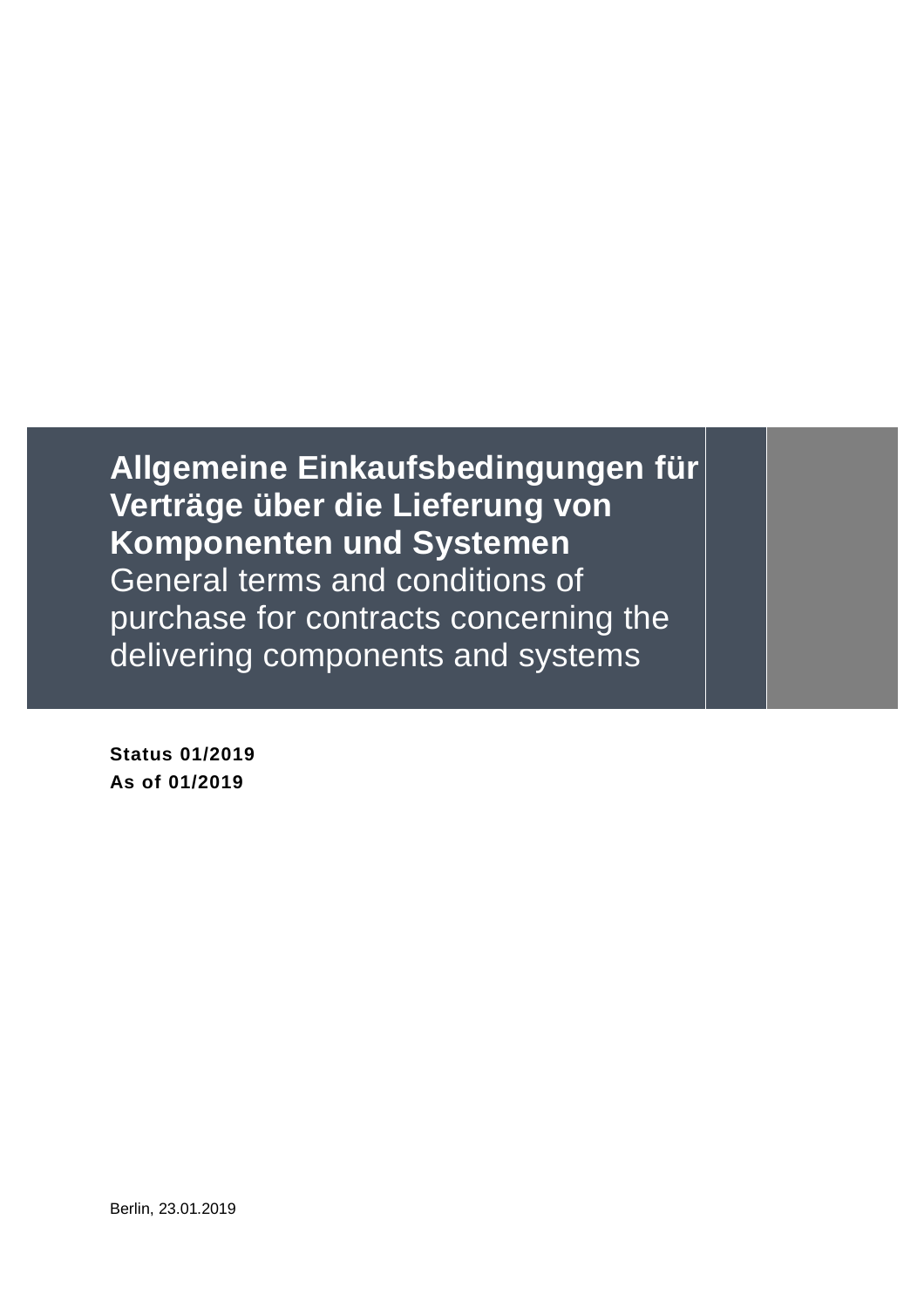# Allgemeine Einkaufsbedingungen für Verträge über die Lieferung von Komponenten und Systemen

General terms and conditions of purchase for contracts concerning the delivering components and systems

**Status 01/2019**
**As of 01/2019**

Berlin, 23.01.2019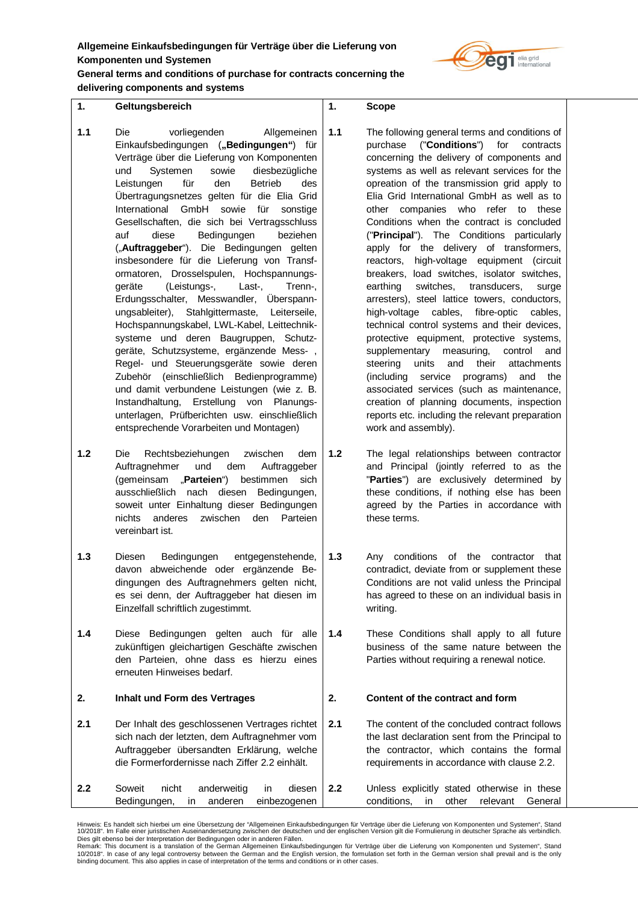**Allgemeine Einkaufsbedingungen für Verträge über die Lieferung von Komponenten und Systemen**

**General terms and conditions of purchase for contracts concerning the delivering components and systems**

| | | | |
|---|---|---|---|
| **1.** | **Geltungsbereich** | **1.** | **Scope** |
| **1.1** | Die vorliegenden Allgemeinen Einkaufsbedingungen („**Bedingungen**“) für Verträge über die Lieferung von Komponenten und Systemen sowie diesbezügliche Leistungen für den Betrieb des Übertragungsnetzes gelten für die Elia Grid International GmbH sowie für sonstige Gesellschaften, die sich bei Vertragsschluss auf diese Bedingungen beziehen („**Auftraggeber**“). Die Bedingungen gelten insbesondere für die Lieferung von Transformatoren, Drosselspulen, Hochspannungsgeräte (Leistungs-, Last-, Trenn-, Erdungsschalter, Messwandler, Überspannungsableiter), Stahlgittermaste, Leiterseile, Hochspannungskabel, LWL-Kabel, Leittechniksysteme und deren Baugruppen, Schutzgeräte, Schutzsysteme, ergänzende Mess- , Regel- und Steuerungsgeräte sowie deren Zubehör (einschließlich Bedienprogramme) und damit verbundene Leistungen (wie z. B. Instandhaltung, Erstellung von Planungsunterlagen, Prüfberichten usw. einschließlich entsprechende Vorarbeiten und Montagen) | **1.1** | The following general terms and conditions of purchase ("**Conditions**") for contracts concerning the delivery of components and systems as well as relevant services for the opreation of the transmission grid apply to Elia Grid International GmbH as well as to other companies who refer to these Conditions when the contract is concluded ("**Principal**"). The Conditions particularly apply for the delivery of transformers, reactors, high-voltage equipment (circuit breakers, load switches, isolator switches, earthing switches, transducers, surge arresters), steel lattice towers, conductors, high-voltage cables, fibre-optic cables, technical control systems and their devices, protective equipment, protective systems, supplementary measuring, control and steering units and their attachments (including service programs) and the associated services (such as maintenance, creation of planning documents, inspection reports etc. including the relevant preparation work and assembly). |
| **1.2** | Die Rechtsbeziehungen zwischen dem Auftragnehmer und dem Auftraggeber (gemeinsam „**Parteien**“) bestimmen sich ausschließlich nach diesen Bedingungen, soweit unter Einhaltung dieser Bedingungen nichts anderes zwischen den Parteien vereinbart ist. | **1.2** | The legal relationships between contractor and Principal (jointly referred to as the "**Parties**") are exclusively determined by these conditions, if nothing else has been agreed by the Parties in accordance with these terms. |
| **1.3** | Diesen Bedingungen entgegenstehende, davon abweichende oder ergänzende Bedingungen des Auftragnehmers gelten nicht, es sei denn, der Auftraggeber hat diesen im Einzelfall schriftlich zugestimmt. | **1.3** | Any conditions of the contractor that contradict, deviate from or supplement these Conditions are not valid unless the Principal has agreed to these on an individual basis in writing. |
| **1.4** | Diese Bedingungen gelten auch für alle zukünftigen gleichartigen Geschäfte zwischen den Parteien, ohne dass es hierzu eines erneuten Hinweises bedarf. | **1.4** | These Conditions shall apply to all future business of the same nature between the Parties without requiring a renewal notice. |
| **2.** | **Inhalt und Form des Vertrages** | **2.** | **Content of the contract and form** |
| **2.1** | Der Inhalt des geschlossenen Vertrages richtet sich nach der letzten, dem Auftragnehmer vom Auftraggeber übersandten Erklärung, welche die Formerfordernisse nach Ziffer 2.2 einhält. | **2.1** | The content of the concluded contract follows the last declaration sent from the Principal to the contractor, which contains the formal requirements in accordance with clause 2.2. |
| **2.2** | Soweit nicht anderweitig in diesen Bedingungen, in anderen einbezogenen | **2.2** | Unless explicitly stated otherwise in these conditions, in other relevant General |

Hinweis: Es handelt sich hierbei um eine Übersetzung der "Allgemeinen Einkaufsbedingungen für Verträge über die Lieferung von Komponenten und Systemen", Stand 10/2018". Im Falle einer juristischen Auseinandersetzung zwischen der deutschen und der englischen Version gilt die Formulierung in deutscher Sprache als verbindlich. Dies gilt ebenso bei der Interpretation der Bedingungen oder in anderen Fällen.

Remark: This document is a translation of the German Allgemeinen Einkaufsbedingungen für Verträge über die Lieferung von Komponenten und Systemen", Stand 10/2018". In case of any legal controversy between the German and the English version, the formulation set forth in the German version shall prevail and is the only binding document. This also applies in case of interpretation of the terms and conditions or in other cases.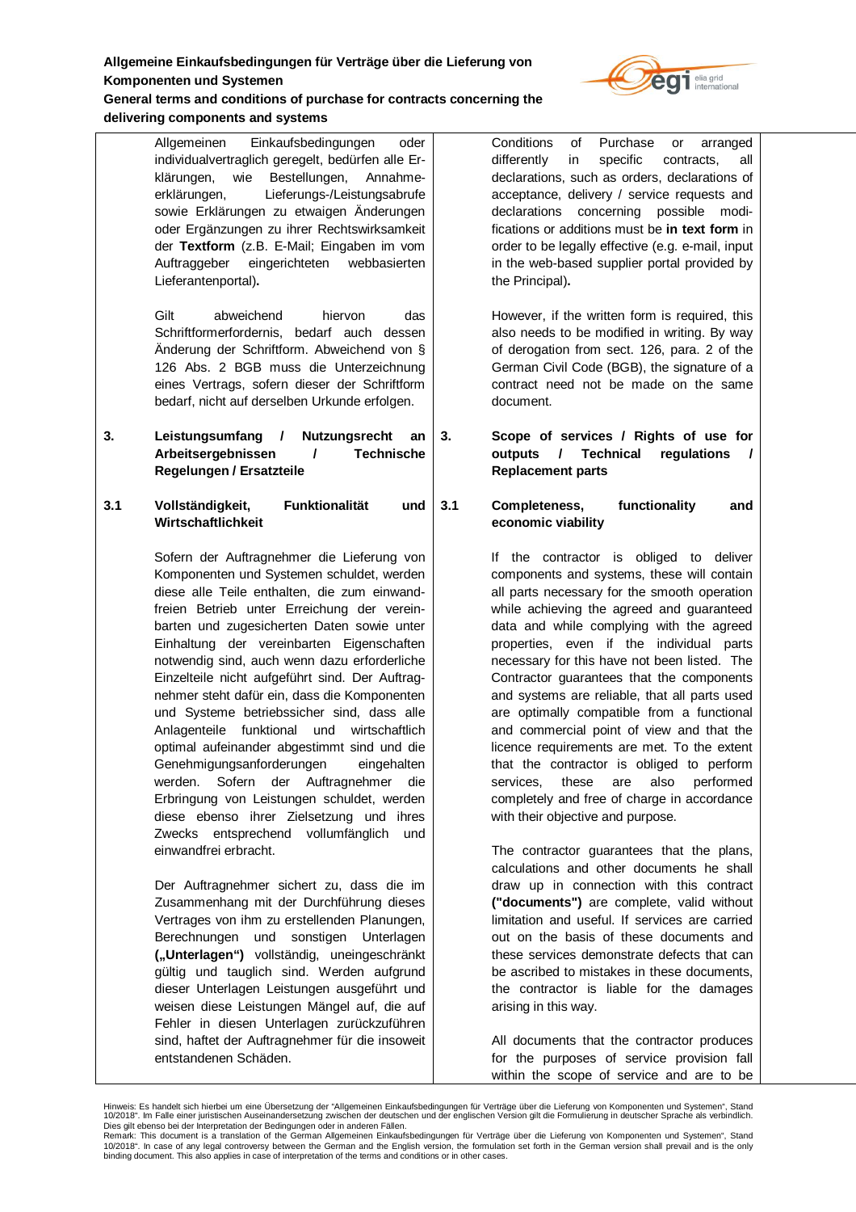Allgemeinen Einkaufsbedingungen oder individualvertraglich geregelt, bedürfen alle Erklärungen, wie Bestellungen, Annahmeerklärungen, Lieferungs-/Leistungsabrufe sowie Erklärungen zu etwaigen Änderungen oder Ergänzungen zu ihrer Rechtswirksamkeit der **Textform** (z.B. E-Mail; Eingaben im vom Auftraggeber eingerichteten webbasierten Lieferantenportal)**.**

Gilt abweichend hiervon das Schriftformerfordernis, bedarf auch dessen Änderung der Schriftform. Abweichend von § 126 Abs. 2 BGB muss die Unterzeichnung eines Vertrags, sofern dieser der Schriftform bedarf, nicht auf derselben Urkunde erfolgen.

## 3. Leistungsumfang / Nutzungsrecht an Arbeitsergebnissen / Technische Regelungen / Ersatzteile

### 3.1 Vollständigkeit, Funktionalität und Wirtschaftlichkeit

Sofern der Auftragnehmer die Lieferung von Komponenten und Systemen schuldet, werden diese alle Teile enthalten, die zum einwandfreien Betrieb unter Erreichung der vereinbarten und zugesicherten Daten sowie unter Einhaltung der vereinbarten Eigenschaften notwendig sind, auch wenn dazu erforderliche Einzelteile nicht aufgeführt sind. Der Auftragnehmer steht dafür ein, dass die Komponenten und Systeme betriebssicher sind, dass alle Anlagenteile funktional und wirtschaftlich optimal aufeinander abgestimmt sind und die Genehmigungsanforderungen eingehalten werden. Sofern der Auftragnehmer die Erbringung von Leistungen schuldet, werden diese ebenso ihrer Zielsetzung und ihres Zwecks entsprechend vollumfänglich und einwandfrei erbracht.

Der Auftragnehmer sichert zu, dass die im Zusammenhang mit der Durchführung dieses Vertrages von ihm zu erstellenden Planungen, Berechnungen und sonstigen Unterlagen **(„Unterlagen“)** vollständig, uneingeschränkt gültig und tauglich sind. Werden aufgrund dieser Unterlagen Leistungen ausgeführt und weisen diese Leistungen Mängel auf, die auf Fehler in diesen Unterlagen zurückzuführen sind, haftet der Auftragnehmer für die insoweit entstandenen Schäden.

---

Conditions of Purchase or arranged differently in specific contracts, all declarations, such as orders, declarations of acceptance, delivery / service requests and declarations concerning possible modifications or additions must be **in text form** in order to be legally effective (e.g. e-mail, input in the web-based supplier portal provided by the Principal)**.**

However, if the written form is required, this also needs to be modified in writing. By way of derogation from sect. 126, para. 2 of the German Civil Code (BGB), the signature of a contract need not be made on the same document.

## 3. Scope of services / Rights of use for outputs / Technical regulations / Replacement parts

### 3.1 Completeness, functionality and economic viability

If the contractor is obliged to deliver components and systems, these will contain all parts necessary for the smooth operation while achieving the agreed and guaranteed data and while complying with the agreed properties, even if the individual parts necessary for this have not been listed. The Contractor guarantees that the components and systems are reliable, that all parts used are optimally compatible from a functional and commercial point of view and that the licence requirements are met. To the extent that the contractor is obliged to perform services, these are also performed completely and free of charge in accordance with their objective and purpose.

The contractor guarantees that the plans, calculations and other documents he shall draw up in connection with this contract **("documents")** are complete, valid without limitation and useful. If services are carried out on the basis of these documents and these services demonstrate defects that can be ascribed to mistakes in these documents, the contractor is liable for the damages arising in this way.

All documents that the contractor produces for the purposes of service provision fall within the scope of service and are to be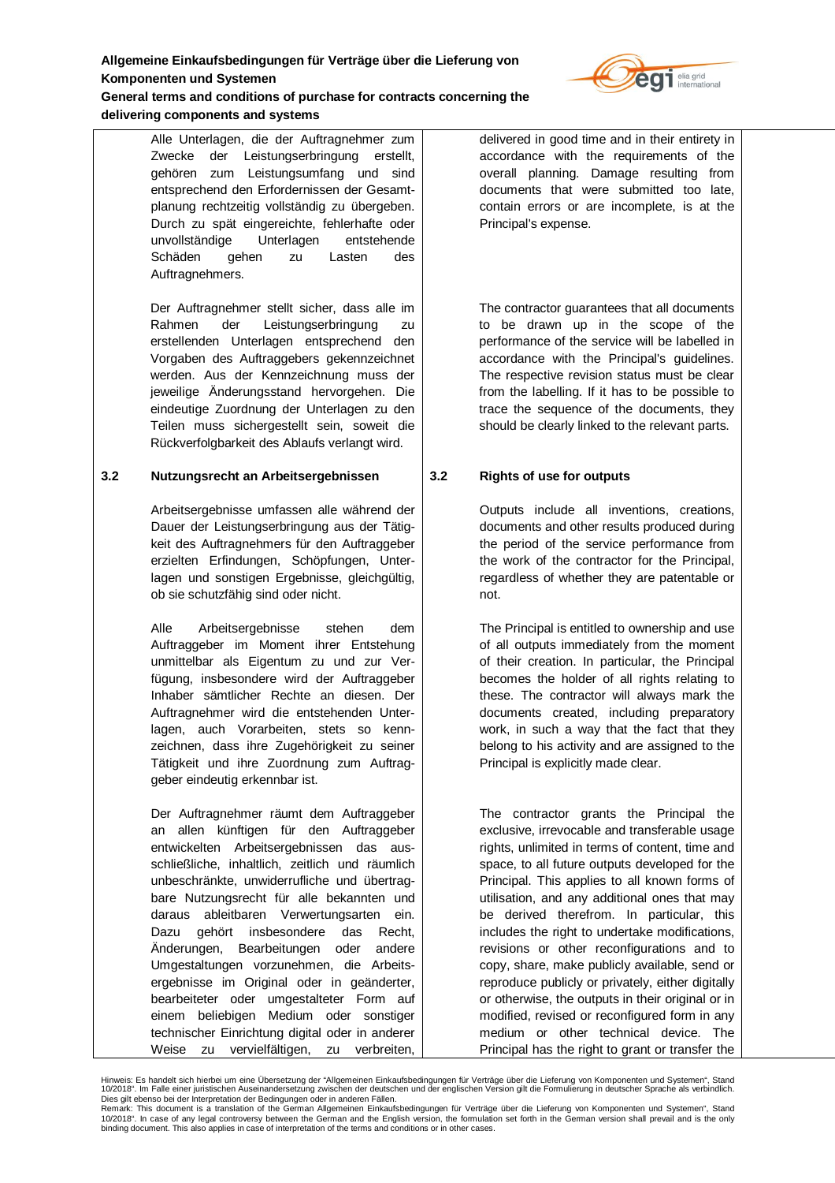Alle Unterlagen, die der Auftragnehmer zum Zwecke der Leistungserbringung erstellt, gehören zum Leistungsumfang und sind entsprechend den Erfordernissen der Gesamtplanung rechtzeitig vollständig zu übergeben. Durch zu spät eingereichte, fehlerhafte oder unvollständige Unterlagen entstehende Schäden gehen zu Lasten des Auftragnehmers.

delivered in good time and in their entirety in accordance with the requirements of the overall planning. Damage resulting from documents that were submitted too late, contain errors or are incomplete, is at the Principal's expense.

Der Auftragnehmer stellt sicher, dass alle im Rahmen der Leistungserbringung zu erstellenden Unterlagen entsprechend den Vorgaben des Auftraggebers gekennzeichnet werden. Aus der Kennzeichnung muss der jeweilige Änderungsstand hervorgehen. Die eindeutige Zuordnung der Unterlagen zu den Teilen muss sichergestellt sein, soweit die Rückverfolgbarkeit des Ablaufs verlangt wird.

The contractor guarantees that all documents to be drawn up in the scope of the performance of the service will be labelled in accordance with the Principal's guidelines. The respective revision status must be clear from the labelling. If it has to be possible to trace the sequence of the documents, they should be clearly linked to the relevant parts.

### 3.2 Nutzungsrecht an Arbeitsergebnissen

Arbeitsergebnisse umfassen alle während der Dauer der Leistungserbringung aus der Tätigkeit des Auftragnehmers für den Auftraggeber erzielten Erfindungen, Schöpfungen, Unterlagen und sonstigen Ergebnisse, gleichgültig, ob sie schutzfähig sind oder nicht.

Alle Arbeitsergebnisse stehen dem Auftraggeber im Moment ihrer Entstehung unmittelbar als Eigentum zu und zur Verfügung, insbesondere wird der Auftraggeber Inhaber sämtlicher Rechte an diesen. Der Auftragnehmer wird die entstehenden Unterlagen, auch Vorarbeiten, stets so kennzeichnen, dass ihre Zugehörigkeit zu seiner Tätigkeit und ihre Zuordnung zum Auftraggeber eindeutig erkennbar ist.

Der Auftragnehmer räumt dem Auftraggeber an allen künftigen für den Auftraggeber entwickelten Arbeitsergebnissen das ausschließliche, inhaltlich, zeitlich und räumlich unbeschränkte, unwiderrufliche und übertragbare Nutzungsrecht für alle bekannten und daraus ableitbaren Verwertungsarten ein. Dazu gehört insbesondere das Recht, Änderungen, Bearbeitungen oder andere Umgestaltungen vorzunehmen, die Arbeitsergebnisse im Original oder in geänderter, bearbeiteter oder umgestalteter Form auf einem beliebigen Medium oder sonstiger technischer Einrichtung digital oder in anderer Weise zu vervielfältigen, zu verbreiten,

### 3.2 Rights of use for outputs

Outputs include all inventions, creations, documents and other results produced during the period of the service performance from the work of the contractor for the Principal, regardless of whether they are patentable or not.

The Principal is entitled to ownership and use of all outputs immediately from the moment of their creation. In particular, the Principal becomes the holder of all rights relating to these. The contractor will always mark the documents created, including preparatory work, in such a way that the fact that they belong to his activity and are assigned to the Principal is explicitly made clear.

The contractor grants the Principal the exclusive, irrevocable and transferable usage rights, unlimited in terms of content, time and space, to all future outputs developed for the Principal. This applies to all known forms of utilisation, and any additional ones that may be derived therefrom. In particular, this includes the right to undertake modifications, revisions or other reconfigurations and to copy, share, make publicly available, send or reproduce publicly or privately, either digitally or otherwise, the outputs in their original or in modified, revised or reconfigured form in any medium or other technical device. The Principal has the right to grant or transfer the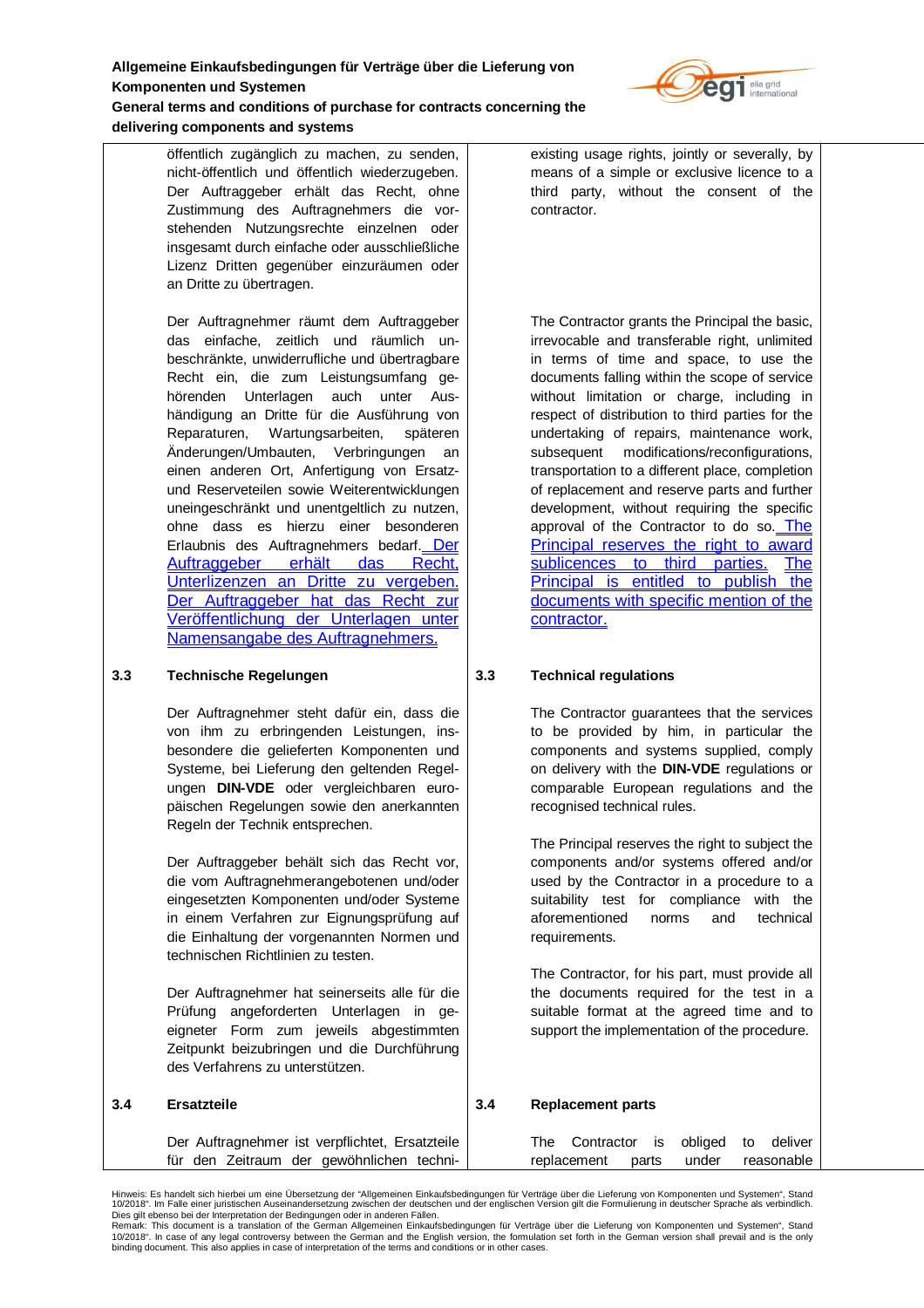öffentlich zugänglich zu machen, zu senden, nicht-öffentlich und öffentlich wiederzugeben. Der Auftraggeber erhält das Recht, ohne Zustimmung des Auftragnehmers die vorstehenden Nutzungsrechte einzelnen oder insgesamt durch einfache oder ausschließliche Lizenz Dritten gegenüber einzuräumen oder an Dritte zu übertragen.

existing usage rights, jointly or severally, by means of a simple or exclusive licence to a third party, without the consent of the contractor.

Der Auftragnehmer räumt dem Auftraggeber das einfache, zeitlich und räumlich unbeschränkte, unwiderrufliche und übertragbare Recht ein, die zum Leistungsumfang gehörenden Unterlagen auch unter Aushändigung an Dritte für die Ausführung von Reparaturen, Wartungsarbeiten, späteren Änderungen/Umbauten, Verbringungen an einen anderen Ort, Anfertigung von Ersatz- und Reserveteilen sowie Weiterentwicklungen uneingeschränkt und unentgeltlich zu nutzen, ohne dass es hierzu einer besonderen Erlaubnis des Auftragnehmers bedarf. Der Auftraggeber erhält das Recht, Unterlizenzen an Dritte zu vergeben. Der Auftraggeber hat das Recht zur Veröffentlichung der Unterlagen unter Namensangabe des Auftragnehmers.

The Contractor grants the Principal the basic, irrevocable and transferable right, unlimited in terms of time and space, to use the documents falling within the scope of service without limitation or charge, including in respect of distribution to third parties for the undertaking of repairs, maintenance work, subsequent modifications/reconfigurations, transportation to a different place, completion of replacement and reserve parts and further development, without requiring the specific approval of the Contractor to do so. The Principal reserves the right to award sublicences to third parties. The Principal is entitled to publish the documents with specific mention of the contractor.

## 3.3 Technische Regelungen

Der Auftragnehmer steht dafür ein, dass die von ihm zu erbringenden Leistungen, insbesondere die gelieferten Komponenten und Systeme, bei Lieferung den geltenden Regelungen **DIN-VDE** oder vergleichbaren europäischen Regelungen sowie den anerkannten Regeln der Technik entsprechen.

Der Auftraggeber behält sich das Recht vor, die vom Auftragnehmerangebotenen und/oder eingesetzten Komponenten und/oder Systeme in einem Verfahren zur Eignungsprüfung auf die Einhaltung der vorgenannten Normen und technischen Richtlinien zu testen.

Der Auftragnehmer hat seinerseits alle für die Prüfung angeforderten Unterlagen in geeigneter Form zum jeweils abgestimmten Zeitpunkt beizubringen und die Durchführung des Verfahrens zu unterstützen.

## 3.3 Technical regulations

The Contractor guarantees that the services to be provided by him, in particular the components and systems supplied, comply on delivery with the **DIN-VDE** regulations or comparable European regulations and the recognised technical rules.

The Principal reserves the right to subject the components and/or systems offered and/or used by the Contractor in a procedure to a suitability test for compliance with the aforementioned norms and technical requirements.

The Contractor, for his part, must provide all the documents required for the test in a suitable format at the agreed time and to support the implementation of the procedure.

## 3.4 Ersatzteile

Der Auftragnehmer ist verpflichtet, Ersatzteile für den Zeitraum der gewöhnlichen techni-

## 3.4 Replacement parts

The Contractor is obliged to deliver replacement parts under reasonable

Hinweis: Es handelt sich hierbei um eine Übersetzung der "Allgemeinen Einkaufsbedingungen für Verträge über die Lieferung von Komponenten und Systemen", Stand 10/2018". Im Falle einer juristischen Auseinandersetzung zwischen der deutschen und der englischen Version gilt die Formulierung in deutscher Sprache als verbindlich. Dies gilt ebenso bei der Interpretation der Bedingungen oder in anderen Fällen.
Remark: This document is a translation of the German Allgemeinen Einkaufsbedingungen für Verträge über die Lieferung von Komponenten und Systemen", Stand 10/2018". In case of any legal controversy between the German and the English version, the formulation set forth in the German version shall prevail and is the only binding document. This also applies in case of interpretation of the terms and conditions or in other cases.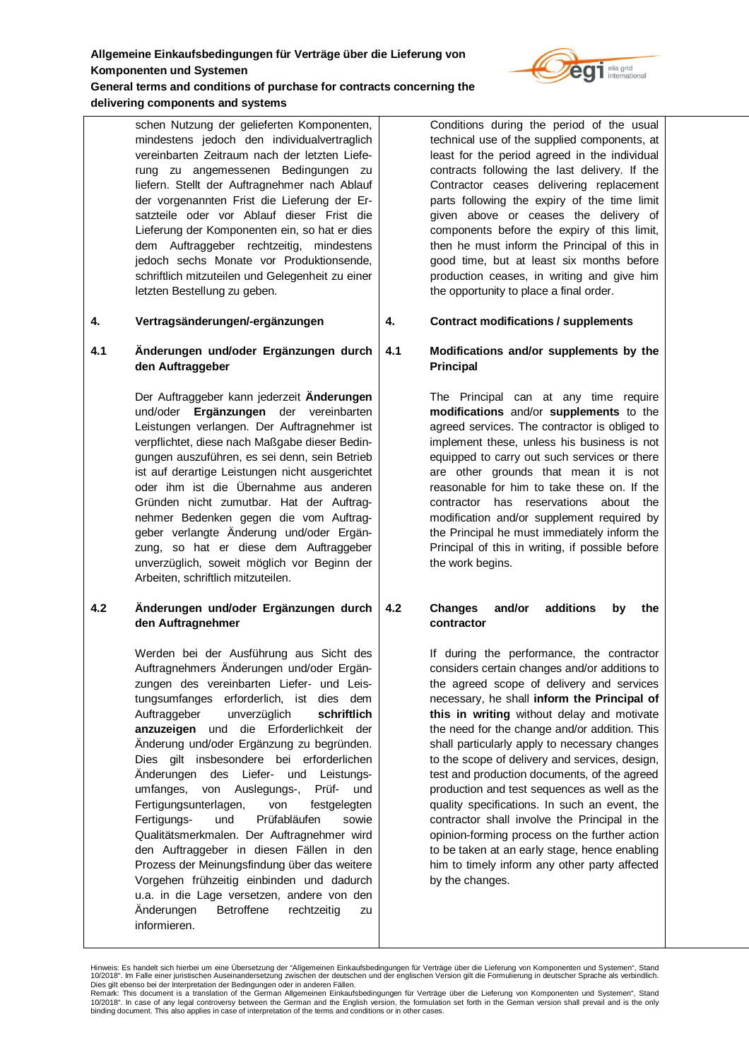schen Nutzung der gelieferten Komponenten, mindestens jedoch den individualvertraglich vereinbarten Zeitraum nach der letzten Lieferung zu angemessenen Bedingungen zu liefern. Stellt der Auftragnehmer nach Ablauf der vorgenannten Frist die Lieferung der Ersatzteile oder vor Ablauf dieser Frist die Lieferung der Komponenten ein, so hat er dies dem Auftraggeber rechtzeitig, mindestens jedoch sechs Monate vor Produktionsende, schriftlich mitzuteilen und Gelegenheit zu einer letzten Bestellung zu geben.

Conditions during the period of the usual technical use of the supplied components, at least for the period agreed in the individual contracts following the last delivery. If the Contractor ceases delivering replacement parts following the expiry of the time limit given above or ceases the delivery of components before the expiry of this limit, then he must inform the Principal of this in good time, but at least six months before production ceases, in writing and give him the opportunity to place a final order.

**4. Vertragsänderungen/-ergänzungen**

**4. Contract modifications / supplements**

**4.1 Änderungen und/oder Ergänzungen durch den Auftraggeber**

Der Auftraggeber kann jederzeit **Änderungen** und/oder **Ergänzungen** der vereinbarten Leistungen verlangen. Der Auftragnehmer ist verpflichtet, diese nach Maßgabe dieser Bedingungen auszuführen, es sei denn, sein Betrieb ist auf derartige Leistungen nicht ausgerichtet oder ihm ist die Übernahme aus anderen Gründen nicht zumutbar. Hat der Auftragnehmer Bedenken gegen die vom Auftraggeber verlangte Änderung und/oder Ergänzung, so hat er diese dem Auftraggeber unverzüglich, soweit möglich vor Beginn der Arbeiten, schriftlich mitzuteilen.

**4.1 Modifications and/or supplements by the Principal**

The Principal can at any time require **modifications** and/or **supplements** to the agreed services. The contractor is obliged to implement these, unless his business is not equipped to carry out such services or there are other grounds that mean it is not reasonable for him to take these on. If the contractor has reservations about the modification and/or supplement required by the Principal he must immediately inform the Principal of this in writing, if possible before the work begins.

**4.2 Änderungen und/oder Ergänzungen durch den Auftragnehmer**

Werden bei der Ausführung aus Sicht des Auftragnehmers Änderungen und/oder Ergänzungen des vereinbarten Liefer- und Leistungsumfanges erforderlich, ist dies dem Auftraggeber unverzüglich **schriftlich anzuzeigen** und die Erforderlichkeit der Änderung und/oder Ergänzung zu begründen. Dies gilt insbesondere bei erforderlichen Änderungen des Liefer- und Leistungsumfanges, von Auslegungs-, Prüf- und Fertigungsunterlagen, von festgelegten Fertigungs- und Prüfabläufen sowie Qualitätsmerkmalen. Der Auftragnehmer wird den Auftraggeber in diesen Fällen in den Prozess der Meinungsfindung über das weitere Vorgehen frühzeitig einbinden und dadurch u.a. in die Lage versetzen, andere von den Änderungen Betroffene rechtzeitig zu informieren.

**4.2 Changes and/or additions by the contractor**

If during the performance, the contractor considers certain changes and/or additions to the agreed scope of delivery and services necessary, he shall **inform the Principal of this in writing** without delay and motivate the need for the change and/or addition. This shall particularly apply to necessary changes to the scope of delivery and services, design, test and production documents, of the agreed production and test sequences as well as the quality specifications. In such an event, the contractor shall involve the Principal in the opinion-forming process on the further action to be taken at an early stage, hence enabling him to timely inform any other party affected by the changes.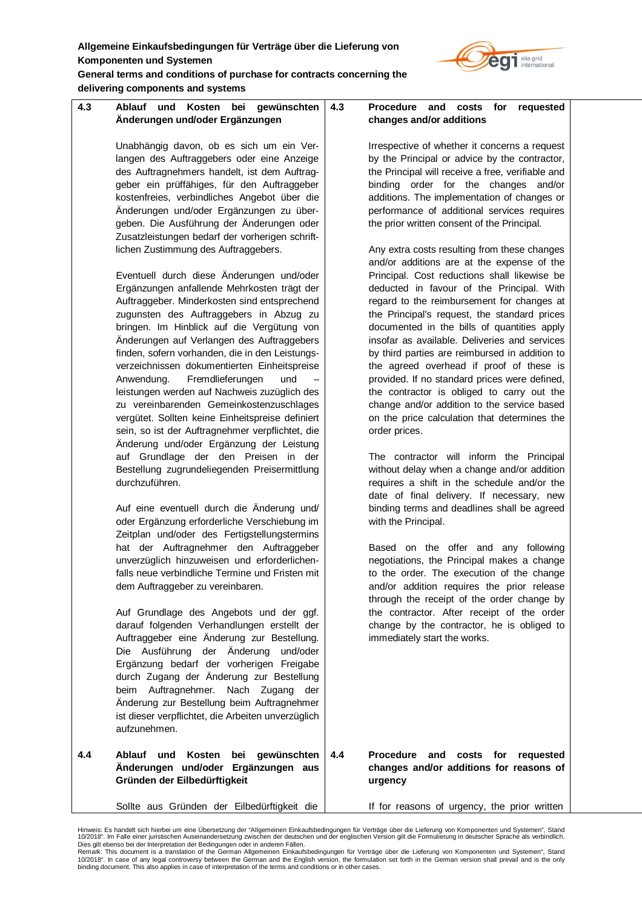| | | | |
|---|---|---|---|
| **4.3** | **Ablauf und Kosten bei gewünschten Änderungen und/oder Ergänzungen**<br><br>Unabhängig davon, ob es sich um ein Verlangen des Auftraggebers oder eine Anzeige des Auftragnehmers handelt, ist dem Auftraggeber ein prüffähiges, für den Auftraggeber kostenfreies, verbindliches Angebot über die Änderungen und/oder Ergänzungen zu übergeben. Die Ausführung der Änderungen oder Zusatzleistungen bedarf der vorherigen schriftlichen Zustimmung des Auftraggebers.<br><br>Eventuell durch diese Änderungen und/oder Ergänzungen anfallende Mehrkosten trägt der Auftraggeber. Minderkosten sind entsprechend zugunsten des Auftraggebers in Abzug zu bringen. Im Hinblick auf die Vergütung von Änderungen auf Verlangen des Auftraggebers finden, sofern vorhanden, die in den Leistungsverzeichnissen dokumentierten Einheitspreise Anwendung. Fremdlieferungen und –leistungen werden auf Nachweis zuzüglich des zu vereinbarenden Gemeinkostenzuschlages vergütet. Sollten keine Einheitspreise definiert sein, so ist der Auftragnehmer verpflichtet, die Änderung und/oder Ergänzung der Leistung auf Grundlage der den Preisen in der Bestellung zugrundeliegenden Preisermittlung durchzuführen.<br><br>Auf eine eventuell durch die Änderung und/oder Ergänzung erforderliche Verschiebung im Zeitplan und/oder des Fertigstellungstermins hat der Auftragnehmer den Auftraggeber unverzüglich hinzuweisen und erforderlichenfalls neue verbindliche Termine und Fristen mit dem Auftraggeber zu vereinbaren.<br><br>Auf Grundlage des Angebots und der ggf. darauf folgenden Verhandlungen erstellt der Auftraggeber eine Änderung zur Bestellung. Die Ausführung der Änderung und/oder Ergänzung bedarf der vorherigen Freigabe durch Zugang der Änderung zur Bestellung beim Auftragnehmer. Nach Zugang der Änderung zur Bestellung beim Auftragnehmer ist dieser verpflichtet, die Arbeiten unverzüglich aufzunehmen. | **4.3** | **Procedure and costs for requested changes and/or additions**<br><br>Irrespective of whether it concerns a request by the Principal or advice by the contractor, the Principal will receive a free, verifiable and binding order for the changes and/or additions. The implementation of changes or performance of additional services requires the prior written consent of the Principal.<br><br>Any extra costs resulting from these changes and/or additions are at the expense of the Principal. Cost reductions shall likewise be deducted in favour of the Principal. With regard to the reimbursement for changes at the Principal's request, the standard prices documented in the bills of quantities apply insofar as available. Deliveries and services by third parties are reimbursed in addition to the agreed overhead if proof of these is provided. If no standard prices were defined, the contractor is obliged to carry out the change and/or addition to the service based on the price calculation that determines the order prices.<br><br>The contractor will inform the Principal without delay when a change and/or addition requires a shift in the schedule and/or the date of final delivery. If necessary, new binding terms and deadlines shall be agreed with the Principal.<br><br>Based on the offer and any following negotiations, the Principal makes a change to the order. The execution of the change and/or addition requires the prior release through the receipt of the order change by the contractor. After receipt of the order change by the contractor, he is obliged to immediately start the works. |
| **4.4** | **Ablauf und Kosten bei gewünschten Änderungen und/oder Ergänzungen aus Gründen der Eilbedürftigkeit**<br><br>Sollte aus Gründen der Eilbedürftigkeit die | **4.4** | **Procedure and costs for requested changes and/or additions for reasons of urgency**<br><br>If for reasons of urgency, the prior written |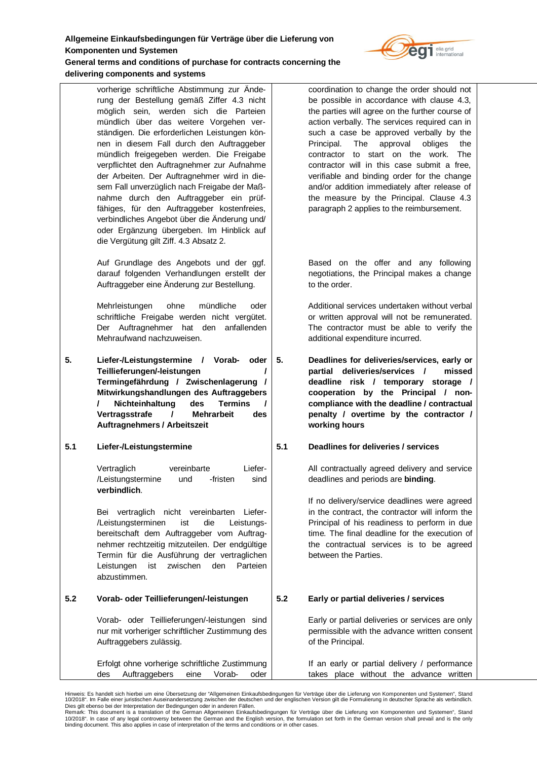vorherige schriftliche Abstimmung zur Änderung der Bestellung gemäß Ziffer 4.3 nicht möglich sein, werden sich die Parteien mündlich über das weitere Vorgehen verständigen. Die erforderlichen Leistungen können in diesem Fall durch den Auftraggeber mündlich freigegeben werden. Die Freigabe verpflichtet den Auftragnehmer zur Aufnahme der Arbeiten. Der Auftragnehmer wird in diesem Fall unverzüglich nach Freigabe der Maßnahme durch den Auftraggeber ein prüffähiges, für den Auftraggeber kostenfreies, verbindliches Angebot über die Änderung und/ oder Ergänzung übergeben. Im Hinblick auf die Vergütung gilt Ziff. 4.3 Absatz 2.

Auf Grundlage des Angebots und der ggf. darauf folgenden Verhandlungen erstellt der Auftraggeber eine Änderung zur Bestellung.

Mehrleistungen ohne mündliche oder schriftliche Freigabe werden nicht vergütet. Der Auftragnehmer hat den anfallenden Mehraufwand nachzuweisen.

## 5. Liefer-/Leistungstermine / Vorab- oder Teillieferungen/-leistungen / Termingefährdung / Zwischenlagerung / Mitwirkungshandlungen des Auftraggebers / Nichteinhaltung des Termins / Vertragsstrafe / Mehrarbeit des Auftragnehmers / Arbeitszeit

### 5.1 Liefer-/Leistungstermine

Vertraglich vereinbarte Liefer-/Leistungstermine und -fristen sind **verbindlich**.

Bei vertraglich nicht vereinbarten Liefer-/Leistungsterminen ist die Leistungsbereitschaft dem Auftraggeber vom Auftragnehmer rechtzeitig mitzuteilen. Der endgültige Termin für die Ausführung der vertraglichen Leistungen ist zwischen den Parteien abzustimmen.

### 5.2 Vorab- oder Teillieferungen/-leistungen

Vorab- oder Teillieferungen/-leistungen sind nur mit vorheriger schriftlicher Zustimmung des Auftraggebers zulässig.

Erfolgt ohne vorherige schriftliche Zustimmung des Auftraggebers eine Vorab- oder

---

coordination to change the order should not be possible in accordance with clause 4.3, the parties will agree on the further course of action verbally. The services required can in such a case be approved verbally by the Principal. The approval obliges the contractor to start on the work. The contractor will in this case submit a free, verifiable and binding order for the change and/or addition immediately after release of the measure by the Principal. Clause 4.3 paragraph 2 applies to the reimbursement.

Based on the offer and any following negotiations, the Principal makes a change to the order.

Additional services undertaken without verbal or written approval will not be remunerated. The contractor must be able to verify the additional expenditure incurred.

## 5. Deadlines for deliveries/services, early or partial deliveries/services / missed deadline risk / temporary storage / cooperation by the Principal / non-compliance with the deadline / contractual penalty / overtime by the contractor / working hours

### 5.1 Deadlines for deliveries / services

All contractually agreed delivery and service deadlines and periods are **binding**.

If no delivery/service deadlines were agreed in the contract, the contractor will inform the Principal of his readiness to perform in due time. The final deadline for the execution of the contractual services is to be agreed between the Parties.

### 5.2 Early or partial deliveries / services

Early or partial deliveries or services are only permissible with the advance written consent of the Principal.

If an early or partial delivery / performance takes place without the advance written

---

Hinweis: Es handelt sich hierbei um eine Übersetzung der "Allgemeinen Einkaufsbedingungen für Verträge über die Lieferung von Komponenten und Systemen", Stand 10/2018". Im Falle einer juristischen Auseinandersetzung zwischen der deutschen und der englischen Version gilt die Formulierung in deutscher Sprache als verbindlich. Dies gilt ebenso bei der Interpretation der Bedingungen oder in anderen Fällen.
Remark: This document is a translation of the German Allgemeinen Einkaufsbedingungen für Verträge über die Lieferung von Komponenten und Systemen", Stand 10/2018". In case of any legal controversy between the German and the English version, the formulation set forth in the German version shall prevail and is the only binding document. This also applies in case of interpretation of the terms and conditions or in other cases.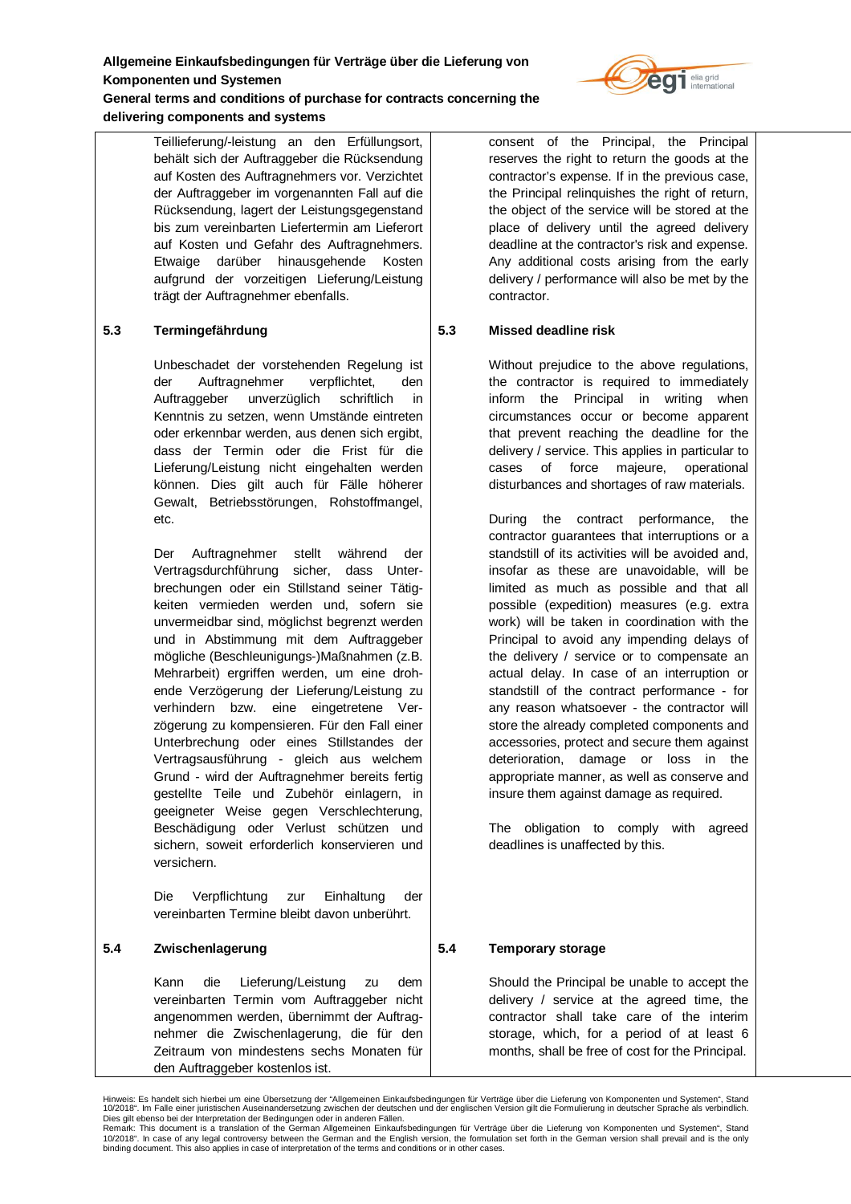Teillieferung/-leistung an den Erfüllungsort, behält sich der Auftraggeber die Rücksendung auf Kosten des Auftragnehmers vor. Verzichtet der Auftraggeber im vorgenannten Fall auf die Rücksendung, lagert der Leistungsgegenstand bis zum vereinbarten Liefertermin am Lieferort auf Kosten und Gefahr des Auftragnehmers. Etwaige darüber hinausgehende Kosten aufgrund der vorzeitigen Lieferung/Leistung trägt der Auftragnehmer ebenfalls.

consent of the Principal, the Principal reserves the right to return the goods at the contractor's expense. If in the previous case, the Principal relinquishes the right of return, the object of the service will be stored at the place of delivery until the agreed delivery deadline at the contractor's risk and expense. Any additional costs arising from the early delivery / performance will also be met by the contractor.

### 5.3 Termingefährdung

Unbeschadet der vorstehenden Regelung ist der Auftragnehmer verpflichtet, den Auftraggeber unverzüglich schriftlich in Kenntnis zu setzen, wenn Umstände eintreten oder erkennbar werden, aus denen sich ergibt, dass der Termin oder die Frist für die Lieferung/Leistung nicht eingehalten werden können. Dies gilt auch für Fälle höherer Gewalt, Betriebsstörungen, Rohstoffmangel, etc.

Der Auftragnehmer stellt während der Vertragsdurchführung sicher, dass Unterbrechungen oder ein Stillstand seiner Tätigkeiten vermieden werden und, sofern sie unvermeidbar sind, möglichst begrenzt werden und in Abstimmung mit dem Auftraggeber mögliche (Beschleunigungs-)Maßnahmen (z.B. Mehrarbeit) ergriffen werden, um eine drohende Verzögerung der Lieferung/Leistung zu verhindern bzw. eine eingetretene Verzögerung zu kompensieren. Für den Fall einer Unterbrechung oder eines Stillstandes der Vertragsausführung - gleich aus welchem Grund - wird der Auftragnehmer bereits fertig gestellte Teile und Zubehör einlagern, in geeigneter Weise gegen Verschlechterung, Beschädigung oder Verlust schützen und sichern, soweit erforderlich konservieren und versichern.

Die Verpflichtung zur Einhaltung der vereinbarten Termine bleibt davon unberührt.

### 5.3 Missed deadline risk

Without prejudice to the above regulations, the contractor is required to immediately inform the Principal in writing when circumstances occur or become apparent that prevent reaching the deadline for the delivery / service. This applies in particular to cases of force majeure, operational disturbances and shortages of raw materials.

During the contract performance, the contractor guarantees that interruptions or a standstill of its activities will be avoided and, insofar as these are unavoidable, will be limited as much as possible and that all possible (expedition) measures (e.g. extra work) will be taken in coordination with the Principal to avoid any impending delays of the delivery / service or to compensate an actual delay. In case of an interruption or standstill of the contract performance - for any reason whatsoever - the contractor will store the already completed components and accessories, protect and secure them against deterioration, damage or loss in the appropriate manner, as well as conserve and insure them against damage as required.

The obligation to comply with agreed deadlines is unaffected by this.

### 5.4 Zwischenlagerung

Kann die Lieferung/Leistung zu dem vereinbarten Termin vom Auftraggeber nicht angenommen werden, übernimmt der Auftragnehmer die Zwischenlagerung, die für den Zeitraum von mindestens sechs Monaten für den Auftraggeber kostenlos ist.

### 5.4 Temporary storage

Should the Principal be unable to accept the delivery / service at the agreed time, the contractor shall take care of the interim storage, which, for a period of at least 6 months, shall be free of cost for the Principal.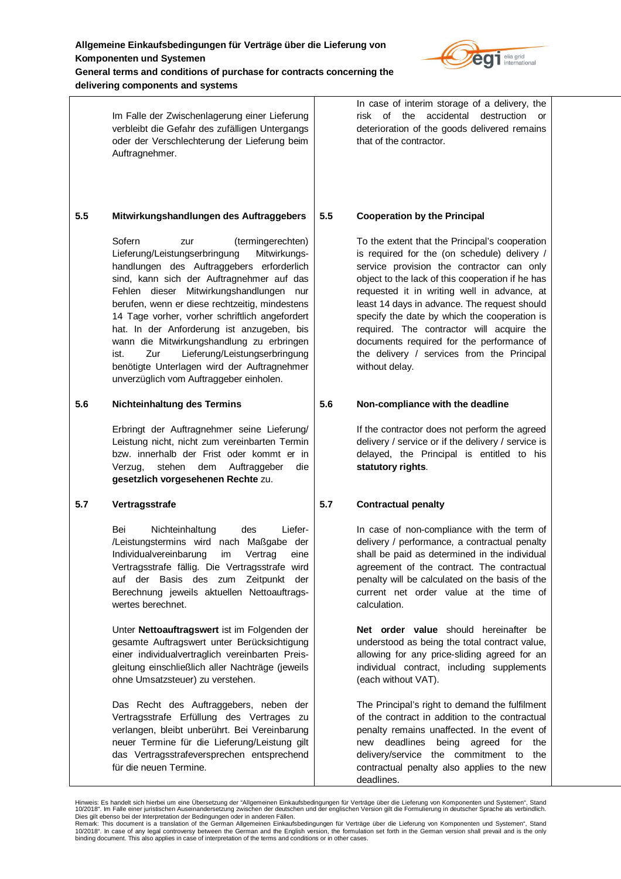Im Falle der Zwischenlagerung einer Lieferung verbleibt die Gefahr des zufälligen Untergangs oder der Verschlechterung der Lieferung beim Auftragnehmer.

In case of interim storage of a delivery, the risk of the accidental destruction or deterioration of the goods delivered remains that of the contractor.

### 5.5 Mitwirkungshandlungen des Auftraggebers

Sofern zur (termingerechten) Lieferung/Leistungserbringung Mitwirkungshandlungen des Auftraggebers erforderlich sind, kann sich der Auftragnehmer auf das Fehlen dieser Mitwirkungshandlungen nur berufen, wenn er diese rechtzeitig, mindestens 14 Tage vorher, vorher schriftlich angefordert hat. In der Anforderung ist anzugeben, bis wann die Mitwirkungshandlung zu erbringen ist. Zur Lieferung/Leistungserbringung benötigte Unterlagen wird der Auftragnehmer unverzüglich vom Auftraggeber einholen.

### 5.5 Cooperation by the Principal

To the extent that the Principal's cooperation is required for the (on schedule) delivery / service provision the contractor can only object to the lack of this cooperation if he has requested it in writing well in advance, at least 14 days in advance. The request should specify the date by which the cooperation is required. The contractor will acquire the documents required for the performance of the delivery / services from the Principal without delay.

### 5.6 Nichteinhaltung des Termins

Erbringt der Auftragnehmer seine Lieferung/ Leistung nicht, nicht zum vereinbarten Termin bzw. innerhalb der Frist oder kommt er in Verzug, stehen dem Auftraggeber die **gesetzlich vorgesehenen Rechte** zu.

### 5.6 Non-compliance with the deadline

If the contractor does not perform the agreed delivery / service or if the delivery / service is delayed, the Principal is entitled to his **statutory rights**.

### 5.7 Vertragsstrafe

Bei Nichteinhaltung des Liefer-/Leistungstermins wird nach Maßgabe der Individualvereinbarung im Vertrag eine Vertragsstrafe fällig. Die Vertragsstrafe wird auf der Basis des zum Zeitpunkt der Berechnung jeweils aktuellen Nettoauftragswertes berechnet.

Unter **Nettoauftragswert** ist im Folgenden der gesamte Auftragswert unter Berücksichtigung einer individualvertraglich vereinbarten Preisgleitung einschließlich aller Nachträge (jeweils ohne Umsatzsteuer) zu verstehen.

Das Recht des Auftraggebers, neben der Vertragsstrafe Erfüllung des Vertrages zu verlangen, bleibt unberührt. Bei Vereinbarung neuer Termine für die Lieferung/Leistung gilt das Vertragsstrafeversprechen entsprechend für die neuen Termine.

### 5.7 Contractual penalty

In case of non-compliance with the term of delivery / performance, a contractual penalty shall be paid as determined in the individual agreement of the contract. The contractual penalty will be calculated on the basis of the current net order value at the time of calculation.

**Net order value** should hereinafter be understood as being the total contract value, allowing for any price-sliding agreed for an individual contract, including supplements (each without VAT).

The Principal's right to demand the fulfilment of the contract in addition to the contractual penalty remains unaffected. In the event of new deadlines being agreed for the delivery/service the commitment to the contractual penalty also applies to the new deadlines.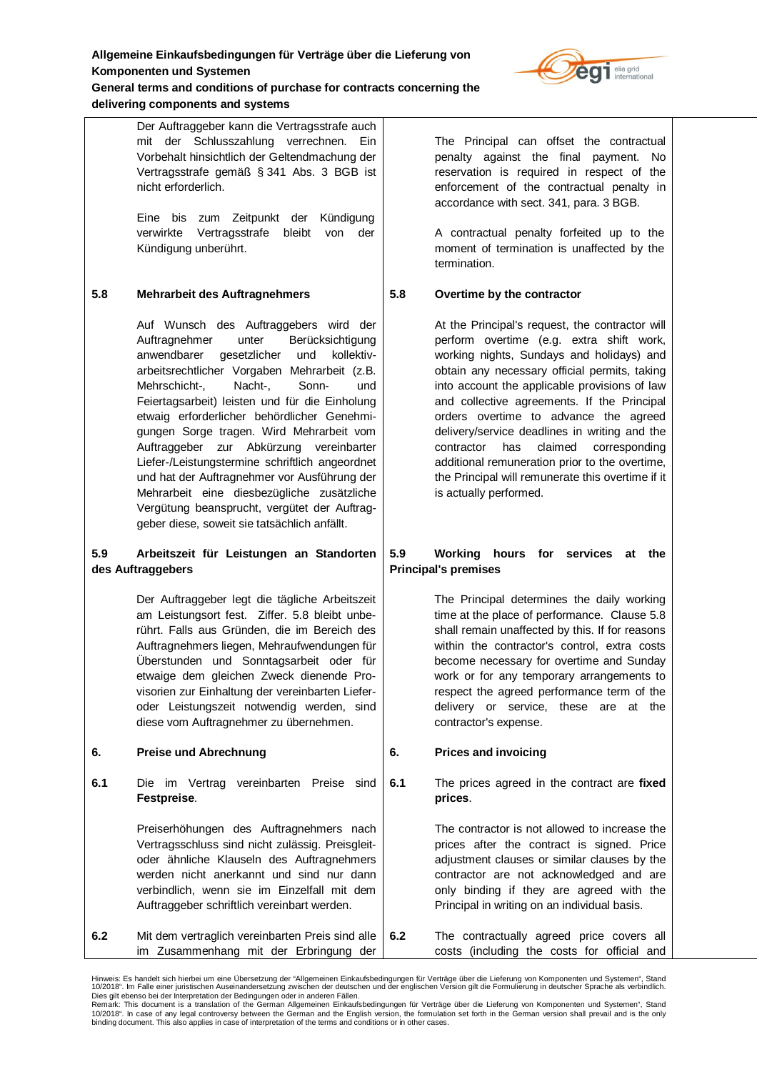Der Auftraggeber kann die Vertragsstrafe auch mit der Schlusszahlung verrechnen. Ein Vorbehalt hinsichtlich der Geltendmachung der Vertragsstrafe gemäß § 341 Abs. 3 BGB ist nicht erforderlich.

Eine bis zum Zeitpunkt der Kündigung verwirkte Vertragsstrafe bleibt von der Kündigung unberührt.

The Principal can offset the contractual penalty against the final payment. No reservation is required in respect of the enforcement of the contractual penalty in accordance with sect. 341, para. 3 BGB.

A contractual penalty forfeited up to the moment of termination is unaffected by the termination.

### 5.8 Mehrarbeit des Auftragnehmers

Auf Wunsch des Auftraggebers wird der Auftragnehmer unter Berücksichtigung anwendbarer gesetzlicher und kollektiv-arbeitsrechtlicher Vorgaben Mehrarbeit (z.B. Mehrschicht-, Nacht-, Sonn- und Feiertagsarbeit) leisten und für die Einholung etwaig erforderlicher behördlicher Genehmigungen Sorge tragen. Wird Mehrarbeit vom Auftraggeber zur Abkürzung vereinbarter Liefer-/Leistungstermine schriftlich angeordnet und hat der Auftragnehmer vor Ausführung der Mehrarbeit eine diesbezügliche zusätzliche Vergütung beansprucht, vergütet der Auftraggeber diese, soweit sie tatsächlich anfällt.

### 5.8 Overtime by the contractor

At the Principal's request, the contractor will perform overtime (e.g. extra shift work, working nights, Sundays and holidays) and obtain any necessary official permits, taking into account the applicable provisions of law and collective agreements. If the Principal orders overtime to advance the agreed delivery/service deadlines in writing and the contractor has claimed corresponding additional remuneration prior to the overtime, the Principal will remunerate this overtime if it is actually performed.

### 5.9 Arbeitszeit für Leistungen an Standorten des Auftraggebers

Der Auftraggeber legt die tägliche Arbeitszeit am Leistungsort fest. Ziffer. 5.8 bleibt unberührt. Falls aus Gründen, die im Bereich des Auftragnehmers liegen, Mehraufwendungen für Überstunden und Sonntagsarbeit oder für etwaige dem gleichen Zweck dienende Provisorien zur Einhaltung der vereinbarten Liefer- oder Leistungszeit notwendig werden, sind diese vom Auftragnehmer zu übernehmen.

### 5.9 Working hours for services at the Principal's premises

The Principal determines the daily working time at the place of performance. Clause 5.8 shall remain unaffected by this. If for reasons within the contractor's control, extra costs become necessary for overtime and Sunday work or for any temporary arrangements to respect the agreed performance term of the delivery or service, these are at the contractor's expense.

## 6. Preise und Abrechnung

**6.1** Die im Vertrag vereinbarten Preise sind **Festpreise**.

Preiserhöhungen des Auftragnehmers nach Vertragsschluss sind nicht zulässig. Preisgleit- oder ähnliche Klauseln des Auftragnehmers werden nicht anerkannt und sind nur dann verbindlich, wenn sie im Einzelfall mit dem Auftraggeber schriftlich vereinbart werden.

**6.2** Mit dem vertraglich vereinbarten Preis sind alle im Zusammenhang mit der Erbringung der

## 6. Prices and invoicing

**6.1** The prices agreed in the contract are **fixed prices**.

The contractor is not allowed to increase the prices after the contract is signed. Price adjustment clauses or similar clauses by the contractor are not acknowledged and are only binding if they are agreed with the Principal in writing on an individual basis.

**6.2** The contractually agreed price covers all costs (including the costs for official and

Hinweis: Es handelt sich hierbei um eine Übersetzung der "Allgemeinen Einkaufsbedingungen für Verträge über die Lieferung von Komponenten und Systemen", Stand 10/2018". Im Falle einer juristischen Auseinandersetzung zwischen der deutschen und der englischen Version gilt die Formulierung in deutscher Sprache als verbindlich. Dies gilt ebenso bei der Interpretation der Bedingungen oder in anderen Fällen.
Remark: This document is a translation of the German Allgemeinen Einkaufsbedingungen für Verträge über die Lieferung von Komponenten und Systemen", Stand 10/2018". In case of any legal controversy between the German and the English version, the formulation set forth in the German version shall prevail and is the only binding document. This also applies in case of interpretation of the terms and conditions or in other cases.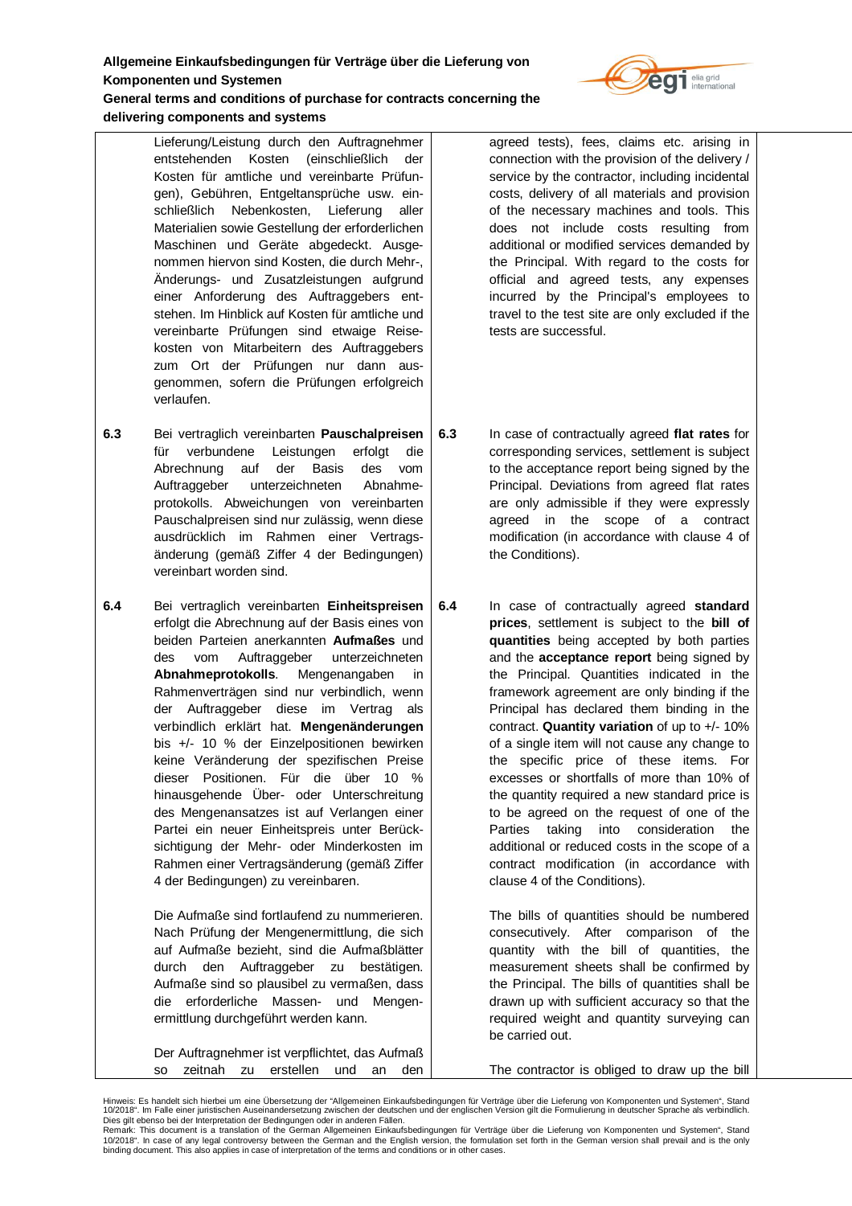Lieferung/Leistung durch den Auftragnehmer entstehenden Kosten (einschließlich der Kosten für amtliche und vereinbarte Prüfungen), Gebühren, Entgeltansprüche usw. einschließlich Nebenkosten, Lieferung aller Materialien sowie Gestellung der erforderlichen Maschinen und Geräte abgedeckt. Ausgenommen hiervon sind Kosten, die durch Mehr-, Änderungs- und Zusatzleistungen aufgrund einer Anforderung des Auftraggebers entstehen. Im Hinblick auf Kosten für amtliche und vereinbarte Prüfungen sind etwaige Reisekosten von Mitarbeitern des Auftraggebers zum Ort der Prüfungen nur dann ausgenommen, sofern die Prüfungen erfolgreich verlaufen.

agreed tests), fees, claims etc. arising in connection with the provision of the delivery / service by the contractor, including incidental costs, delivery of all materials and provision of the necessary machines and tools. This does not include costs resulting from additional or modified services demanded by the Principal. With regard to the costs for official and agreed tests, any expenses incurred by the Principal's employees to travel to the test site are only excluded if the tests are successful.

**6.3** Bei vertraglich vereinbarten **Pauschalpreisen** für verbundene Leistungen erfolgt die Abrechnung auf der Basis des vom Auftraggeber unterzeichneten Abnahmeprotokolls. Abweichungen von vereinbarten Pauschalpreisen sind nur zulässig, wenn diese ausdrücklich im Rahmen einer Vertragsänderung (gemäß Ziffer 4 der Bedingungen) vereinbart worden sind.

**6.3** In case of contractually agreed **flat rates** for corresponding services, settlement is subject to the acceptance report being signed by the Principal. Deviations from agreed flat rates are only admissible if they were expressly agreed in the scope of a contract modification (in accordance with clause 4 of the Conditions).

**6.4** Bei vertraglich vereinbarten **Einheitspreisen** erfolgt die Abrechnung auf der Basis eines von beiden Parteien anerkannten **Aufmaßes** und des vom Auftraggeber unterzeichneten **Abnahmeprotokolls**. Mengenangaben in Rahmenverträgen sind nur verbindlich, wenn der Auftraggeber diese im Vertrag als verbindlich erklärt hat. **Mengenänderungen** bis +/- 10 % der Einzelpositionen bewirken keine Veränderung der spezifischen Preise dieser Positionen. Für die über 10 % hinausgehende Über- oder Unterschreitung des Mengenansatzes ist auf Verlangen einer Partei ein neuer Einheitspreis unter Berücksichtigung der Mehr- oder Minderkosten im Rahmen einer Vertragsänderung (gemäß Ziffer 4 der Bedingungen) zu vereinbaren.

Die Aufmaße sind fortlaufend zu nummerieren. Nach Prüfung der Mengenermittlung, die sich auf Aufmaße bezieht, sind die Aufmaßblätter durch den Auftraggeber zu bestätigen. Aufmaße sind so plausibel zu vermaßen, dass die erforderliche Massen- und Mengenermittlung durchgeführt werden kann.

Der Auftragnehmer ist verpflichtet, das Aufmaß so zeitnah zu erstellen und an den

**6.4** In case of contractually agreed **standard prices**, settlement is subject to the **bill of quantities** being accepted by both parties and the **acceptance report** being signed by the Principal. Quantities indicated in the framework agreement are only binding if the Principal has declared them binding in the contract. **Quantity variation** of up to +/- 10% of a single item will not cause any change to the specific price of these items. For excesses or shortfalls of more than 10% of the quantity required a new standard price is to be agreed on the request of one of the Parties taking into consideration the additional or reduced costs in the scope of a contract modification (in accordance with clause 4 of the Conditions).

The bills of quantities should be numbered consecutively. After comparison of the quantity with the bill of quantities, the measurement sheets shall be confirmed by the Principal. The bills of quantities shall be drawn up with sufficient accuracy so that the required weight and quantity surveying can be carried out.

The contractor is obliged to draw up the bill

Hinweis: Es handelt sich hierbei um eine Übersetzung der "Allgemeinen Einkaufsbedingungen für Verträge über die Lieferung von Komponenten und Systemen", Stand 10/2018". Im Falle einer juristischen Auseinandersetzung zwischen der deutschen und der englischen Version gilt die Formulierung in deutscher Sprache als verbindlich. Dies gilt ebenso bei der Interpretation der Bedingungen oder in anderen Fällen.
Remark: This document is a translation of the German Allgemeinen Einkaufsbedingungen für Verträge über die Lieferung von Komponenten und Systemen", Stand 10/2018". In case of any legal controversy between the German and the English version, the formulation set forth in the German version shall prevail and is the only binding document. This also applies in case of interpretation of the terms and conditions or in other cases.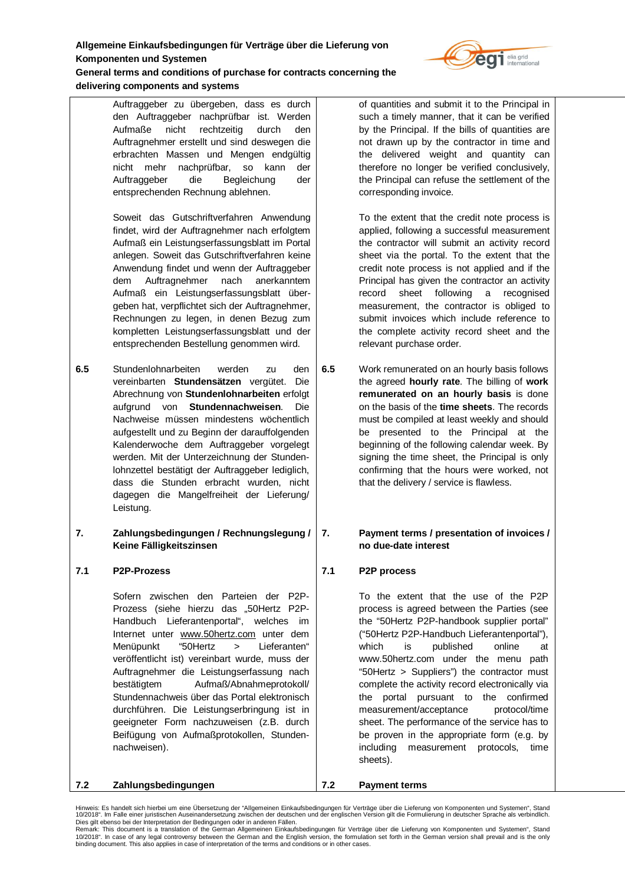Auftraggeber zu übergeben, dass es durch den Auftraggeber nachprüfbar ist. Werden Aufmaße nicht rechtzeitig durch den Auftragnehmer erstellt und sind deswegen die erbrachten Massen und Mengen endgültig nicht mehr nachprüfbar, so kann der Auftraggeber die Begleichung der entsprechenden Rechnung ablehnen.

Soweit das Gutschriftverfahren Anwendung findet, wird der Auftragnehmer nach erfolgtem Aufmaß ein Leistungserfassungsblatt im Portal anlegen. Soweit das Gutschriftverfahren keine Anwendung findet und wenn der Auftraggeber dem Auftragnehmer nach anerkanntem Aufmaß ein Leistungserfassungsblatt übergeben hat, verpflichtet sich der Auftragnehmer, Rechnungen zu legen, in denen Bezug zum kompletten Leistungserfassungsblatt und der entsprechenden Bestellung genommen wird.

**6.5** Stundenlohnarbeiten werden zu den vereinbarten **Stundensätzen** vergütet. Die Abrechnung von **Stundenlohnarbeiten** erfolgt aufgrund von **Stundennachweisen**. Die Nachweise müssen mindestens wöchentlich aufgestellt und zu Beginn der darauffolgenden Kalenderwoche dem Auftraggeber vorgelegt werden. Mit der Unterzeichnung der Stundenlohnzettel bestätigt der Auftraggeber lediglich, dass die Stunden erbracht wurden, nicht dagegen die Mangelfreiheit der Lieferung/ Leistung.

## 7. Zahlungsbedingungen / Rechnungslegung / Keine Fälligkeitszinsen

### 7.1 P2P-Prozess

Sofern zwischen den Parteien der P2P-Prozess (siehe hierzu das „50Hertz P2P-Handbuch Lieferantenportal“, welches im Internet unter www.50hertz.com unter dem Menüpunkt “50Hertz > Lieferanten“ veröffentlicht ist) vereinbart wurde, muss der Auftragnehmer die Leistungserfassung nach bestätigtem Aufmaß/Abnahmeprotokoll/ Stundennachweis über das Portal elektronisch durchführen. Die Leistungserbringung ist in geeigneter Form nachzuweisen (z.B. durch Beifügung von Aufmaßprotokollen, Stundennachweisen).

### 7.2 Zahlungsbedingungen

---

of quantities and submit it to the Principal in such a timely manner, that it can be verified by the Principal. If the bills of quantities are not drawn up by the contractor in time and the delivered weight and quantity can therefore no longer be verified conclusively, the Principal can refuse the settlement of the corresponding invoice.

To the extent that the credit note process is applied, following a successful measurement the contractor will submit an activity record sheet via the portal. To the extent that the credit note process is not applied and if the Principal has given the contractor an activity record sheet following a recognised measurement, the contractor is obliged to submit invoices which include reference to the complete activity record sheet and the relevant purchase order.

**6.5** Work remunerated on an hourly basis follows the agreed **hourly rate**. The billing of **work remunerated on an hourly basis** is done on the basis of the **time sheets**. The records must be compiled at least weekly and should be presented to the Principal at the beginning of the following calendar week. By signing the time sheet, the Principal is only confirming that the hours were worked, not that the delivery / service is flawless.

## 7. Payment terms / presentation of invoices / no due-date interest

### 7.1 P2P process

To the extent that the use of the P2P process is agreed between the Parties (see the “50Hertz P2P-handbook supplier portal” (“50Hertz P2P-Handbuch Lieferantenportal”), which is published online at www.50hertz.com under the menu path “50Hertz > Suppliers”) the contractor must complete the activity record electronically via the portal pursuant to the confirmed measurement/acceptance protocol/time sheet. The performance of the service has to be proven in the appropriate form (e.g. by including measurement protocols, time sheets).

### 7.2 Payment terms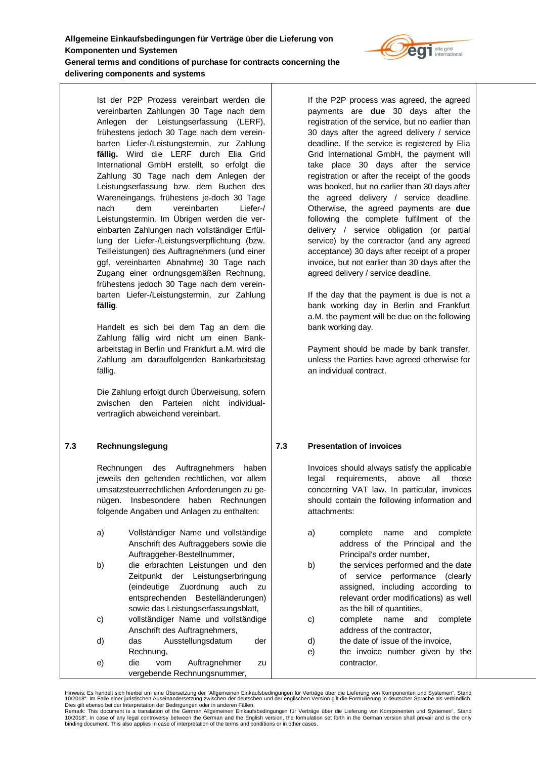Ist der P2P Prozess vereinbart werden die vereinbarten Zahlungen 30 Tage nach dem Anlegen der Leistungserfassung (LERF), frühestens jedoch 30 Tage nach dem vereinbarten Liefer-/Leistungstermin, zur Zahlung **fällig.** Wird die LERF durch Elia Grid International GmbH erstellt, so erfolgt die Zahlung 30 Tage nach dem Anlegen der Leistungserfassung bzw. dem Buchen des Wareneingangs, frühestens je-doch 30 Tage nach dem vereinbarten Liefer-/ Leistungstermin. Im Übrigen werden die vereinbarten Zahlungen nach vollständiger Erfüllung der Liefer-/Leistungsverpflichtung (bzw. Teilleistungen) des Auftragnehmers (und einer ggf. vereinbarten Abnahme) 30 Tage nach Zugang einer ordnungsgemäßen Rechnung, frühestens jedoch 30 Tage nach dem vereinbarten Liefer-/Leistungstermin, zur Zahlung **fällig**.

Handelt es sich bei dem Tag an dem die Zahlung fällig wird nicht um einen Bankarbeitstag in Berlin und Frankfurt a.M. wird die Zahlung am darauffolgenden Bankarbeitstag fällig.

Die Zahlung erfolgt durch Überweisung, sofern zwischen den Parteien nicht individualvertraglich abweichend vereinbart.

If the P2P process was agreed, the agreed payments are **due** 30 days after the registration of the service, but no earlier than 30 days after the agreed delivery / service deadline. If the service is registered by Elia Grid International GmbH, the payment will take place 30 days after the service registration or after the receipt of the goods was booked, but no earlier than 30 days after the agreed delivery / service deadline. Otherwise, the agreed payments are **due** following the complete fulfilment of the delivery / service obligation (or partial service) by the contractor (and any agreed acceptance) 30 days after receipt of a proper invoice, but not earlier than 30 days after the agreed delivery / service deadline.

If the day that the payment is due is not a bank working day in Berlin and Frankfurt a.M. the payment will be due on the following bank working day.

Payment should be made by bank transfer, unless the Parties have agreed otherwise for an individual contract.

### 7.3 Rechnungslegung

Rechnungen des Auftragnehmers haben jeweils den geltenden rechtlichen, vor allem umsatzsteuerrechtlichen Anforderungen zu genügen. Insbesondere haben Rechnungen folgende Angaben und Anlagen zu enthalten:

a) Vollständiger Name und vollständige Anschrift des Auftraggebers sowie die Auftraggeber-Bestellnummer,
b) die erbrachten Leistungen und den Zeitpunkt der Leistungserbringung (eindeutige Zuordnung auch zu entsprechenden Bestelländerungen) sowie das Leistungserfassungsblatt,
c) vollständiger Name und vollständige Anschrift des Auftragnehmers,
d) das Ausstellungsdatum der Rechnung,
e) die vom Auftragnehmer zu vergebende Rechnungsnummer,

### 7.3 Presentation of invoices

Invoices should always satisfy the applicable legal requirements, above all those concerning VAT law. In particular, invoices should contain the following information and attachments:

a) complete name and complete address of the Principal and the Principal's order number,
b) the services performed and the date of service performance (clearly assigned, including according to relevant order modifications) as well as the bill of quantities,
c) complete name and complete address of the contractor,
d) the date of issue of the invoice,
e) the invoice number given by the contractor,

Hinweis: Es handelt sich hierbei um eine Übersetzung der "Allgemeinen Einkaufsbedingungen für Verträge über die Lieferung von Komponenten und Systemen", Stand 10/2018". Im Falle einer juristischen Auseinandersetzung zwischen der deutschen und der englischen Version gilt die Formulierung in deutscher Sprache als verbindlich. Dies gilt ebenso bei der Interpretation der Bedingungen oder in anderen Fällen.
Remark: This document is a translation of the German Allgemeinen Einkaufsbedingungen für Verträge über die Lieferung von Komponenten und Systemen", Stand 10/2018". In case of any legal controversy between the German and the English version, the formulation set forth in the German version shall prevail and is the only binding document. This also applies in case of interpretation of the terms and conditions or in other cases.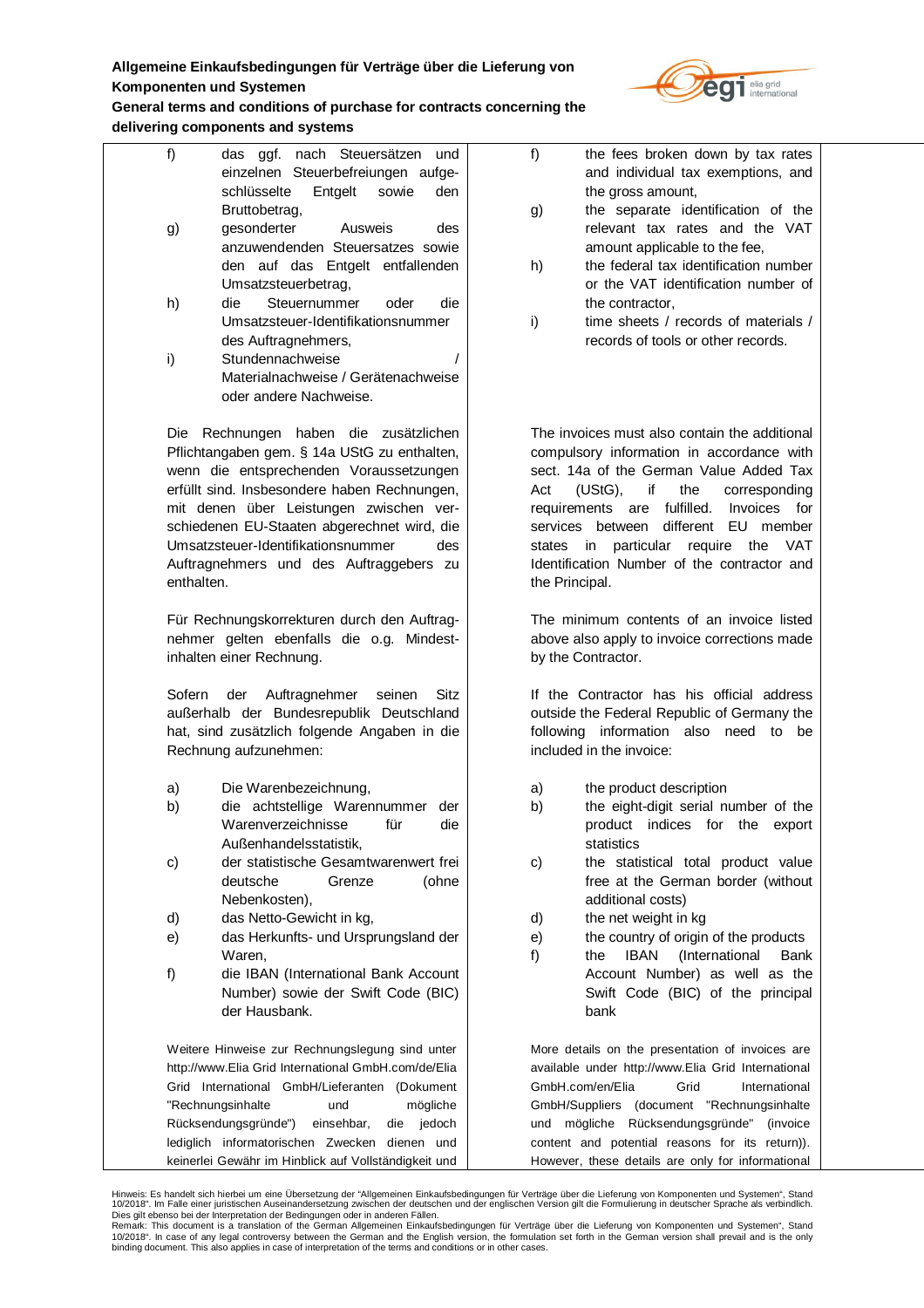f) das ggf. nach Steuersätzen und einzelnen Steuerbefreiungen aufgeschlüsselte Entgelt sowie den Bruttobetrag,
g) gesonderter Ausweis des anzuwendenden Steuersatzes sowie den auf das Entgelt entfallenden Umsatzsteuerbetrag,
h) die Steuernummer oder die Umsatzsteuer-Identifikationsnummer des Auftragnehmers,
i) Stundennachweise / Materialnachweise / Gerätenachweise oder andere Nachweise.

Die Rechnungen haben die zusätzlichen Pflichtangaben gem. § 14a UStG zu enthalten, wenn die entsprechenden Voraussetzungen erfüllt sind. Insbesondere haben Rechnungen, mit denen über Leistungen zwischen verschiedenen EU-Staaten abgerechnet wird, die Umsatzsteuer-Identifikationsnummer des Auftragnehmers und des Auftraggebers zu enthalten.

Für Rechnungskorrekturen durch den Auftragnehmer gelten ebenfalls die o.g. Mindestinhalten einer Rechnung.

Sofern der Auftragnehmer seinen Sitz außerhalb der Bundesrepublik Deutschland hat, sind zusätzlich folgende Angaben in die Rechnung aufzunehmen:

a) Die Warenbezeichnung,
b) die achtstellige Warennummer der Warenverzeichnisse für die Außenhandelsstatistik,
c) der statistische Gesamtwarenwert frei deutsche Grenze (ohne Nebenkosten),
d) das Netto-Gewicht in kg,
e) das Herkunfts- und Ursprungsland der Waren,
f) die IBAN (International Bank Account Number) sowie der Swift Code (BIC) der Hausbank.

Weitere Hinweise zur Rechnungslegung sind unter http://www.Elia Grid International GmbH.com/de/Elia Grid International GmbH/Lieferanten (Dokument "Rechnungsinhalte und mögliche Rücksendungsgründe") einsehbar, die jedoch lediglich informatorischen Zwecken dienen und keinerlei Gewähr im Hinblick auf Vollständigkeit und

f) the fees broken down by tax rates and individual tax exemptions, and the gross amount,
g) the separate identification of the relevant tax rates and the VAT amount applicable to the fee,
h) the federal tax identification number or the VAT identification number of the contractor,
i) time sheets / records of materials / records of tools or other records.

The invoices must also contain the additional compulsory information in accordance with sect. 14a of the German Value Added Tax Act (UStG), if the corresponding requirements are fulfilled. Invoices for services between different EU member states in particular require the VAT Identification Number of the contractor and the Principal.

The minimum contents of an invoice listed above also apply to invoice corrections made by the Contractor.

If the Contractor has his official address outside the Federal Republic of Germany the following information also need to be included in the invoice:

a) the product description
b) the eight-digit serial number of the product indices for the export statistics
c) the statistical total product value free at the German border (without additional costs)
d) the net weight in kg
e) the country of origin of the products
f) the IBAN (International Bank Account Number) as well as the Swift Code (BIC) of the principal bank

More details on the presentation of invoices are available under http://www.Elia Grid International GmbH.com/en/Elia Grid International GmbH/Suppliers (document "Rechnungsinhalte und mögliche Rücksendungsgründe" (invoice content and potential reasons for its return)). However, these details are only for informational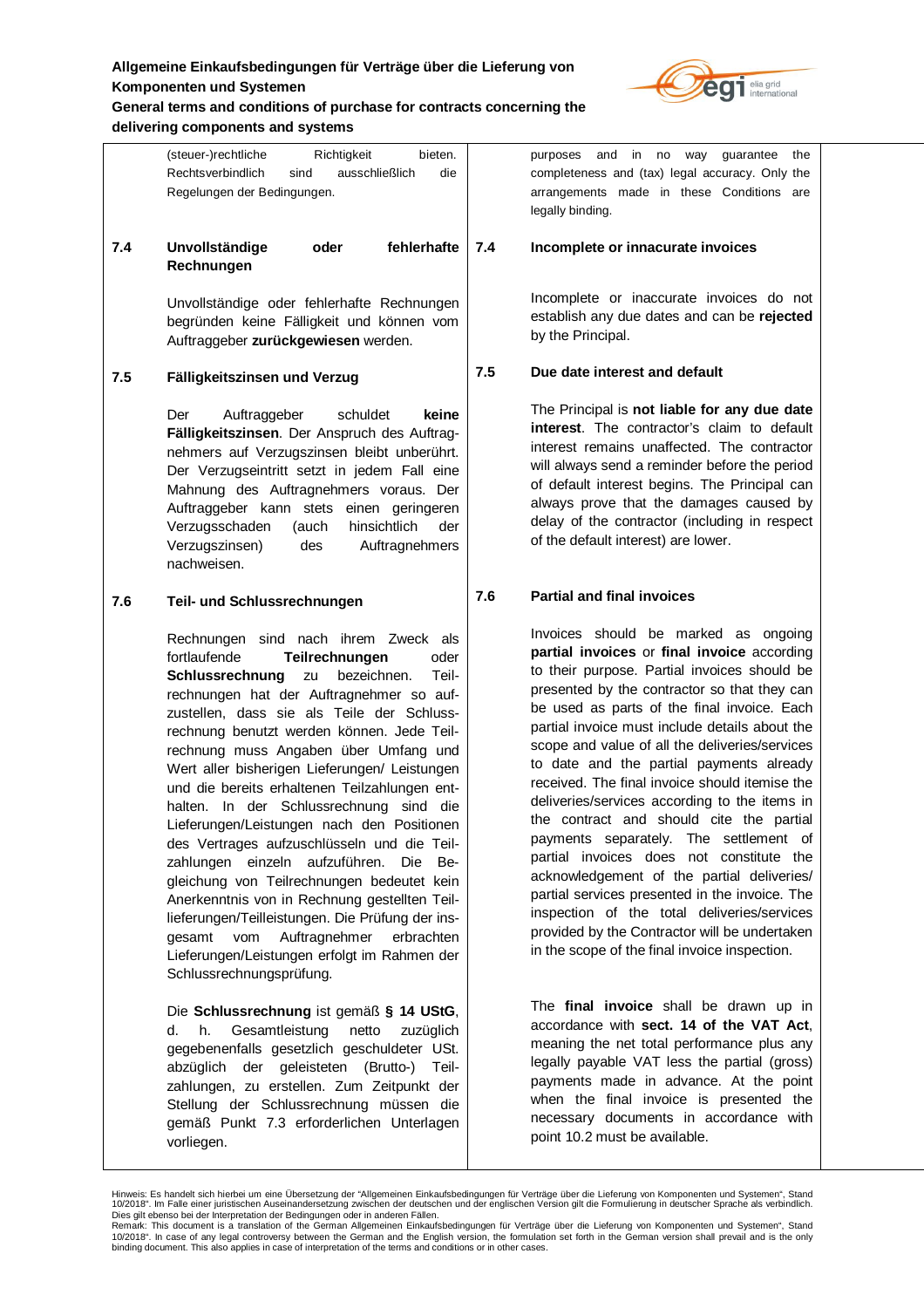(steuer-)rechtliche Richtigkeit bieten. Rechtsverbindlich sind ausschließlich die Regelungen der Bedingungen.

purposes and in no way guarantee the completeness and (tax) legal accuracy. Only the arrangements made in these Conditions are legally binding.

### 7.4 Unvollständige oder fehlerhafte Rechnungen

Unvollständige oder fehlerhafte Rechnungen begründen keine Fälligkeit und können vom Auftraggeber **zurückgewiesen** werden.

### 7.4 Incomplete or innacurate invoices

Incomplete or inaccurate invoices do not establish any due dates and can be **rejected** by the Principal.

### 7.5 Fälligkeitszinsen und Verzug

Der Auftraggeber schuldet **keine Fälligkeitszinsen**. Der Anspruch des Auftragnehmers auf Verzugszinsen bleibt unberührt. Der Verzugseintritt setzt in jedem Fall eine Mahnung des Auftragnehmers voraus. Der Auftraggeber kann stets einen geringeren Verzugsschaden (auch hinsichtlich der Verzugszinsen) des Auftragnehmers nachweisen.

### 7.5 Due date interest and default

The Principal is **not liable for any due date interest**. The contractor's claim to default interest remains unaffected. The contractor will always send a reminder before the period of default interest begins. The Principal can always prove that the damages caused by delay of the contractor (including in respect of the default interest) are lower.

### 7.6 Teil- und Schlussrechnungen

Rechnungen sind nach ihrem Zweck als fortlaufende **Teilrechnungen** oder **Schlussrechnung** zu bezeichnen. Teilrechnungen hat der Auftragnehmer so aufzustellen, dass sie als Teile der Schlussrechnung benutzt werden können. Jede Teilrechnung muss Angaben über Umfang und Wert aller bisherigen Lieferungen/ Leistungen und die bereits erhaltenen Teilzahlungen enthalten. In der Schlussrechnung sind die Lieferungen/Leistungen nach den Positionen des Vertrages aufzuschlüsseln und die Teilzahlungen einzeln aufzuführen. Die Begleichung von Teilrechnungen bedeutet kein Anerkenntnis von in Rechnung gestellten Teillieferungen/Teilleistungen. Die Prüfung der insgesamt vom Auftragnehmer erbrachten Lieferungen/Leistungen erfolgt im Rahmen der Schlussrechnungsprüfung.

Die **Schlussrechnung** ist gemäß **§ 14 UStG**, d. h. Gesamtleistung netto zuzüglich gegebenenfalls gesetzlich geschuldeter USt. abzüglich der geleisteten (Brutto-) Teilzahlungen, zu erstellen. Zum Zeitpunkt der Stellung der Schlussrechnung müssen die gemäß Punkt 7.3 erforderlichen Unterlagen vorliegen.

### 7.6 Partial and final invoices

Invoices should be marked as ongoing **partial invoices** or **final invoice** according to their purpose. Partial invoices should be presented by the contractor so that they can be used as parts of the final invoice. Each partial invoice must include details about the scope and value of all the deliveries/services to date and the partial payments already received. The final invoice should itemise the deliveries/services according to the items in the contract and should cite the partial payments separately. The settlement of partial invoices does not constitute the acknowledgement of the partial deliveries/ partial services presented in the invoice. The inspection of the total deliveries/services provided by the Contractor will be undertaken in the scope of the final invoice inspection.

The **final invoice** shall be drawn up in accordance with **sect. 14 of the VAT Act**, meaning the net total performance plus any legally payable VAT less the partial (gross) payments made in advance. At the point when the final invoice is presented the necessary documents in accordance with point 10.2 must be available.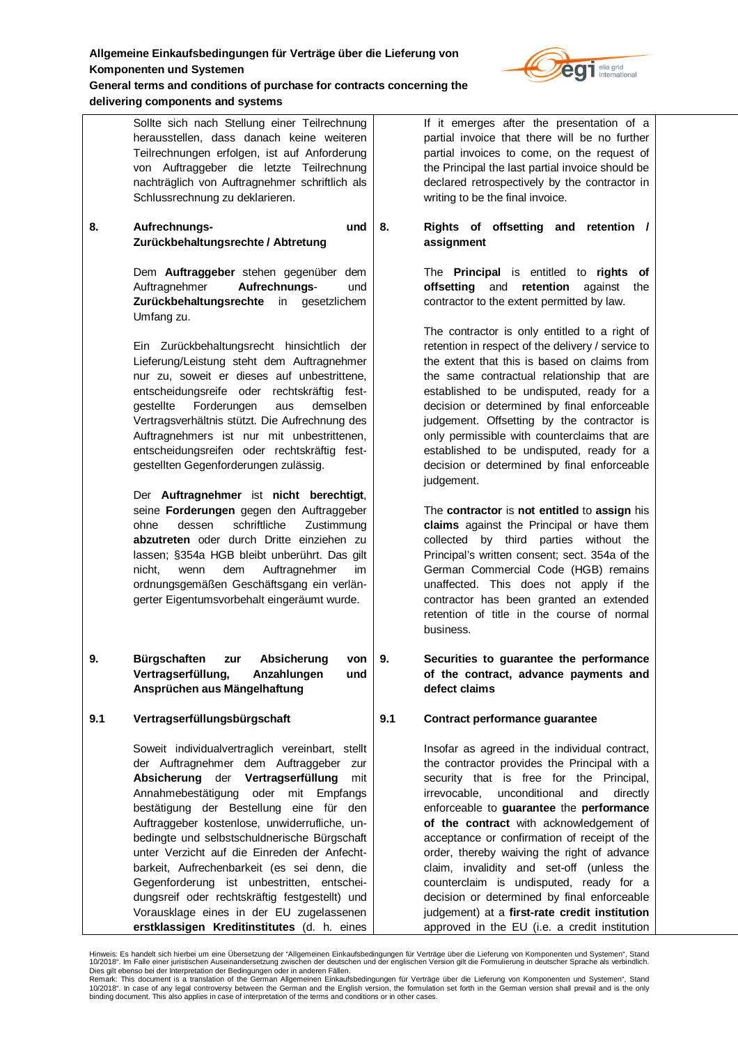Sollte sich nach Stellung einer Teilrechnung herausstellen, dass danach keine weiteren Teilrechnungen erfolgen, ist auf Anforderung von Auftraggeber die letzte Teilrechnung nachträglich von Auftragnehmer schriftlich als Schlussrechnung zu deklarieren.

If it emerges after the presentation of a partial invoice that there will be no further partial invoices to come, on the request of the Principal the last partial invoice should be declared retrospectively by the contractor in writing to be the final invoice.

## 8. Aufrechnungs- und Zurückbehaltungsrechte / Abtretung

Dem **Auftraggeber** stehen gegenüber dem Auftragnehmer **Aufrechnungs**- und **Zurückbehaltungsrechte** in gesetzlichem Umfang zu.

Ein Zurückbehaltungsrecht hinsichtlich der Lieferung/Leistung steht dem Auftragnehmer nur zu, soweit er dieses auf unbestrittene, entscheidungsreife oder rechtskräftig festgestellte Forderungen aus demselben Vertragsverhältnis stützt. Die Aufrechnung des Auftragnehmers ist nur mit unbestrittenen, entscheidungsreifen oder rechtskräftig festgestellten Gegenforderungen zulässig.

Der **Auftragnehmer** ist **nicht berechtigt**, seine **Forderungen** gegen den Auftraggeber ohne dessen schriftliche Zustimmung **abzutreten** oder durch Dritte einziehen zu lassen; §354a HGB bleibt unberührt. Das gilt nicht, wenn dem Auftragnehmer im ordnungsgemäßen Geschäftsgang ein verlängerter Eigentumsvorbehalt eingeräumt wurde.

## 8. Rights of offsetting and retention / assignment

The **Principal** is entitled to **rights of offsetting** and **retention** against the contractor to the extent permitted by law.

The contractor is only entitled to a right of retention in respect of the delivery / service to the extent that this is based on claims from the same contractual relationship that are established to be undisputed, ready for a decision or determined by final enforceable judgement. Offsetting by the contractor is only permissible with counterclaims that are established to be undisputed, ready for a decision or determined by final enforceable judgement.

The **contractor** is **not entitled** to **assign** his **claims** against the Principal or have them collected by third parties without the Principal's written consent; sect. 354a of the German Commercial Code (HGB) remains unaffected. This does not apply if the contractor has been granted an extended retention of title in the course of normal business.

## 9. Bürgschaften zur Absicherung von Vertragserfüllung, Anzahlungen und Ansprüchen aus Mängelhaftung

### 9.1 Vertragserfüllungsbürgschaft

Soweit individualvertraglich vereinbart, stellt der Auftragnehmer dem Auftraggeber zur **Absicherung** der **Vertragserfüllung** mit Annahmebestätigung oder mit Empfangsbestätigung der Bestellung eine für den Auftraggeber kostenlose, unwiderrufliche, unbedingte und selbstschuldnerische Bürgschaft unter Verzicht auf die Einreden der Anfechtbarkeit, Aufrechenbarkeit (es sei denn, die Gegenforderung ist unbestritten, entscheidungsreif oder rechtskräftig festgestellt) und Vorausklage eines in der EU zugelassenen **erstklassigen Kreditinstitutes** (d. h. eines

## 9. Securities to guarantee the performance of the contract, advance payments and defect claims

### 9.1 Contract performance guarantee

Insofar as agreed in the individual contract, the contractor provides the Principal with a security that is free for the Principal, irrevocable, unconditional and directly enforceable to **guarantee** the **performance of the contract** with acknowledgement of acceptance or confirmation of receipt of the order, thereby waiving the right of advance claim, invalidity and set-off (unless the counterclaim is undisputed, ready for a decision or determined by final enforceable judgement) at a **first-rate credit institution** approved in the EU (i.e. a credit institution

Hinweis: Es handelt sich hierbei um eine Übersetzung der "Allgemeinen Einkaufsbedingungen für Verträge über die Lieferung von Komponenten und Systemen", Stand 10/2018". Im Falle einer juristischen Auseinandersetzung zwischen der deutschen und der englischen Version gilt die Formulierung in deutscher Sprache als verbindlich. Dies gilt ebenso bei der Interpretation der Bedingungen oder in anderen Fällen.
Remark: This document is a translation of the German Allgemeinen Einkaufsbedingungen für Verträge über die Lieferung von Komponenten und Systemen", Stand 10/2018". In case of any legal controversy between the German and the English version, the formulation set forth in the German version shall prevail and is the only binding document. This also applies in case of interpretation of the terms and conditions or in other cases.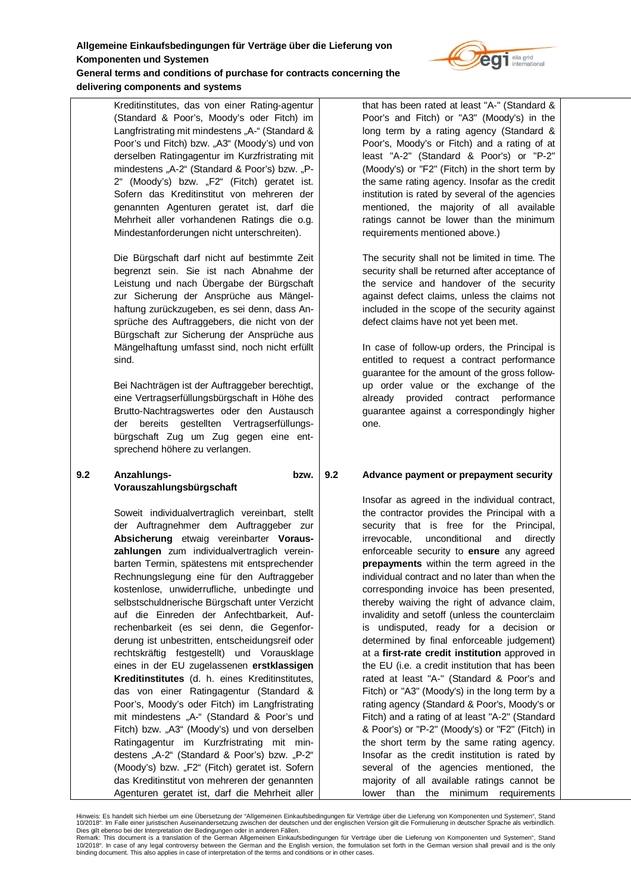Kreditinstitutes, das von einer Rating-agentur (Standard & Poor's, Moody's oder Fitch) im Langfristrating mit mindestens „A-" (Standard & Poor's und Fitch) bzw. „A3" (Moody's) und von derselben Ratingagentur im Kurzfristrating mit mindestens „A-2" (Standard & Poor's) bzw. „P-2" (Moody's) bzw. „F2" (Fitch) geratet ist. Sofern das Kreditinstitut von mehreren der genannten Agenturen geratet ist, darf die Mehrheit aller vorhandenen Ratings die o.g. Mindestanforderungen nicht unterschreiten).

Die Bürgschaft darf nicht auf bestimmte Zeit begrenzt sein. Sie ist nach Abnahme der Leistung und nach Übergabe der Bürgschaft zur Sicherung der Ansprüche aus Mängelhaftung zurückzugeben, es sei denn, dass Ansprüche des Auftraggebers, die nicht von der Bürgschaft zur Sicherung der Ansprüche aus Mängelhaftung umfasst sind, noch nicht erfüllt sind.

Bei Nachträgen ist der Auftraggeber berechtigt, eine Vertragserfüllungsbürgschaft in Höhe des Brutto-Nachtragswertes oder den Austausch der bereits gestellten Vertragserfüllungsbürgschaft Zug um Zug gegen eine entsprechend höhere zu verlangen.

that has been rated at least "A-" (Standard & Poor's and Fitch) or "A3" (Moody's) in the long term by a rating agency (Standard & Poor's, Moody's or Fitch) and a rating of at least "A-2" (Standard & Poor's) or "P-2" (Moody's) or "F2" (Fitch) in the short term by the same rating agency. Insofar as the credit institution is rated by several of the agencies mentioned, the majority of all available ratings cannot be lower than the minimum requirements mentioned above.)

The security shall not be limited in time. The security shall be returned after acceptance of the service and handover of the security against defect claims, unless the claims not included in the scope of the security against defect claims have not yet been met.

In case of follow-up orders, the Principal is entitled to request a contract performance guarantee for the amount of the gross follow-up order value or the exchange of the already provided contract performance guarantee against a correspondingly higher one.

### 9.2 Anzahlungs- bzw. Vorauszahlungsbürgschaft

Soweit individualvertraglich vereinbart, stellt der Auftragnehmer dem Auftraggeber zur **Absicherung** etwaig vereinbarter **Vorauszahlungen** zum individualvertraglich vereinbarten Termin, spätestens mit entsprechender Rechnungslegung eine für den Auftraggeber kostenlose, unwiderrufliche, unbedingte und selbstschuldnerische Bürgschaft unter Verzicht auf die Einreden der Anfechtbarkeit, Aufrechenbarkeit (es sei denn, die Gegenforderung ist unbestritten, entscheidungsreif oder rechtskräftig festgestellt) und Vorausklage eines in der EU zugelassenen **erstklassigen Kreditinstitutes** (d. h. eines Kreditinstitutes, das von einer Ratingagentur (Standard & Poor's, Moody's oder Fitch) im Langfristrating mit mindestens „A-" (Standard & Poor's und Fitch) bzw. „A3" (Moody's) und von derselben Ratingagentur im Kurzfristrating mit mindestens „A-2" (Standard & Poor's) bzw. „P-2" (Moody's) bzw. „F2" (Fitch) geratet ist. Sofern das Kreditinstitut von mehreren der genannten Agenturen geratet ist, darf die Mehrheit aller

### 9.2 Advance payment or prepayment security

Insofar as agreed in the individual contract, the contractor provides the Principal with a security that is free for the Principal, irrevocable, unconditional and directly enforceable security to **ensure** any agreed **prepayments** within the term agreed in the individual contract and no later than when the corresponding invoice has been presented, thereby waiving the right of advance claim, invalidity and setoff (unless the counterclaim is undisputed, ready for a decision or determined by final enforceable judgement) at a **first-rate credit institution** approved in the EU (i.e. a credit institution that has been rated at least "A-" (Standard & Poor's and Fitch) or "A3" (Moody's) in the long term by a rating agency (Standard & Poor's, Moody's or Fitch) and a rating of at least "A-2" (Standard & Poor's) or "P-2" (Moody's) or "F2" (Fitch) in the short term by the same rating agency. Insofar as the credit institution is rated by several of the agencies mentioned, the majority of all available ratings cannot be lower than the minimum requirements

Hinweis: Es handelt sich hierbei um eine Übersetzung der "Allgemeinen Einkaufsbedingungen für Verträge über die Lieferung von Komponenten und Systemen", Stand 10/2018". Im Falle einer juristischen Auseinandersetzung zwischen der deutschen und der englischen Version gilt die Formulierung in deutscher Sprache als verbindlich. Dies gilt ebenso bei der Interpretation der Bedingungen oder in anderen Fällen.
Remark: This document is a translation of the German Allgemeinen Einkaufsbedingungen für Verträge über die Lieferung von Komponenten und Systemen", Stand 10/2018". In case of any legal controversy between the German and the English version, the formulation set forth in the German version shall prevail and is the only binding document. This also applies in case of interpretation of the terms and conditions or in other cases.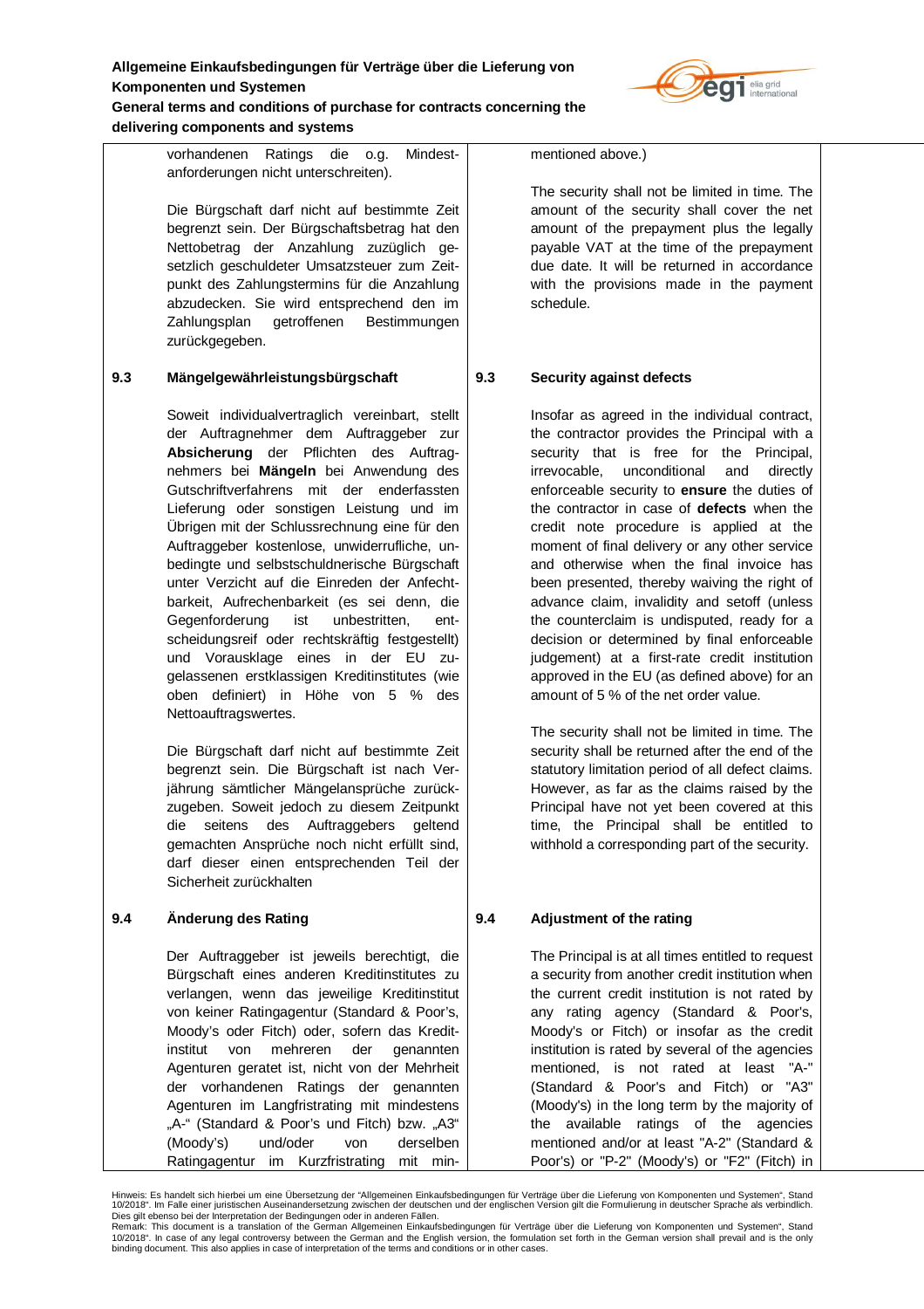vorhandenen Ratings die o.g. Mindestanforderungen nicht unterschreiten).

Die Bürgschaft darf nicht auf bestimmte Zeit begrenzt sein. Der Bürgschaftsbetrag hat den Nettobetrag der Anzahlung zuzüglich gesetzlich geschuldeter Umsatzsteuer zum Zeitpunkt des Zahlungstermins für die Anzahlung abzudecken. Sie wird entsprechend den im Zahlungsplan getroffenen Bestimmungen zurückgegeben.

mentioned above.)

The security shall not be limited in time. The amount of the security shall cover the net amount of the prepayment plus the legally payable VAT at the time of the prepayment due date. It will be returned in accordance with the provisions made in the payment schedule.

### 9.3 Mängelgewährleistungsbürgschaft

Soweit individualvertraglich vereinbart, stellt der Auftragnehmer dem Auftraggeber zur **Absicherung** der Pflichten des Auftragnehmers bei **Mängeln** bei Anwendung des Gutschriftverfahrens mit der enderfassten Lieferung oder sonstigen Leistung und im Übrigen mit der Schlussrechnung eine für den Auftraggeber kostenlose, unwiderrufliche, unbedingte und selbstschuldnerische Bürgschaft unter Verzicht auf die Einreden der Anfechtbarkeit, Aufrechenbarkeit (es sei denn, die Gegenforderung ist unbestritten, entscheidungsreif oder rechtskräftig festgestellt) und Vorausklage eines in der EU zugelassenen erstklassigen Kreditinstitutes (wie oben definiert) in Höhe von 5 % des Nettoauftragswertes.

Die Bürgschaft darf nicht auf bestimmte Zeit begrenzt sein. Die Bürgschaft ist nach Verjährung sämtlicher Mängelansprüche zurückzugeben. Soweit jedoch zu diesem Zeitpunkt die seitens des Auftraggebers geltend gemachten Ansprüche noch nicht erfüllt sind, darf dieser einen entsprechenden Teil der Sicherheit zurückhalten

### 9.3 Security against defects

Insofar as agreed in the individual contract, the contractor provides the Principal with a security that is free for the Principal, irrevocable, unconditional and directly enforceable security to **ensure** the duties of the contractor in case of **defects** when the credit note procedure is applied at the moment of final delivery or any other service and otherwise when the final invoice has been presented, thereby waiving the right of advance claim, invalidity and setoff (unless the counterclaim is undisputed, ready for a decision or determined by final enforceable judgement) at a first-rate credit institution approved in the EU (as defined above) for an amount of 5 % of the net order value.

The security shall not be limited in time. The security shall be returned after the end of the statutory limitation period of all defect claims. However, as far as the claims raised by the Principal have not yet been covered at this time, the Principal shall be entitled to withhold a corresponding part of the security.

### 9.4 Änderung des Rating

Der Auftraggeber ist jeweils berechtigt, die Bürgschaft eines anderen Kreditinstitutes zu verlangen, wenn das jeweilige Kreditinstitut von keiner Ratingagentur (Standard & Poor's, Moody's oder Fitch) oder, sofern das Kreditinstitut von mehreren der genannten Agenturen geratet ist, nicht von der Mehrheit der vorhandenen Ratings der genannten Agenturen im Langfristrating mit mindestens „A-“ (Standard & Poor's und Fitch) bzw. „A3“ (Moody's) und/oder von derselben Ratingagentur im Kurzfristrating mit min-

### 9.4 Adjustment of the rating

The Principal is at all times entitled to request a security from another credit institution when the current credit institution is not rated by any rating agency (Standard & Poor's, Moody's or Fitch) or insofar as the credit institution is rated by several of the agencies mentioned, is not rated at least "A-" (Standard & Poor's and Fitch) or "A3" (Moody's) in the long term by the majority of the available ratings of the agencies mentioned and/or at least "A-2" (Standard & Poor's) or "P-2" (Moody's) or "F2" (Fitch) in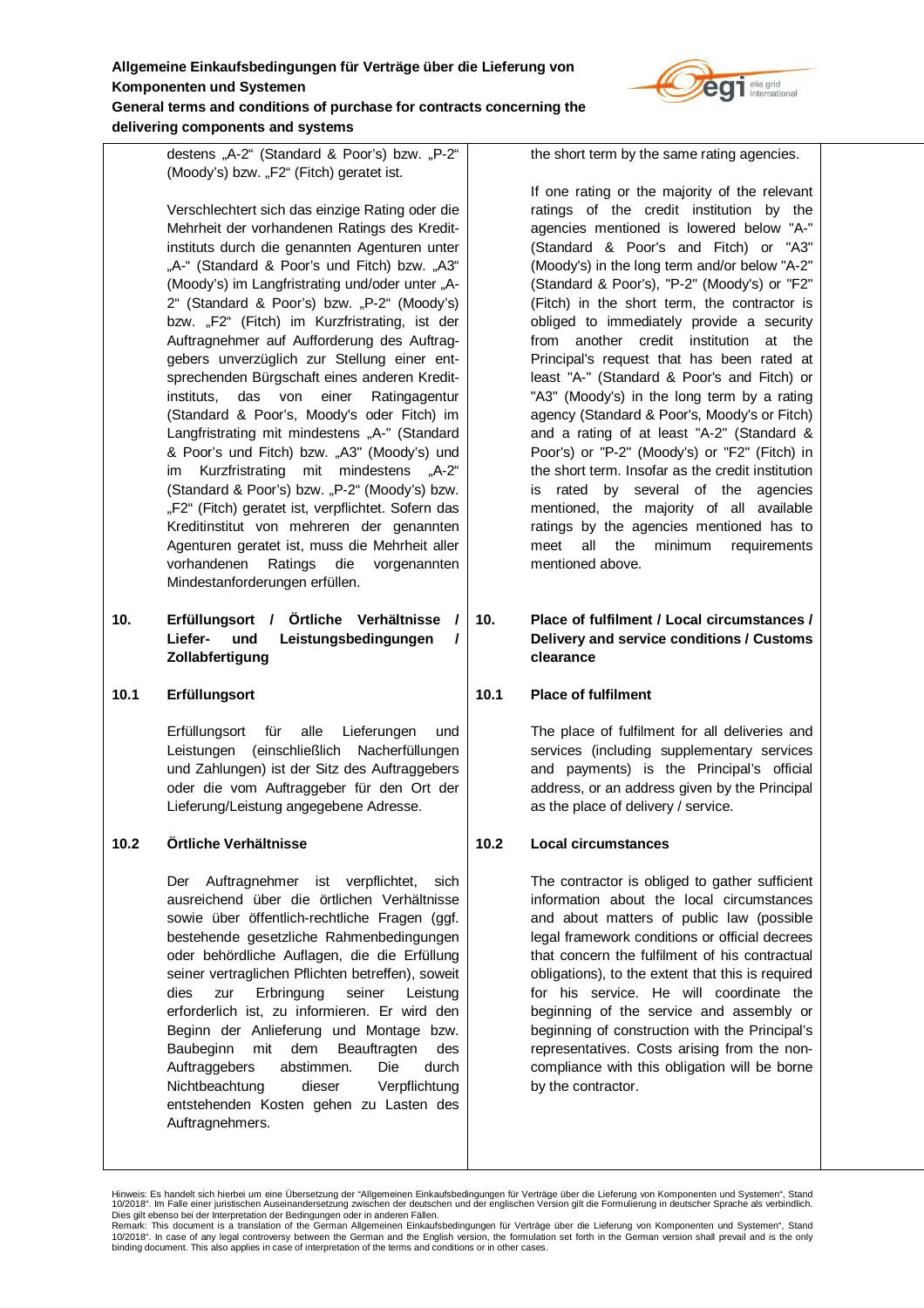destens „A-2" (Standard & Poor's) bzw. „P-2" (Moody's) bzw. „F2" (Fitch) geratet ist.

the short term by the same rating agencies.

Verschlechtert sich das einzige Rating oder die Mehrheit der vorhandenen Ratings des Kreditinstituts durch die genannten Agenturen unter „A-" (Standard & Poor's und Fitch) bzw. „A3" (Moody's) im Langfristrating und/oder unter „A-2" (Standard & Poor's) bzw. „P-2" (Moody's) bzw. „F2" (Fitch) im Kurzfristrating, ist der Auftragnehmer auf Aufforderung des Auftraggebers unverzüglich zur Stellung einer entsprechenden Bürgschaft eines anderen Kreditinstituts, das von einer Ratingagentur (Standard & Poor's, Moody's oder Fitch) im Langfristrating mit mindestens „A-" (Standard & Poor's und Fitch) bzw. „A3" (Moody's) und im Kurzfristrating mit mindestens „A-2" (Standard & Poor's) bzw. „P-2" (Moody's) bzw. „F2" (Fitch) geratet ist, verpflichtet. Sofern das Kreditinstitut von mehreren der genannten Agenturen geratet ist, muss die Mehrheit aller vorhandenen Ratings die vorgenannten Mindestanforderungen erfüllen.

If one rating or the majority of the relevant ratings of the credit institution by the agencies mentioned is lowered below "A-" (Standard & Poor's and Fitch) or "A3" (Moody's) in the long term and/or below "A-2" (Standard & Poor's), "P-2" (Moody's) or "F2" (Fitch) in the short term, the contractor is obliged to immediately provide a security from another credit institution at the Principal's request that has been rated at least "A-" (Standard & Poor's and Fitch) or "A3" (Moody's) in the long term by a rating agency (Standard & Poor's, Moody's or Fitch) and a rating of at least "A-2" (Standard & Poor's) or "P-2" (Moody's) or "F2" (Fitch) in the short term. Insofar as the credit institution is rated by several of the agencies mentioned, the majority of all available ratings by the agencies mentioned has to meet all the minimum requirements mentioned above.

## 10. Erfüllungsort / Örtliche Verhältnisse / Liefer- und Leistungsbedingungen / Zollabfertigung

## 10. Place of fulfilment / Local circumstances / Delivery and service conditions / Customs clearance

### 10.1 Erfüllungsort

Erfüllungsort für alle Lieferungen und Leistungen (einschließlich Nacherfüllungen und Zahlungen) ist der Sitz des Auftraggebers oder die vom Auftraggeber für den Ort der Lieferung/Leistung angegebene Adresse.

### 10.1 Place of fulfilment

The place of fulfilment for all deliveries and services (including supplementary services and payments) is the Principal's official address, or an address given by the Principal as the place of delivery / service.

### 10.2 Örtliche Verhältnisse

Der Auftragnehmer ist verpflichtet, sich ausreichend über die örtlichen Verhältnisse sowie über öffentlich-rechtliche Fragen (ggf. bestehende gesetzliche Rahmenbedingungen oder behördliche Auflagen, die die Erfüllung seiner vertraglichen Pflichten betreffen), soweit dies zur Erbringung seiner Leistung erforderlich ist, zu informieren. Er wird den Beginn der Anlieferung und Montage bzw. Baubeginn mit dem Beauftragten des Auftraggebers abstimmen. Die durch Nichtbeachtung dieser Verpflichtung entstehenden Kosten gehen zu Lasten des Auftragnehmers.

### 10.2 Local circumstances

The contractor is obliged to gather sufficient information about the local circumstances and about matters of public law (possible legal framework conditions or official decrees that concern the fulfilment of his contractual obligations), to the extent that this is required for his service. He will coordinate the beginning of the service and assembly or beginning of construction with the Principal's representatives. Costs arising from the non-compliance with this obligation will be borne by the contractor.

Hinweis: Es handelt sich hierbei um eine Übersetzung der "Allgemeinen Einkaufsbedingungen für Verträge über die Lieferung von Komponenten und Systemen", Stand 10/2018". Im Falle einer juristischen Auseinandersetzung zwischen der deutschen und der englischen Version gilt die Formulierung in deutscher Sprache als verbindlich. Dies gilt ebenso bei der Interpretation der Bedingungen oder in anderen Fällen.

Remark: This document is a translation of the German Allgemeinen Einkaufsbedingungen für Verträge über die Lieferung von Komponenten und Systemen", Stand 10/2018". In case of any legal controversy between the German and the English version, the formulation set forth in the German version shall prevail and is the only binding document. This also applies in case of interpretation of the terms and conditions or in other cases.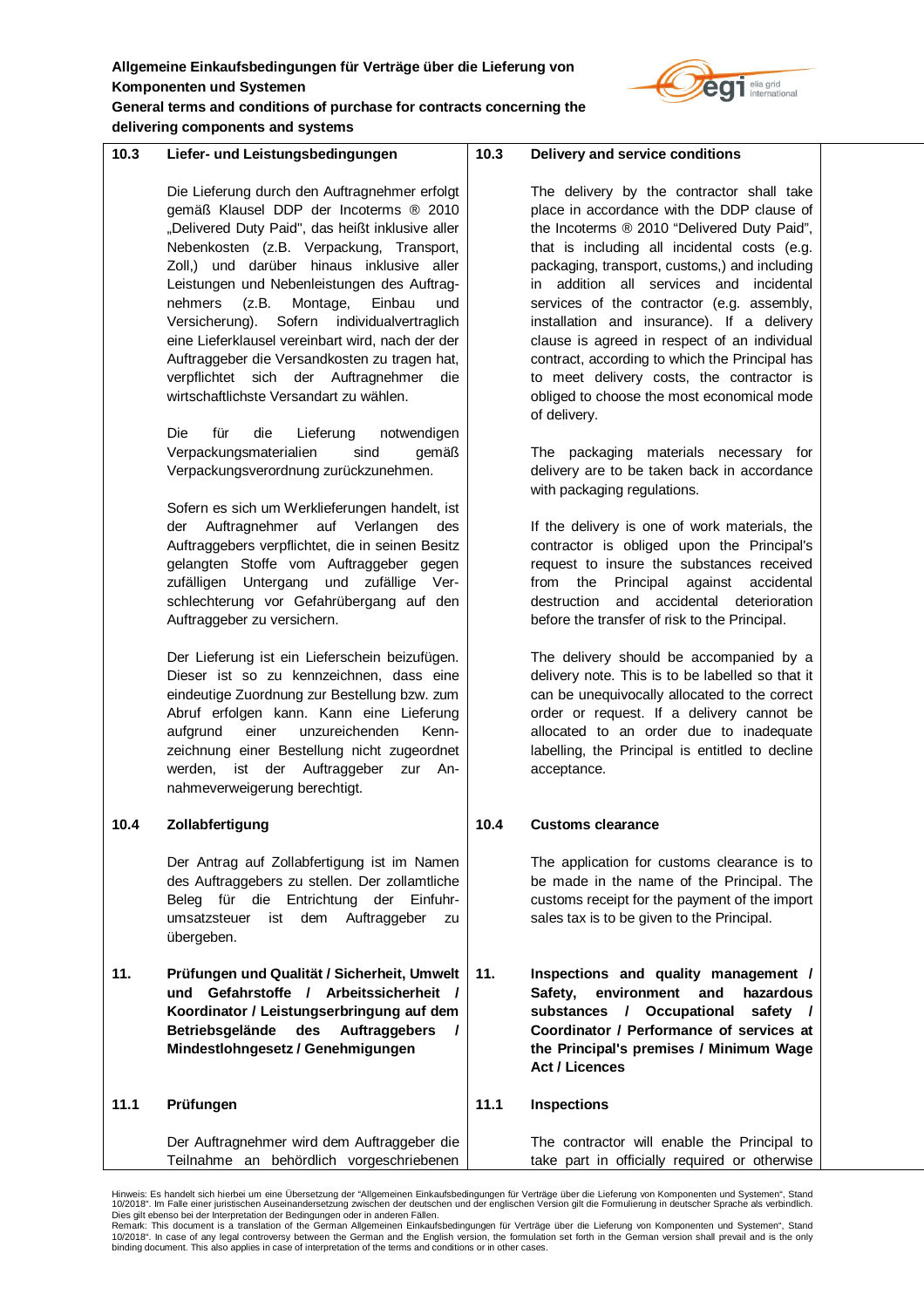| | | | |
|---|---|---|---|
| **10.3** | **Liefer- und Leistungsbedingungen** | **10.3** | **Delivery and service conditions** |
| | Die Lieferung durch den Auftragnehmer erfolgt gemäß Klausel DDP der Incoterms ® 2010 „Delivered Duty Paid", das heißt inklusive aller Nebenkosten (z.B. Verpackung, Transport, Zoll,) und darüber hinaus inklusive aller Leistungen und Nebenleistungen des Auftragnehmers (z.B. Montage, Einbau und Versicherung). Sofern individualvertraglich eine Lieferklausel vereinbart wird, nach der der Auftraggeber die Versandkosten zu tragen hat, verpflichtet sich der Auftragnehmer die wirtschaftlichste Versandart zu wählen. | | The delivery by the contractor shall take place in accordance with the DDP clause of the Incoterms ® 2010 "Delivered Duty Paid", that is including all incidental costs (e.g. packaging, transport, customs,) and including in addition all services and incidental services of the contractor (e.g. assembly, installation and insurance). If a delivery clause is agreed in respect of an individual contract, according to which the Principal has to meet delivery costs, the contractor is obliged to choose the most economical mode of delivery. |
| | Die für die Lieferung notwendigen Verpackungsmaterialien sind gemäß Verpackungsverordnung zurückzunehmen. | | The packaging materials necessary for delivery are to be taken back in accordance with packaging regulations. |
| | Sofern es sich um Werklieferungen handelt, ist der Auftragnehmer auf Verlangen des Auftraggebers verpflichtet, die in seinen Besitz gelangten Stoffe vom Auftraggeber gegen zufälligen Untergang und zufällige Verschlechterung vor Gefahrübergang auf den Auftraggeber zu versichern. | | If the delivery is one of work materials, the contractor is obliged upon the Principal's request to insure the substances received from the Principal against accidental destruction and accidental deterioration before the transfer of risk to the Principal. |
| | Der Lieferung ist ein Lieferschein beizufügen. Dieser ist so zu kennzeichnen, dass eine eindeutige Zuordnung zur Bestellung bzw. zum Abruf erfolgen kann. Kann eine Lieferung aufgrund einer unzureichenden Kennzeichnung einer Bestellung nicht zugeordnet werden, ist der Auftraggeber zur Annahmeverweigerung berechtigt. | | The delivery should be accompanied by a delivery note. This is to be labelled so that it can be unequivocally allocated to the correct order or request. If a delivery cannot be allocated to an order due to inadequate labelling, the Principal is entitled to decline acceptance. |
| **10.4** | **Zollabfertigung** | **10.4** | **Customs clearance** |
| | Der Antrag auf Zollabfertigung ist im Namen des Auftraggebers zu stellen. Der zollamtliche Beleg für die Entrichtung der Einfuhrumsatzsteuer ist dem Auftraggeber zu übergeben. | | The application for customs clearance is to be made in the name of the Principal. The customs receipt for the payment of the import sales tax is to be given to the Principal. |
| **11.** | **Prüfungen und Qualität / Sicherheit, Umwelt und Gefahrstoffe / Arbeitssicherheit / Koordinator / Leistungserbringung auf dem Betriebsgelände des Auftraggebers / Mindestlohngesetz / Genehmigungen** | **11.** | **Inspections and quality management / Safety, environment and hazardous substances / Occupational safety / Coordinator / Performance of services at the Principal's premises / Minimum Wage Act / Licences** |
| **11.1** | **Prüfungen** | **11.1** | **Inspections** |
| | Der Auftragnehmer wird dem Auftraggeber die Teilnahme an behördlich vorgeschriebenen | | The contractor will enable the Principal to take part in officially required or otherwise |

Hinweis: Es handelt sich hierbei um eine Übersetzung der "Allgemeinen Einkaufsbedingungen für Verträge über die Lieferung von Komponenten und Systemen", Stand 10/2018". Im Falle einer juristischen Auseinandersetzung zwischen der deutschen und der englischen Version gilt die Formulierung in deutscher Sprache als verbindlich. Dies gilt ebenso bei der Interpretation der Bedingungen oder in anderen Fällen.
Remark: This document is a translation of the German Allgemeinen Einkaufsbedingungen für Verträge über die Lieferung von Komponenten und Systemen", Stand 10/2018". In case of any legal controversy between the German and the English version, the formulation set forth in the German version shall prevail and is the only binding document. This also applies in case of interpretation of the terms and conditions or in other cases.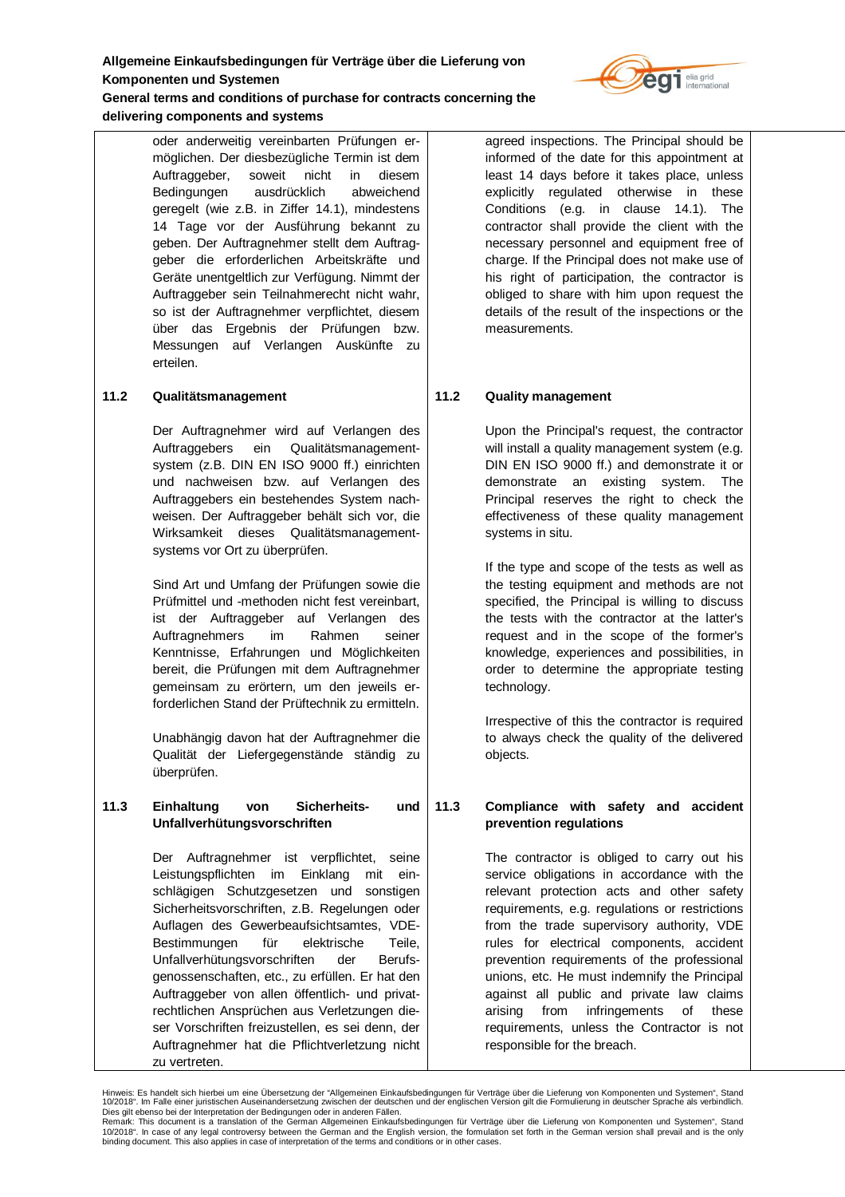oder anderweitig vereinbarten Prüfungen ermöglichen. Der diesbezügliche Termin ist dem Auftraggeber, soweit nicht in diesem Bedingungen ausdrücklich abweichend geregelt (wie z.B. in Ziffer 14.1), mindestens 14 Tage vor der Ausführung bekannt zu geben. Der Auftragnehmer stellt dem Auftraggeber die erforderlichen Arbeitskräfte und Geräte unentgeltlich zur Verfügung. Nimmt der Auftraggeber sein Teilnahmerecht nicht wahr, so ist der Auftragnehmer verpflichtet, diesem über das Ergebnis der Prüfungen bzw. Messungen auf Verlangen Auskünfte zu erteilen.

agreed inspections. The Principal should be informed of the date for this appointment at least 14 days before it takes place, unless explicitly regulated otherwise in these Conditions (e.g. in clause 14.1). The contractor shall provide the client with the necessary personnel and equipment free of charge. If the Principal does not make use of his right of participation, the contractor is obliged to share with him upon request the details of the result of the inspections or the measurements.

**11.2 Qualitätsmanagement**

Der Auftragnehmer wird auf Verlangen des Auftraggebers ein Qualitätsmanagementsystem (z.B. DIN EN ISO 9000 ff.) einrichten und nachweisen bzw. auf Verlangen des Auftraggebers ein bestehendes System nachweisen. Der Auftraggeber behält sich vor, die Wirksamkeit dieses Qualitätsmanagementsystems vor Ort zu überprüfen.

Sind Art und Umfang der Prüfungen sowie die Prüfmittel und -methoden nicht fest vereinbart, ist der Auftraggeber auf Verlangen des Auftragnehmers im Rahmen seiner Kenntnisse, Erfahrungen und Möglichkeiten bereit, die Prüfungen mit dem Auftragnehmer gemeinsam zu erörtern, um den jeweils erforderlichen Stand der Prüftechnik zu ermitteln.

Unabhängig davon hat der Auftragnehmer die Qualität der Liefergegenstände ständig zu überprüfen.

**11.2 Quality management**

Upon the Principal's request, the contractor will install a quality management system (e.g. DIN EN ISO 9000 ff.) and demonstrate it or demonstrate an existing system. The Principal reserves the right to check the effectiveness of these quality management systems in situ.

If the type and scope of the tests as well as the testing equipment and methods are not specified, the Principal is willing to discuss the tests with the contractor at the latter's request and in the scope of the former's knowledge, experiences and possibilities, in order to determine the appropriate testing technology.

Irrespective of this the contractor is required to always check the quality of the delivered objects.

**11.3 Einhaltung von Sicherheits- und Unfallverhütungsvorschriften**

Der Auftragnehmer ist verpflichtet, seine Leistungspflichten im Einklang mit den einschlägigen Schutzgesetzen und sonstigen Sicherheitsvorschriften, z.B. Regelungen oder Auflagen des Gewerbeaufsichtsamtes, VDE-Bestimmungen für elektrische Teile, Unfallverhütungsvorschriften der Berufsgenossenschaften, etc., zu erfüllen. Er hat den Auftraggeber von allen öffentlich- und privatrechtlichen Ansprüchen aus Verletzungen dieser Vorschriften freizustellen, es sei denn, der Auftragnehmer hat die Pflichtverletzung nicht zu vertreten.

**11.3 Compliance with safety and accident prevention regulations**

The contractor is obliged to carry out his service obligations in accordance with the relevant protection acts and other safety requirements, e.g. regulations or restrictions from the trade supervisory authority, VDE rules for electrical components, accident prevention requirements of the professional unions, etc. He must indemnify the Principal against all public and private law claims arising from infringements of these requirements, unless the Contractor is not responsible for the breach.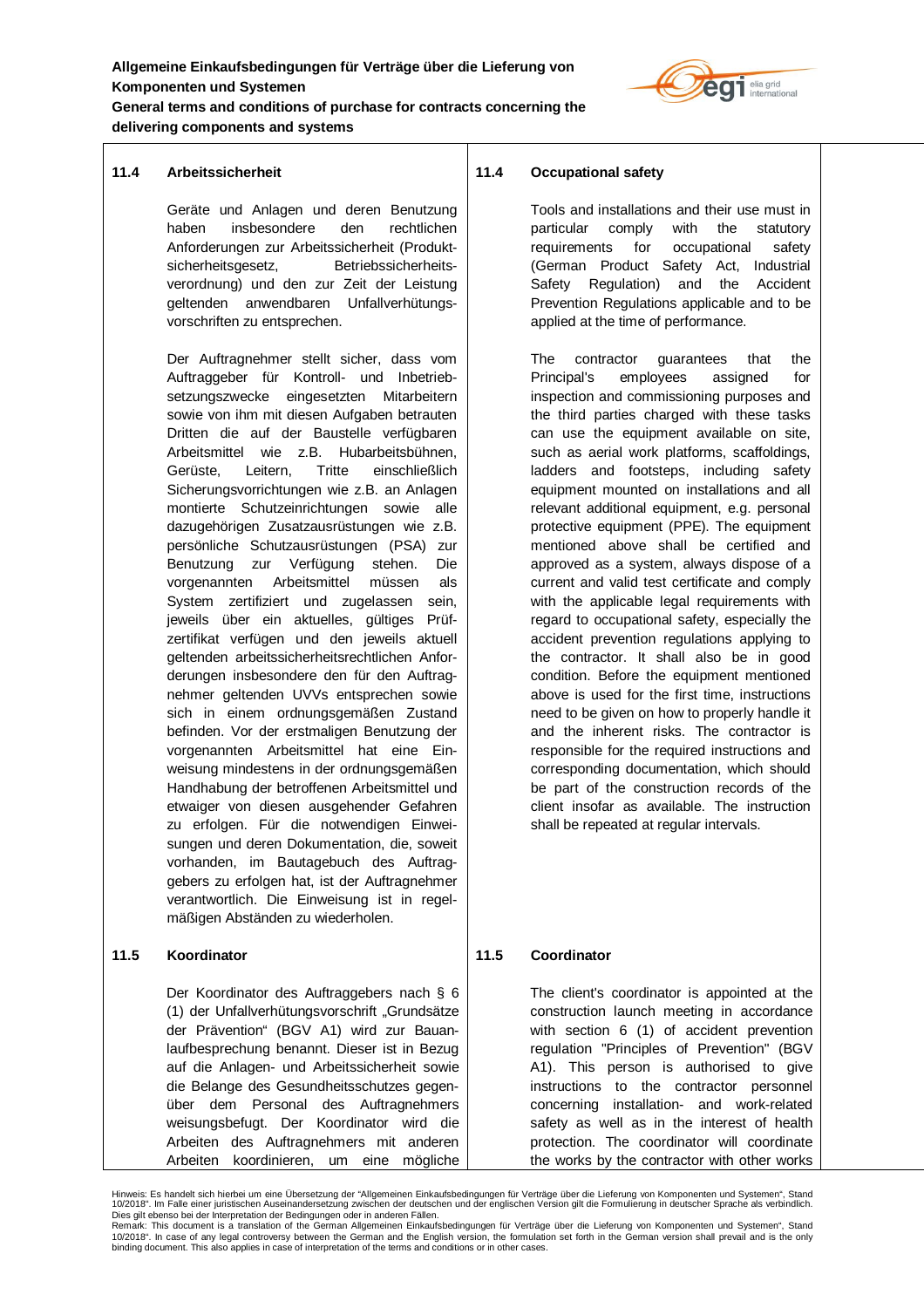### 11.4 Arbeitssicherheit

Geräte und Anlagen und deren Benutzung haben insbesondere den rechtlichen Anforderungen zur Arbeitssicherheit (Produktsicherheitsgesetz, Betriebssicherheitsverordnung) und den zur Zeit der Leistung geltenden anwendbaren Unfallverhütungsvorschriften zu entsprechen.

Der Auftragnehmer stellt sicher, dass vom Auftraggeber für Kontroll- und Inbetriebsetzungszwecke eingesetzten Mitarbeitern sowie von ihm mit diesen Aufgaben betrauten Dritten die auf der Baustelle verfügbaren Arbeitsmittel wie z.B. Hubarbeitsbühnen, Gerüste, Leitern, Tritte einschließlich Sicherungsvorrichtungen wie z.B. an Anlagen montierte Schutzeinrichtungen sowie alle dazugehörigen Zusatzausrüstungen wie z.B. persönliche Schutzausrüstungen (PSA) zur Benutzung zur Verfügung stehen. Die vorgenannten Arbeitsmittel müssen als System zertifiziert und zugelassen sein, jeweils über ein aktuelles, gültiges Prüfzertifikat verfügen und den jeweils aktuell geltenden arbeitssicherheitsrechtlichen Anforderungen insbesondere den für den Auftragnehmer geltenden UVVs entsprechen sowie sich in einem ordnungsgemäßen Zustand befinden. Vor der erstmaligen Benutzung der vorgenannten Arbeitsmittel hat eine Einweisung mindestens in der ordnungsgemäßen Handhabung der betroffenen Arbeitsmittel und etwaiger von diesen ausgehender Gefahren zu erfolgen. Für die notwendigen Einweisungen und deren Dokumentation, die, soweit vorhanden, im Bautagebuch des Auftraggebers zu erfolgen hat, ist der Auftragnehmer verantwortlich. Die Einweisung ist in regelmäßigen Abständen zu wiederholen.

### 11.4 Occupational safety

Tools and installations and their use must in particular comply with the statutory requirements for occupational safety (German Product Safety Act, Industrial Safety Regulation) and the Accident Prevention Regulations applicable and to be applied at the time of performance.

The contractor guarantees that the Principal's employees assigned for inspection and commissioning purposes and the third parties charged with these tasks can use the equipment available on site, such as aerial work platforms, scaffoldings, ladders and footsteps, including safety equipment mounted on installations and all relevant additional equipment, e.g. personal protective equipment (PPE). The equipment mentioned above shall be certified and approved as a system, always dispose of a current and valid test certificate and comply with the applicable legal requirements with regard to occupational safety, especially the accident prevention regulations applying to the contractor. It shall also be in good condition. Before the equipment mentioned above is used for the first time, instructions need to be given on how to properly handle it and the inherent risks. The contractor is responsible for the required instructions and corresponding documentation, which should be part of the construction records of the client insofar as available. The instruction shall be repeated at regular intervals.

### 11.5 Koordinator

Der Koordinator des Auftraggebers nach § 6 (1) der Unfallverhütungsvorschrift „Grundsätze der Prävention" (BGV A1) wird zur Bauanlaufbesprechung benannt. Dieser ist in Bezug auf die Anlagen- und Arbeitssicherheit sowie die Belange des Gesundheitsschutzes gegenüber dem Personal des Auftragnehmers weisungsbefugt. Der Koordinator wird die Arbeiten des Auftragnehmers mit anderen Arbeiten koordinieren, um eine mögliche

### 11.5 Coordinator

The client's coordinator is appointed at the construction launch meeting in accordance with section 6 (1) of accident prevention regulation "Principles of Prevention" (BGV A1). This person is authorised to give instructions to the contractor personnel concerning installation- and work-related safety as well as in the interest of health protection. The coordinator will coordinate the works by the contractor with other works

Hinweis: Es handelt sich hierbei um eine Übersetzung der "Allgemeinen Einkaufsbedingungen für Verträge über die Lieferung von Komponenten und Systemen", Stand 10/2018". Im Falle einer juristischen Auseinandersetzung zwischen der deutschen und der englischen Version gilt die Formulierung in deutscher Sprache als verbindlich. Dies gilt ebenso bei der Interpretation der Bedingungen oder in anderen Fällen.
Remark: This document is a translation of the German Allgemeinen Einkaufsbedingungen für Verträge über die Lieferung von Komponenten und Systemen", Stand 10/2018". In case of any legal controversy between the German and the English version, the formulation set forth in the German version shall prevail and is the only binding document. This also applies in case of interpretation of the terms and conditions or in other cases.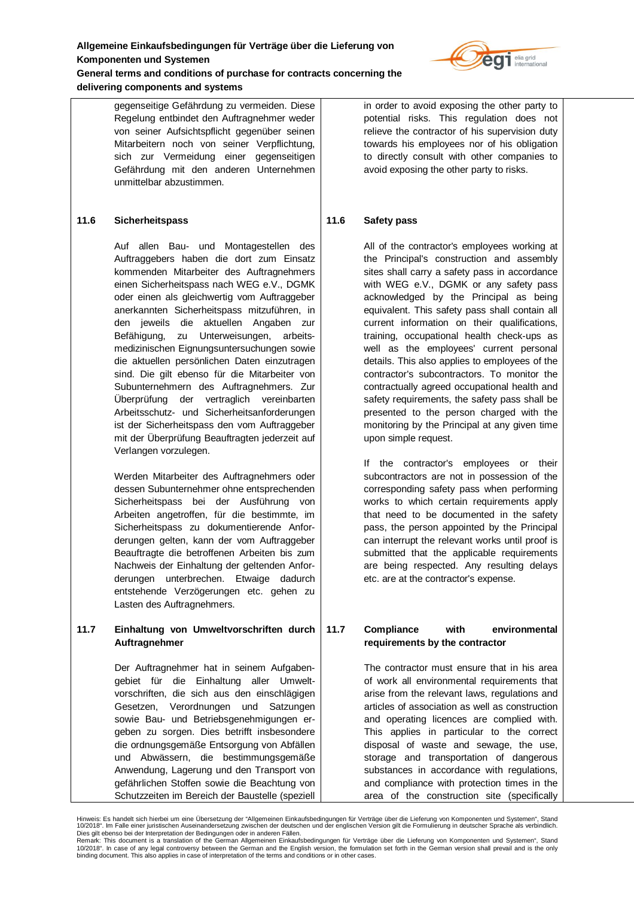gegenseitige Gefährdung zu vermeiden. Diese Regelung entbindet den Auftragnehmer weder von seiner Aufsichtspflicht gegenüber seinen Mitarbeitern noch von seiner Verpflichtung, sich zur Vermeidung einer gegenseitigen Gefährdung mit den anderen Unternehmen unmittelbar abzustimmen.

in order to avoid exposing the other party to potential risks. This regulation does not relieve the contractor of his supervision duty towards his employees nor of his obligation to directly consult with other companies to avoid exposing the other party to risks.

### 11.6 Sicherheitspass

Auf allen Bau- und Montagestellen des Auftraggebers haben die dort zum Einsatz kommenden Mitarbeiter des Auftragnehmers einen Sicherheitspass nach WEG e.V., DGMK oder einen als gleichwertig vom Auftraggeber anerkannten Sicherheitspass mitzuführen, in den jeweils die aktuellen Angaben zur Befähigung, zu Unterweisungen, arbeitsmedizinischen Eignungsuntersuchungen sowie die aktuellen persönlichen Daten einzutragen sind. Die gilt ebenso für die Mitarbeiter von Subunternehmern des Auftragnehmers. Zur Überprüfung der vertraglich vereinbarten Arbeitsschutz- und Sicherheitsanforderungen ist der Sicherheitspass den vom Auftraggeber mit der Überprüfung Beauftragten jederzeit auf Verlangen vorzulegen.

Werden Mitarbeiter des Auftragnehmers oder dessen Subunternehmer ohne entsprechenden Sicherheitspass bei der Ausführung von Arbeiten angetroffen, für die bestimmte, im Sicherheitspass zu dokumentierende Anforderungen gelten, kann der vom Auftraggeber Beauftragte die betroffenen Arbeiten bis zum Nachweis der Einhaltung der geltenden Anforderungen unterbrechen. Etwaige dadurch entstehende Verzögerungen etc. gehen zu Lasten des Auftragnehmers.

### 11.6 Safety pass

All of the contractor's employees working at the Principal's construction and assembly sites shall carry a safety pass in accordance with WEG e.V., DGMK or any safety pass acknowledged by the Principal as being equivalent. This safety pass shall contain all current information on their qualifications, training, occupational health check-ups as well as the employees' current personal details. This also applies to employees of the contractor's subcontractors. To monitor the contractually agreed occupational health and safety requirements, the safety pass shall be presented to the person charged with the monitoring by the Principal at any given time upon simple request.

If the contractor's employees or their subcontractors are not in possession of the corresponding safety pass when performing works to which certain requirements apply that need to be documented in the safety pass, the person appointed by the Principal can interrupt the relevant works until proof is submitted that the applicable requirements are being respected. Any resulting delays etc. are at the contractor's expense.

### 11.7 Einhaltung von Umweltvorschriften durch Auftragnehmer

Der Auftragnehmer hat in seinem Aufgabengebiet für die Einhaltung aller Umweltvorschriften, die sich aus den einschlägigen Gesetzen, Verordnungen und Satzungen sowie Bau- und Betriebsgenehmigungen ergeben zu sorgen. Dies betrifft insbesondere die ordnungsgemäße Entsorgung von Abfällen und Abwässern, die bestimmungsgemäße Anwendung, Lagerung und den Transport von gefährlichen Stoffen sowie die Beachtung von Schutzzeiten im Bereich der Baustelle (speziell

### 11.7 Compliance with environmental requirements by the contractor

The contractor must ensure that in his area of work all environmental requirements that arise from the relevant laws, regulations and articles of association as well as construction and operating licences are complied with. This applies in particular to the correct disposal of waste and sewage, the use, storage and transportation of dangerous substances in accordance with regulations, and compliance with protection times in the area of the construction site (specifically

Hinweis: Es handelt sich hierbei um eine Übersetzung der "Allgemeinen Einkaufsbedingungen für Verträge über die Lieferung von Komponenten und Systemen", Stand 10/2018". Im Falle einer juristischen Auseinandersetzung zwischen der deutschen und der englischen Version gilt die Formulierung in deutscher Sprache als verbindlich. Dies gilt ebenso bei der Interpretation der Bedingungen oder in anderen Fällen.
Remark: This document is a translation of the German Allgemeinen Einkaufsbedingungen für Verträge über die Lieferung von Komponenten und Systemen", Stand 10/2018". In case of any legal controversy between the German and the English version, the formulation set forth in the German version shall prevail and is the only binding document. This also applies in case of interpretation of the terms and conditions or in other cases.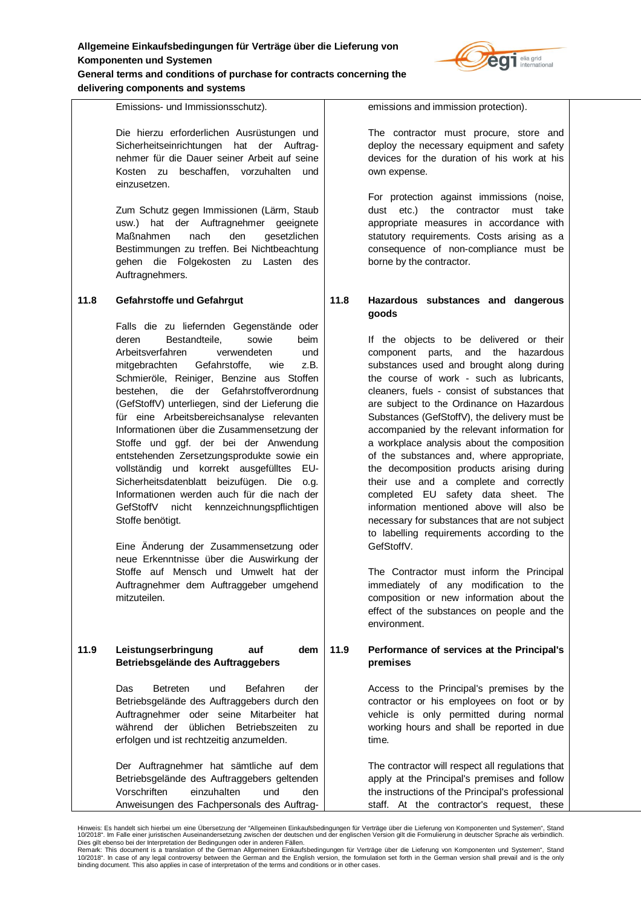Emissions- und Immissionsschutz).

Die hierzu erforderlichen Ausrüstungen und Sicherheitseinrichtungen hat der Auftragnehmer für die Dauer seiner Arbeit auf seine Kosten zu beschaffen, vorzuhalten und einzusetzen.

Zum Schutz gegen Immissionen (Lärm, Staub usw.) hat der Auftragnehmer geeignete Maßnahmen nach den gesetzlichen Bestimmungen zu treffen. Bei Nichtbeachtung gehen die Folgekosten zu Lasten des Auftragnehmers.

**11.8 Gefahrstoffe und Gefahrgut**

Falls die zu liefernden Gegenstände oder deren Bestandteile, sowie beim Arbeitsverfahren verwendeten und mitgebrachten Gefahrstoffe, wie z.B. Schmieröle, Reiniger, Benzine aus Stoffen bestehen, die der Gefahrstoffverordnung (GefStoffV) unterliegen, sind der Lieferung die für eine Arbeitsbereichsanalyse relevanten Informationen über die Zusammensetzung der Stoffe und ggf. der bei der Anwendung entstehenden Zersetzungsprodukte sowie ein vollständig und korrekt ausgefülltes EU-Sicherheitsdatenblatt beizufügen. Die o.g. Informationen werden auch für die nach der GefStoffV nicht kennzeichnungspflichtigen Stoffe benötigt.

Eine Änderung der Zusammensetzung oder neue Erkenntnisse über die Auswirkung der Stoffe auf Mensch und Umwelt hat der Auftragnehmer dem Auftraggeber umgehend mitzuteilen.

**11.9 Leistungserbringung auf dem Betriebsgelände des Auftraggebers**

Das Betreten und Befahren der Betriebsgelände des Auftraggebers durch den Auftragnehmer oder seine Mitarbeiter hat während der üblichen Betriebszeiten zu erfolgen und ist rechtzeitig anzumelden.

Der Auftragnehmer hat sämtliche auf dem Betriebsgelände des Auftraggebers geltenden Vorschriften einzuhalten und den Anweisungen des Fachpersonals des Auftrag-

---

emissions and immission protection).

The contractor must procure, store and deploy the necessary equipment and safety devices for the duration of his work at his own expense.

For protection against immissions (noise, dust etc.) the contractor must take appropriate measures in accordance with statutory requirements. Costs arising as a consequence of non-compliance must be borne by the contractor.

**11.8 Hazardous substances and dangerous goods**

If the objects to be delivered or their component parts, and the hazardous substances used and brought along during the course of work - such as lubricants, cleaners, fuels - consist of substances that are subject to the Ordinance on Hazardous Substances (GefStoffV), the delivery must be accompanied by the relevant information for a workplace analysis about the composition of the substances and, where appropriate, the decomposition products arising during their use and a complete and correctly completed EU safety data sheet. The information mentioned above will also be necessary for substances that are not subject to labelling requirements according to the GefStoffV.

The Contractor must inform the Principal immediately of any modification to the composition or new information about the effect of the substances on people and the environment.

**11.9 Performance of services at the Principal's premises**

Access to the Principal's premises by the contractor or his employees on foot or by vehicle is only permitted during normal working hours and shall be reported in due time.

The contractor will respect all regulations that apply at the Principal's premises and follow the instructions of the Principal's professional staff. At the contractor's request, these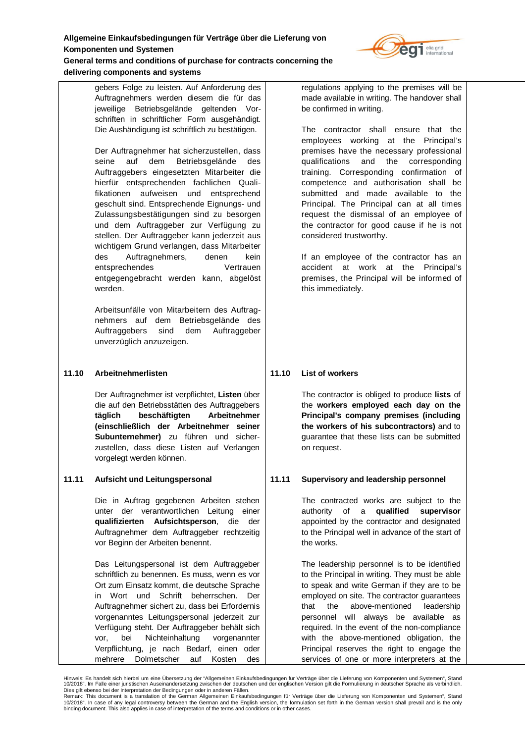gebers Folge zu leisten. Auf Anforderung des Auftragnehmers werden diesem die für das jeweilige Betriebsgelände geltenden Vorschriften in schriftlicher Form ausgehändigt. Die Aushändigung ist schriftlich zu bestätigen.

Der Auftragnehmer hat sicherzustellen, dass seine auf dem Betriebsgelände des Auftraggebers eingesetzten Mitarbeiter die hierfür entsprechenden fachlichen Qualifikationen aufweisen und entsprechend geschult sind. Entsprechende Eignungs- und Zulassungsbestätigungen sind zu besorgen und dem Auftraggeber zur Verfügung zu stellen. Der Auftraggeber kann jederzeit aus wichtigem Grund verlangen, dass Mitarbeiter des Auftragnehmers, denen kein entsprechendes Vertrauen entgegengebracht werden kann, abgelöst werden.

Arbeitsunfälle von Mitarbeitern des Auftragnehmers auf dem Betriebsgelände des Auftraggebers sind dem Auftraggeber unverzüglich anzuzeigen.

regulations applying to the premises will be made available in writing. The handover shall be confirmed in writing.

The contractor shall ensure that the employees working at the Principal's premises have the necessary professional qualifications and the corresponding training. Corresponding confirmation of competence and authorisation shall be submitted and made available to the Principal. The Principal can at all times request the dismissal of an employee of the contractor for good cause if he is not considered trustworthy.

If an employee of the contractor has an accident at work at the Principal's premises, the Principal will be informed of this immediately.

### 11.10 Arbeitnehmerlisten

Der Auftragnehmer ist verpflichtet, **Listen** über die auf den Betriebsstätten des Auftraggebers **täglich beschäftigten Arbeitnehmer (einschließlich der Arbeitnehmer seiner Subunternehmer)** zu führen und sicherzustellen, dass diese Listen auf Verlangen vorgelegt werden können.

### 11.10 List of workers

The contractor is obliged to produce **lists** of the **workers employed each day on the Principal's company premises (including the workers of his subcontractors)** and to guarantee that these lists can be submitted on request.

### 11.11 Aufsicht und Leitungspersonal

Die in Auftrag gegebenen Arbeiten stehen unter der verantwortlichen Leitung einer **qualifizierten Aufsichtsperson**, die der Auftragnehmer dem Auftraggeber rechtzeitig vor Beginn der Arbeiten benennt.

Das Leitungspersonal ist dem Auftraggeber schriftlich zu benennen. Es muss, wenn es vor Ort zum Einsatz kommt, die deutsche Sprache in Wort und Schrift beherrschen. Der Auftragnehmer sichert zu, dass bei Erfordernis vorgenanntes Leitungspersonal jederzeit zur Verfügung steht. Der Auftraggeber behält sich vor, bei Nichteinhaltung vorgenannter Verpflichtung, je nach Bedarf, einen oder mehrere Dolmetscher auf Kosten des

### 11.11 Supervisory and leadership personnel

The contracted works are subject to the authority of a **qualified supervisor** appointed by the contractor and designated to the Principal well in advance of the start of the works.

The leadership personnel is to be identified to the Principal in writing. They must be able to speak and write German if they are to be employed on site. The contractor guarantees that the above-mentioned leadership personnel will always be available as required. In the event of the non-compliance with the above-mentioned obligation, the Principal reserves the right to engage the services of one or more interpreters at the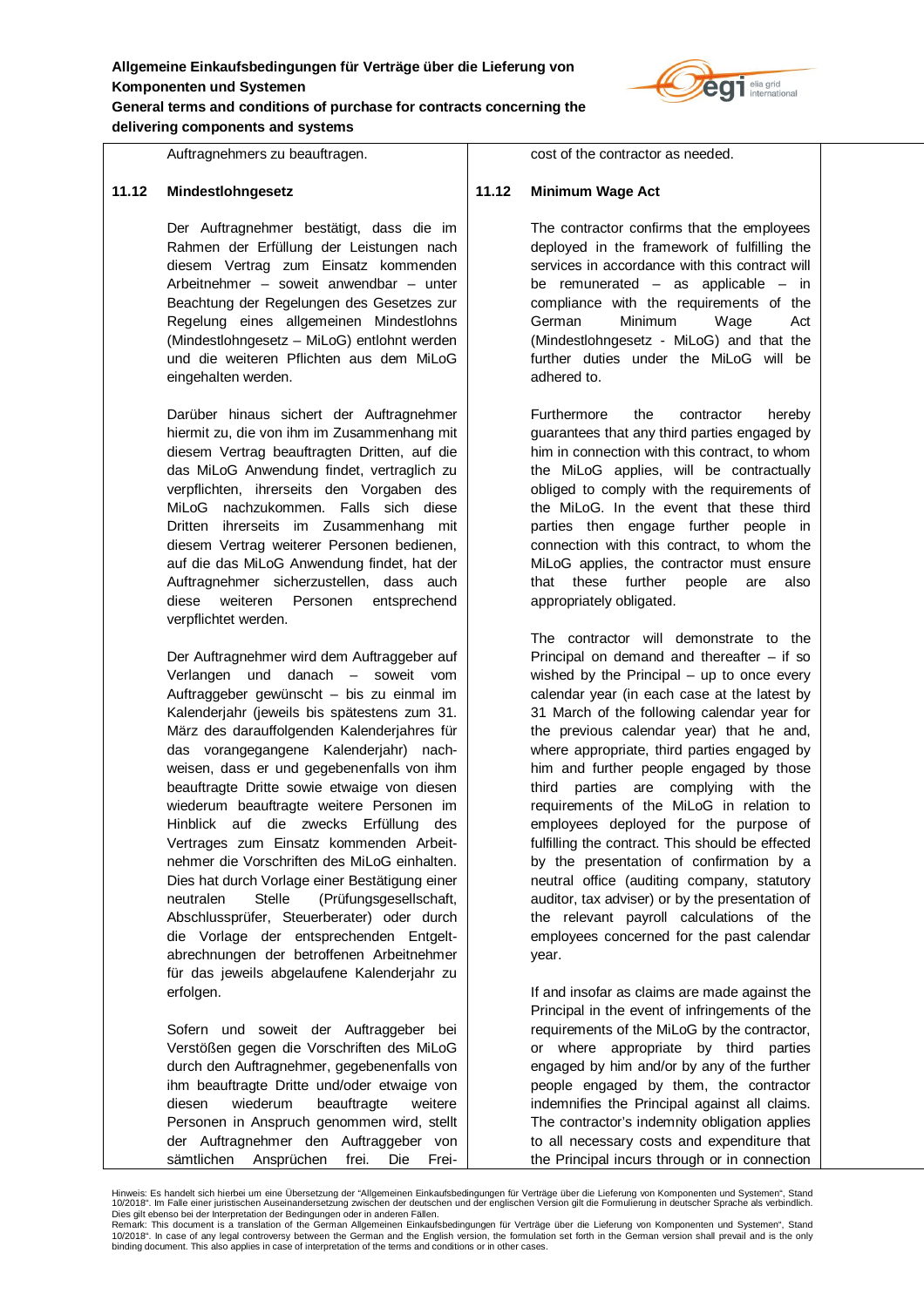Auftragnehmers zu beauftragen.

### 11.12 Mindestlohngesetz

Der Auftragnehmer bestätigt, dass die im Rahmen der Erfüllung der Leistungen nach diesem Vertrag zum Einsatz kommenden Arbeitnehmer – soweit anwendbar – unter Beachtung der Regelungen des Gesetzes zur Regelung eines allgemeinen Mindestlohns (Mindestlohngesetz – MiLoG) entlohnt werden und die weiteren Pflichten aus dem MiLoG eingehalten werden.

Darüber hinaus sichert der Auftragnehmer hiermit zu, die von ihm im Zusammenhang mit diesem Vertrag beauftragten Dritten, auf die das MiLoG Anwendung findet, vertraglich zu verpflichten, ihrerseits den Vorgaben des MiLoG nachzukommen. Falls sich diese Dritten ihrerseits im Zusammenhang mit diesem Vertrag weiterer Personen bedienen, auf die das MiLoG Anwendung findet, hat der Auftragnehmer sicherzustellen, dass auch diese weiteren Personen entsprechend verpflichtet werden.

Der Auftragnehmer wird dem Auftraggeber auf Verlangen und danach – soweit vom Auftraggeber gewünscht – bis zu einmal im Kalenderjahr (jeweils bis spätestens zum 31. März des darauffolgenden Kalenderjahres für das vorangegangene Kalenderjahr) nachweisen, dass er und gegebenenfalls von ihm beauftragte Dritte sowie etwaige von diesen wiederum beauftragte weitere Personen im Hinblick auf die zwecks Erfüllung des Vertrages zum Einsatz kommenden Arbeitnehmer die Vorschriften des MiLoG einhalten. Dies hat durch Vorlage einer Bestätigung einer neutralen Stelle (Prüfungsgesellschaft, Abschlussprüfer, Steuerberater) oder durch die Vorlage der entsprechenden Entgeltabrechnungen der betroffenen Arbeitnehmer für das jeweils abgelaufene Kalenderjahr zu erfolgen.

Sofern und soweit der Auftraggeber bei Verstößen gegen die Vorschriften des MiLoG durch den Auftragnehmer, gegebenenfalls von ihm beauftragte Dritte und/oder etwaige von diesen wiederum beauftragte weitere Personen in Anspruch genommen wird, stellt der Auftragnehmer den Auftraggeber von sämtlichen Ansprüchen frei. Die Frei-

cost of the contractor as needed.

### 11.12 Minimum Wage Act

The contractor confirms that the employees deployed in the framework of fulfilling the services in accordance with this contract will be remunerated – as applicable – in compliance with the requirements of the German Minimum Wage Act (Mindestlohngesetz - MiLoG) and that the further duties under the MiLoG will be adhered to.

Furthermore the contractor hereby guarantees that any third parties engaged by him in connection with this contract, to whom the MiLoG applies, will be contractually obliged to comply with the requirements of the MiLoG. In the event that these third parties then engage further people in connection with this contract, to whom the MiLoG applies, the contractor must ensure that these further people are also appropriately obligated.

The contractor will demonstrate to the Principal on demand and thereafter – if so wished by the Principal – up to once every calendar year (in each case at the latest by 31 March of the following calendar year for the previous calendar year) that he and, where appropriate, third parties engaged by him and further people engaged by those third parties are complying with the requirements of the MiLoG in relation to employees deployed for the purpose of fulfilling the contract. This should be effected by the presentation of confirmation by a neutral office (auditing company, statutory auditor, tax adviser) or by the presentation of the relevant payroll calculations of the employees concerned for the past calendar year.

If and insofar as claims are made against the Principal in the event of infringements of the requirements of the MiLoG by the contractor, or where appropriate by third parties engaged by him and/or by any of the further people engaged by them, the contractor indemnifies the Principal against all claims. The contractor's indemnity obligation applies to all necessary costs and expenditure that the Principal incurs through or in connection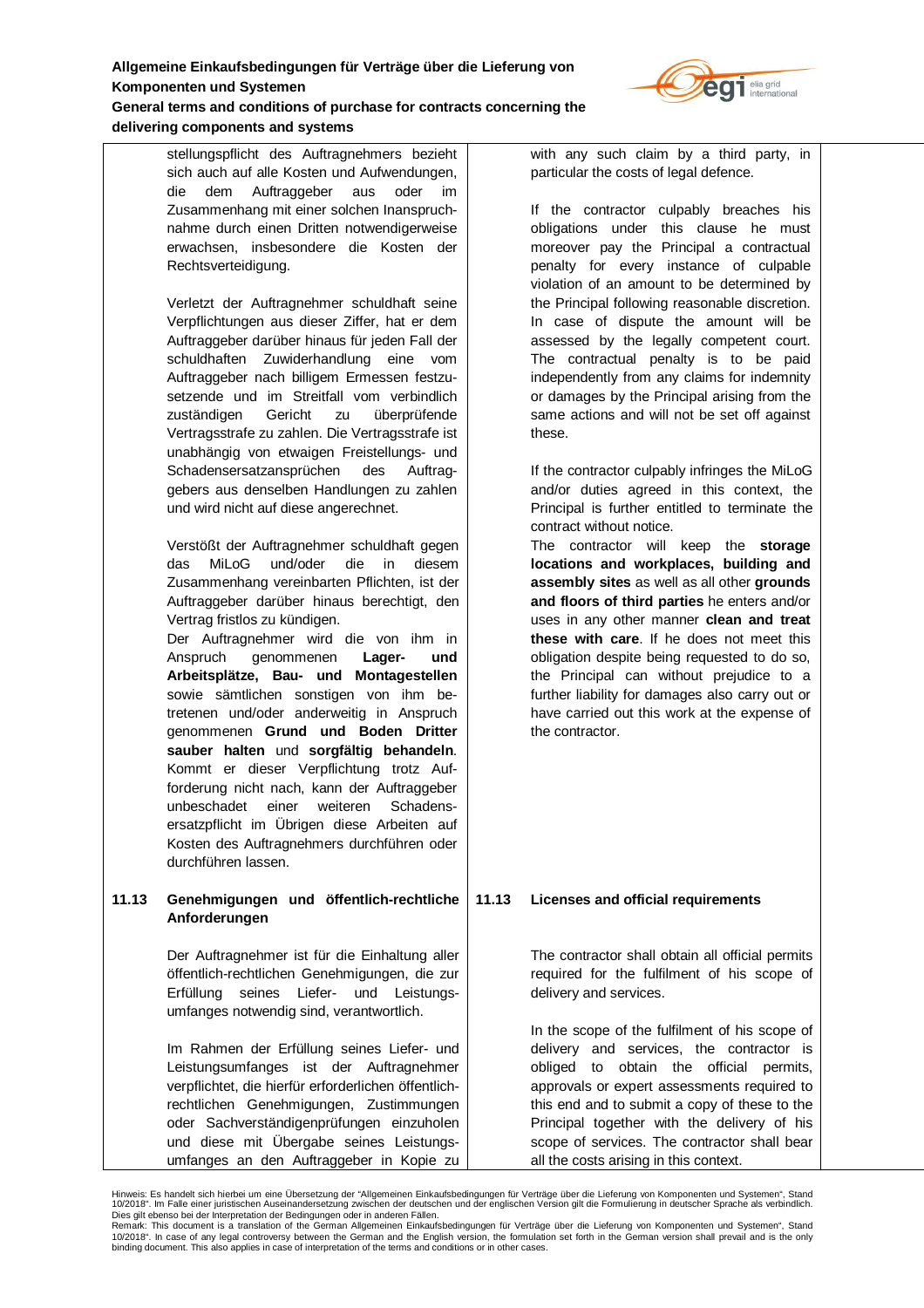stellungspflicht des Auftragnehmers bezieht sich auch auf alle Kosten und Aufwendungen, die dem Auftraggeber aus oder im Zusammenhang mit einer solchen Inanspruchnahme durch einen Dritten notwendigerweise erwachsen, insbesondere die Kosten der Rechtsverteidigung.

Verletzt der Auftragnehmer schuldhaft seine Verpflichtungen aus dieser Ziffer, hat er dem Auftraggeber darüber hinaus für jeden Fall der schuldhaften Zuwiderhandlung eine vom Auftraggeber nach billigem Ermessen festzusetzende und im Streitfall vom verbindlich zuständigen Gericht zu überprüfende Vertragsstrafe zu zahlen. Die Vertragsstrafe ist unabhängig von etwaigen Freistellungs- und Schadensersatzansprüchen des Auftraggebers aus denselben Handlungen zu zahlen und wird nicht auf diese angerechnet.

Verstößt der Auftragnehmer schuldhaft gegen das MiLoG und/oder die in diesem Zusammenhang vereinbarten Pflichten, ist der Auftraggeber darüber hinaus berechtigt, den Vertrag fristlos zu kündigen.

Der Auftragnehmer wird die von ihm in Anspruch genommenen **Lager- und Arbeitsplätze, Bau- und Montagestellen** sowie sämtlichen sonstigen von ihm betretenen und/oder anderweitig in Anspruch genommenen **Grund und Boden Dritter sauber halten** und **sorgfältig behandeln**. Kommt er dieser Verpflichtung trotz Aufforderung nicht nach, kann der Auftraggeber unbeschadet einer weiteren Schadensersatzpflicht im Übrigen diese Arbeiten auf Kosten des Auftragnehmers durchführen oder durchführen lassen.

### 11.13 Genehmigungen und öffentlich-rechtliche Anforderungen

Der Auftragnehmer ist für die Einhaltung aller öffentlich-rechtlichen Genehmigungen, die zur Erfüllung seines Liefer- und Leistungsumfanges notwendig sind, verantwortlich.

Im Rahmen der Erfüllung seines Liefer- und Leistungsumfanges ist der Auftragnehmer verpflichtet, die hierfür erforderlichen öffentlich-rechtlichen Genehmigungen, Zustimmungen oder Sachverständigenprüfungen einzuholen und diese mit Übergabe seines Leistungsumfanges an den Auftraggeber in Kopie zu

---

with any such claim by a third party, in particular the costs of legal defence.

If the contractor culpably breaches his obligations under this clause he must moreover pay the Principal a contractual penalty for every instance of culpable violation of an amount to be determined by the Principal following reasonable discretion. In case of dispute the amount will be assessed by the legally competent court. The contractual penalty is to be paid independently from any claims for indemnity or damages by the Principal arising from the same actions and will not be set off against these.

If the contractor culpably infringes the MiLoG and/or duties agreed in this context, the Principal is further entitled to terminate the contract without notice.

The contractor will keep the **storage locations and workplaces, building and assembly sites** as well as all other **grounds and floors of third parties** he enters and/or uses in any other manner **clean and treat these with care**. If he does not meet this obligation despite being requested to do so, the Principal can without prejudice to a further liability for damages also carry out or have carried out this work at the expense of the contractor.

### 11.13 Licenses and official requirements

The contractor shall obtain all official permits required for the fulfilment of his scope of delivery and services.

In the scope of the fulfilment of his scope of delivery and services, the contractor is obliged to obtain the official permits, approvals or expert assessments required to this end and to submit a copy of these to the Principal together with the delivery of his scope of services. The contractor shall bear all the costs arising in this context.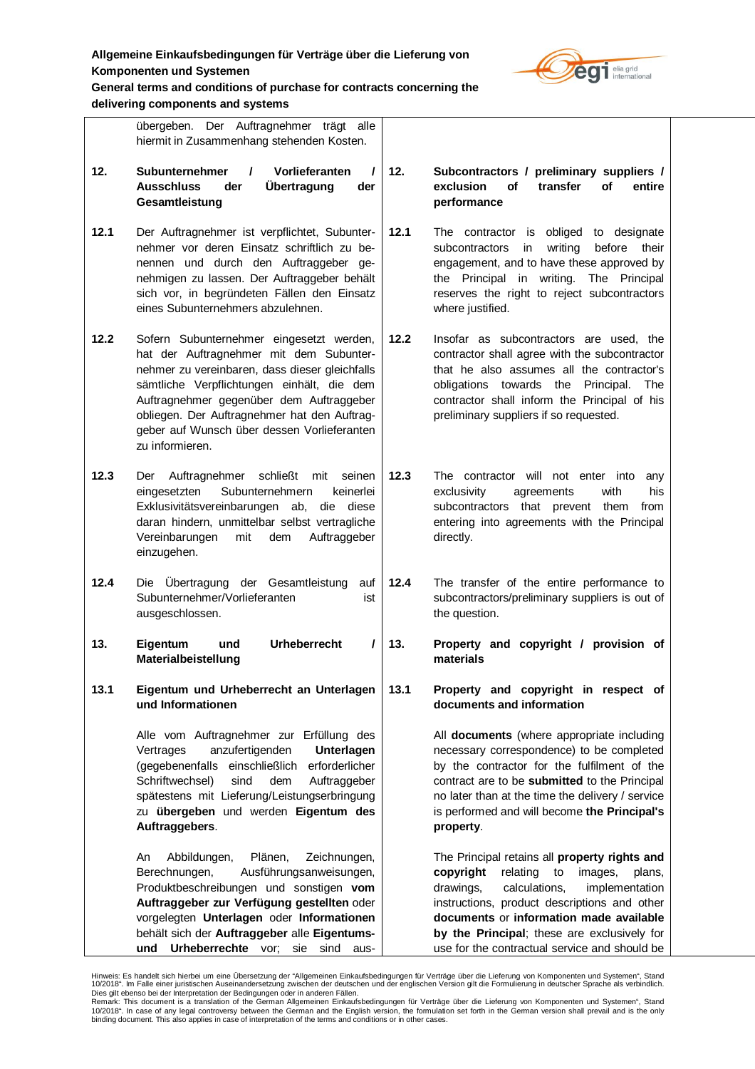| | | | |
|---|---|---|---|
| | übergeben. Der Auftragnehmer trägt alle hiermit in Zusammenhang stehenden Kosten. | | |
| **12.** | **Subunternehmer / Vorlieferanten / Ausschluss der Übertragung der Gesamtleistung** | **12.** | **Subcontractors / preliminary suppliers / exclusion of transfer of entire performance** |
| **12.1** | Der Auftragnehmer ist verpflichtet, Subunternehmer vor deren Einsatz schriftlich zu benennen und durch den Auftraggeber genehmigen zu lassen. Der Auftraggeber behält sich vor, in begründeten Fällen den Einsatz eines Subunternehmers abzulehnen. | **12.1** | The contractor is obliged to designate subcontractors in writing before their engagement, and to have these approved by the Principal in writing. The Principal reserves the right to reject subcontractors where justified. |
| **12.2** | Sofern Subunternehmer eingesetzt werden, hat der Auftragnehmer mit dem Subunternehmer zu vereinbaren, dass dieser gleichfalls sämtliche Verpflichtungen einhält, die dem Auftragnehmer gegenüber dem Auftraggeber obliegen. Der Auftragnehmer hat den Auftraggeber auf Wunsch über dessen Vorlieferanten zu informieren. | **12.2** | Insofar as subcontractors are used, the contractor shall agree with the subcontractor that he also assumes all the contractor's obligations towards the Principal. The contractor shall inform the Principal of his preliminary suppliers if so requested. |
| **12.3** | Der Auftragnehmer schließt mit seinen eingesetzten Subunternehmern keinerlei Exklusivitätsvereinbarungen ab, die diese daran hindern, unmittelbar selbst vertragliche Vereinbarungen mit dem Auftraggeber einzugehen. | **12.3** | The contractor will not enter into any exclusivity agreements with his subcontractors that prevent them from entering into agreements with the Principal directly. |
| **12.4** | Die Übertragung der Gesamtleistung auf Subunternehmer/Vorlieferanten ist ausgeschlossen. | **12.4** | The transfer of the entire performance to subcontractors/preliminary suppliers is out of the question. |
| **13.** | **Eigentum und Urheberrecht / Materialbeistellung** | **13.** | **Property and copyright / provision of materials** |
| **13.1** | **Eigentum und Urheberrecht an Unterlagen und Informationen** | **13.1** | **Property and copyright in respect of documents and information** |
| | Alle vom Auftragnehmer zur Erfüllung des Vertrages anzufertigenden **Unterlagen** (gegebenenfalls einschließlich erforderlicher Schriftwechsel) sind dem Auftraggeber spätestens mit Lieferung/Leistungserbringung zu **übergeben** und werden **Eigentum des Auftraggebers**. | | All **documents** (where appropriate including necessary correspondence) to be completed by the contractor for the fulfilment of the contract are to be **submitted** to the Principal no later than at the time the delivery / service is performed and will become **the Principal's property**. |
| | An Abbildungen, Plänen, Zeichnungen, Berechnungen, Ausführungsanweisungen, Produktbeschreibungen und sonstigen **vom Auftraggeber zur Verfügung gestellten** oder vorgelegten **Unterlagen** oder **Informationen** behält sich der **Auftraggeber** alle **Eigentums- und Urheberrechte** vor; sie sind aus- | | The Principal retains all **property rights and copyright** relating to images, plans, drawings, calculations, implementation instructions, product descriptions and other **documents** or **information made available by the Principal**; these are exclusively for use for the contractual service and should be |

Hinweis: Es handelt sich hierbei um eine Übersetzung der "Allgemeinen Einkaufsbedingungen für Verträge über die Lieferung von Komponenten und Systemen", Stand 10/2018". Im Falle einer juristischen Auseinandersetzung zwischen der deutschen und der englischen Version gilt die Formulierung in deutscher Sprache als verbindlich. Dies gilt ebenso bei der Interpretation der Bedingungen oder in anderen Fällen.
Remark: This document is a translation of the German Allgemeinen Einkaufsbedingungen für Verträge über die Lieferung von Komponenten und Systemen", Stand 10/2018". In case of any legal controversy between the German and the English version, the formulation set forth in the German version shall prevail and is the only binding document. This also applies in case of interpretation of the terms and conditions or in other cases.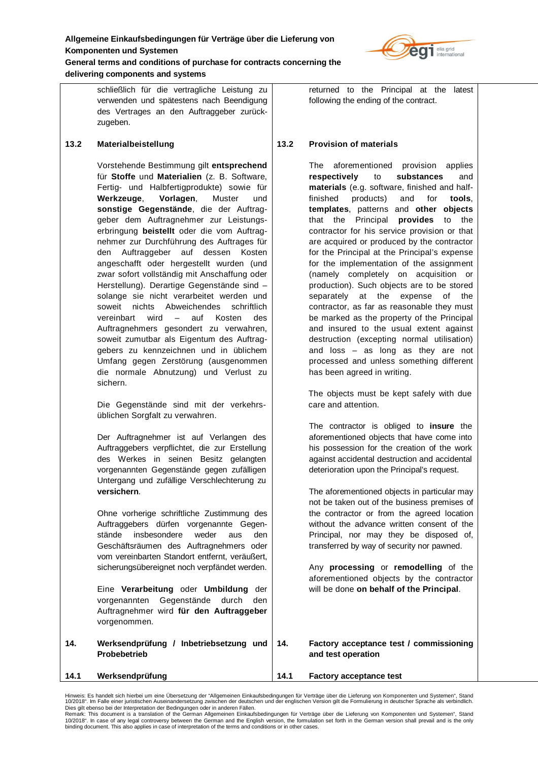schließlich für die vertragliche Leistung zu verwenden und spätestens nach Beendigung des Vertrages an den Auftraggeber zurückzugeben.

returned to the Principal at the latest following the ending of the contract.

### 13.2 Materialbeistellung

Vorstehende Bestimmung gilt **entsprechend** für **Stoffe** und **Materialien** (z. B. Software, Fertig- und Halbfertigprodukte) sowie für **Werkzeuge**, **Vorlagen**, Muster und **sonstige Gegenstände**, die der Auftraggeber dem Auftragnehmer zur Leistungserbringung **beistellt** oder die vom Auftragnehmer zur Durchführung des Auftrages für den Auftraggeber auf dessen Kosten angeschafft oder hergestellt wurden (und zwar sofort vollständig mit Anschaffung oder Herstellung). Derartige Gegenstände sind – solange sie nicht verarbeitet werden und soweit nichts Abweichendes schriftlich vereinbart wird – auf Kosten des Auftragnehmers gesondert zu verwahren, soweit zumutbar als Eigentum des Auftraggebers zu kennzeichnen und in üblichem Umfang gegen Zerstörung (ausgenommen die normale Abnutzung) und Verlust zu sichern.

Die Gegenstände sind mit der verkehrsüblichen Sorgfalt zu verwahren.

Der Auftragnehmer ist auf Verlangen des Auftraggebers verpflichtet, die zur Erstellung des Werkes in seinen Besitz gelangten vorgenannten Gegenstände gegen zufälligen Untergang und zufällige Verschlechterung zu **versichern**.

Ohne vorherige schriftliche Zustimmung des Auftraggebers dürfen vorgenannte Gegenstände insbesondere weder aus den Geschäftsräumen des Auftragnehmers oder vom vereinbarten Standort entfernt, veräußert, sicherungsübereignet noch verpfändet werden.

Eine **Verarbeitung** oder **Umbildung** der vorgenannten Gegenstände durch den Auftragnehmer wird **für den Auftraggeber** vorgenommen.

### 13.2 Provision of materials

The aforementioned provision applies **respectively** to **substances** and **materials** (e.g. software, finished and half-finished products) and for **tools**, **templates**, patterns and **other objects** that the Principal **provides** to the contractor for his service provision or that are acquired or produced by the contractor for the Principal at the Principal's expense for the implementation of the assignment (namely completely on acquisition or production). Such objects are to be stored separately at the expense of the contractor, as far as reasonable they must be marked as the property of the Principal and insured to the usual extent against destruction (excepting normal utilisation) and loss – as long as they are not processed and unless something different has been agreed in writing.

The objects must be kept safely with due care and attention.

The contractor is obliged to **insure** the aforementioned objects that have come into his possession for the creation of the work against accidental destruction and accidental deterioration upon the Principal's request.

The aforementioned objects in particular may not be taken out of the business premises of the contractor or from the agreed location without the advance written consent of the Principal, nor may they be disposed of, transferred by way of security nor pawned.

Any **processing** or **remodelling** of the aforementioned objects by the contractor will be done **on behalf of the Principal**.

## 14. Werksendprüfung / Inbetriebsetzung und Probebetrieb

## 14. Factory acceptance test / commissioning and test operation

### 14.1 Werksendprüfung

### 14.1 Factory acceptance test

Hinweis: Es handelt sich hierbei um eine Übersetzung der "Allgemeinen Einkaufsbedingungen für Verträge über die Lieferung von Komponenten und Systemen", Stand 10/2018". Im Falle einer juristischen Auseinandersetzung zwischen der deutschen und der englischen Version gilt die Formulierung in deutscher Sprache als verbindlich. Dies gilt ebenso bei der Interpretation der Bedingungen oder in anderen Fällen.
Remark: This document is a translation of the German Allgemeinen Einkaufsbedingungen für Verträge über die Lieferung von Komponenten und Systemen", Stand 10/2018". In case of any legal controversy between the German and the English version, the formulation set forth in the German version shall prevail and is the only binding document. This also applies in case of interpretation of the terms and conditions or in other cases.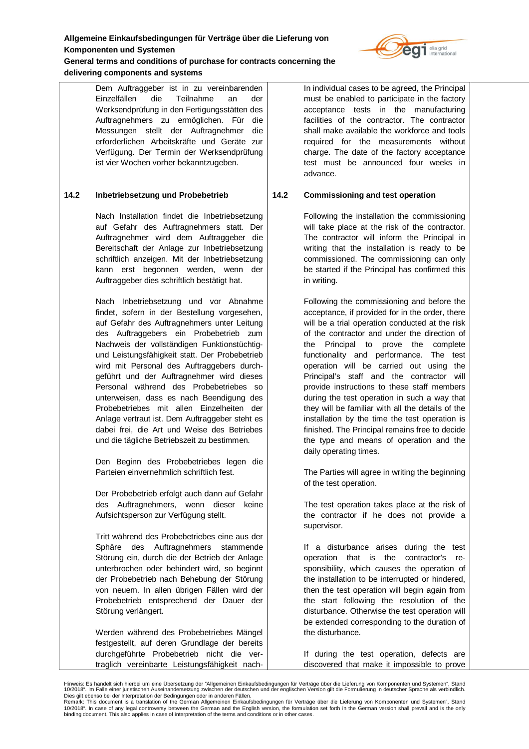Dem Auftraggeber ist in zu vereinbarenden Einzelfällen die Teilnahme an der Werksendprüfung in den Fertigungsstätten des Auftragnehmers zu ermöglichen. Für die Messungen stellt der Auftragnehmer die erforderlichen Arbeitskräfte und Geräte zur Verfügung. Der Termin der Werksendprüfung ist vier Wochen vorher bekanntzugeben.

In individual cases to be agreed, the Principal must be enabled to participate in the factory acceptance tests in the manufacturing facilities of the contractor. The contractor shall make available the workforce and tools required for the measurements without charge. The date of the factory acceptance test must be announced four weeks in advance.

**14.2 Inbetriebsetzung und Probebetrieb**

**14.2 Commissioning and test operation**

Nach Installation findet die Inbetriebsetzung auf Gefahr des Auftragnehmers statt. Der Auftragnehmer wird dem Auftraggeber die Bereitschaft der Anlage zur Inbetriebsetzung schriftlich anzeigen. Mit der Inbetriebsetzung kann erst begonnen werden, wenn der Auftraggeber dies schriftlich bestätigt hat.

Following the installation the commissioning will take place at the risk of the contractor. The contractor will inform the Principal in writing that the installation is ready to be commissioned. The commissioning can only be started if the Principal has confirmed this in writing.

Nach Inbetriebsetzung und vor Abnahme findet, sofern in der Bestellung vorgesehen, auf Gefahr des Auftragnehmers unter Leitung des Auftraggebers ein Probebetrieb zum Nachweis der vollständigen Funktionstüchtig- und Leistungsfähigkeit statt. Der Probebetrieb wird mit Personal des Auftraggebers durchgeführt und der Auftragnehmer wird dieses Personal während des Probebetriebes so unterweisen, dass es nach Beendigung des Probebetriebes mit allen Einzelheiten der Anlage vertraut ist. Dem Auftraggeber steht es dabei frei, die Art und Weise des Betriebes und die tägliche Betriebszeit zu bestimmen.

Following the commissioning and before the acceptance, if provided for in the order, there will be a trial operation conducted at the risk of the contractor and under the direction of the Principal to prove the complete functionality and performance. The test operation will be carried out using the Principal's staff and the contractor will provide instructions to these staff members during the test operation in such a way that they will be familiar with all the details of the installation by the time the test operation is finished. The Principal remains free to decide the type and means of operation and the daily operating times.

Den Beginn des Probebetriebes legen die Parteien einvernehmlich schriftlich fest.

The Parties will agree in writing the beginning of the test operation.

Der Probebetrieb erfolgt auch dann auf Gefahr des Auftragnehmers, wenn dieser keine Aufsichtsperson zur Verfügung stellt.

The test operation takes place at the risk of the contractor if he does not provide a supervisor.

Tritt während des Probebetriebes eine aus der Sphäre des Auftragnehmers stammende Störung ein, durch die der Betrieb der Anlage unterbrochen oder behindert wird, so beginnt der Probebetrieb nach Behebung der Störung von neuem. In allen übrigen Fällen wird der Probebetrieb entsprechend der Dauer der Störung verlängert.

If a disturbance arises during the test operation that is the contractor's responsibility, which causes the operation of the installation to be interrupted or hindered, then the test operation will begin again from the start following the resolution of the disturbance. Otherwise the test operation will be extended corresponding to the duration of the disturbance.

Werden während des Probebetriebes Mängel festgestellt, auf deren Grundlage der bereits durchgeführte Probebetrieb nicht die vertraglich vereinbarte Leistungsfähigkeit nach-

If during the test operation, defects are discovered that make it impossible to prove

Hinweis: Es handelt sich hierbei um eine Übersetzung der "Allgemeinen Einkaufsbedingungen für Verträge über die Lieferung von Komponenten und Systemen", Stand 10/2018". Im Falle einer juristischen Auseinandersetzung zwischen der deutschen und der englischen Version gilt die Formulierung in deutscher Sprache als verbindlich. Dies gilt ebenso bei der Interpretation der Bedingungen oder in anderen Fällen.
Remark: This document is a translation of the German Allgemeinen Einkaufsbedingungen für Verträge über die Lieferung von Komponenten und Systemen", Stand 10/2018". In case of any legal controversy between the German and the English version, the formulation set forth in the German version shall prevail and is the only binding document. This also applies in case of interpretation of the terms and conditions or in other cases.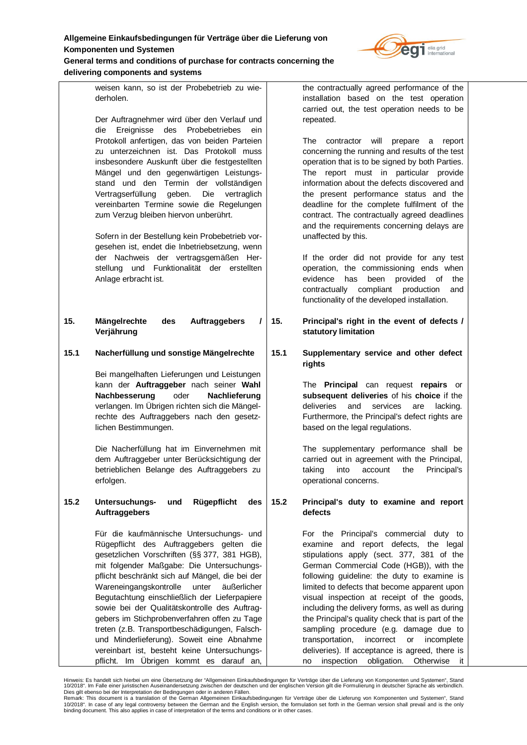weisen kann, so ist der Probebetrieb zu wiederholen.

Der Auftragnehmer wird über den Verlauf und die Ereignisse des Probebetriebes ein Protokoll anfertigen, das von beiden Parteien zu unterzeichnen ist. Das Protokoll muss insbesondere Auskunft über die festgestellten Mängel und den gegenwärtigen Leistungsstand und den Termin der vollständigen Vertragserfüllung geben. Die vertraglich vereinbarten Termine sowie die Regelungen zum Verzug bleiben hiervon unberührt.

Sofern in der Bestellung kein Probebetrieb vorgesehen ist, endet die Inbetriebsetzung, wenn der Nachweis der vertragsgemäßen Herstellung und Funktionalität der erstellten Anlage erbracht ist.

the contractually agreed performance of the installation based on the test operation carried out, the test operation needs to be repeated.

The contractor will prepare a report concerning the running and results of the test operation that is to be signed by both Parties. The report must in particular provide information about the defects discovered and the present performance status and the deadline for the complete fulfilment of the contract. The contractually agreed deadlines and the requirements concerning delays are unaffected by this.

If the order did not provide for any test operation, the commissioning ends when evidence has been provided of the contractually compliant production and functionality of the developed installation.

## 15. Mängelrechte des Auftraggebers / Verjährung

## 15. Principal's right in the event of defects / statutory limitation

### 15.1 Nacherfüllung und sonstige Mängelrechte

Bei mangelhaften Lieferungen und Leistungen kann der **Auftraggeber** nach seiner **Wahl Nachbesserung** oder **Nachlieferung** verlangen. Im Übrigen richten sich die Mängelrechte des Auftraggebers nach den gesetzlichen Bestimmungen.

Die Nacherfüllung hat im Einvernehmen mit dem Auftraggeber unter Berücksichtigung der betrieblichen Belange des Auftraggebers zu erfolgen.

### 15.1 Supplementary service and other defect rights

The **Principal** can request **repairs** or **subsequent deliveries** of his **choice** if the deliveries and services are lacking. Furthermore, the Principal's defect rights are based on the legal regulations.

The supplementary performance shall be carried out in agreement with the Principal, taking into account the Principal's operational concerns.

### 15.2 Untersuchungs- und Rügepflicht des Auftraggebers

Für die kaufmännische Untersuchungs- und Rügepflicht des Auftraggebers gelten die gesetzlichen Vorschriften (§§ 377, 381 HGB), mit folgender Maßgabe: Die Untersuchungspflicht beschränkt sich auf Mängel, die bei der Wareneingangskontrolle unter äußerlicher Begutachtung einschließlich der Lieferpapiere sowie bei der Qualitätskontrolle des Auftraggebers im Stichprobenverfahren offen zu Tage treten (z.B. Transportbeschädigungen, Falsch- und Minderlieferung). Soweit eine Abnahme vereinbart ist, besteht keine Untersuchungspflicht. Im Übrigen kommt es darauf an,

### 15.2 Principal's duty to examine and report defects

For the Principal's commercial duty to examine and report defects, the legal stipulations apply (sect. 377, 381 of the German Commercial Code (HGB)), with the following guideline: the duty to examine is limited to defects that become apparent upon visual inspection at receipt of the goods, including the delivery forms, as well as during the Principal's quality check that is part of the sampling procedure (e.g. damage due to transportation, incorrect or incomplete deliveries). If acceptance is agreed, there is no inspection obligation. Otherwise it

Hinweis: Es handelt sich hierbei um eine Übersetzung der "Allgemeinen Einkaufsbedingungen für Verträge über die Lieferung von Komponenten und Systemen", Stand 10/2018". Im Falle einer juristischen Auseinandersetzung zwischen der deutschen und der englischen Version gilt die Formulierung in deutscher Sprache als verbindlich. Dies gilt ebenso bei der Interpretation der Bedingungen oder in anderen Fällen.
Remark: This document is a translation of the German Allgemeinen Einkaufsbedingungen für Verträge über die Lieferung von Komponenten und Systemen", Stand 10/2018". In case of any legal controversy between the German and the English version, the formulation set forth in the German version shall prevail and is the only binding document. This also applies in case of interpretation of the terms and conditions or in other cases.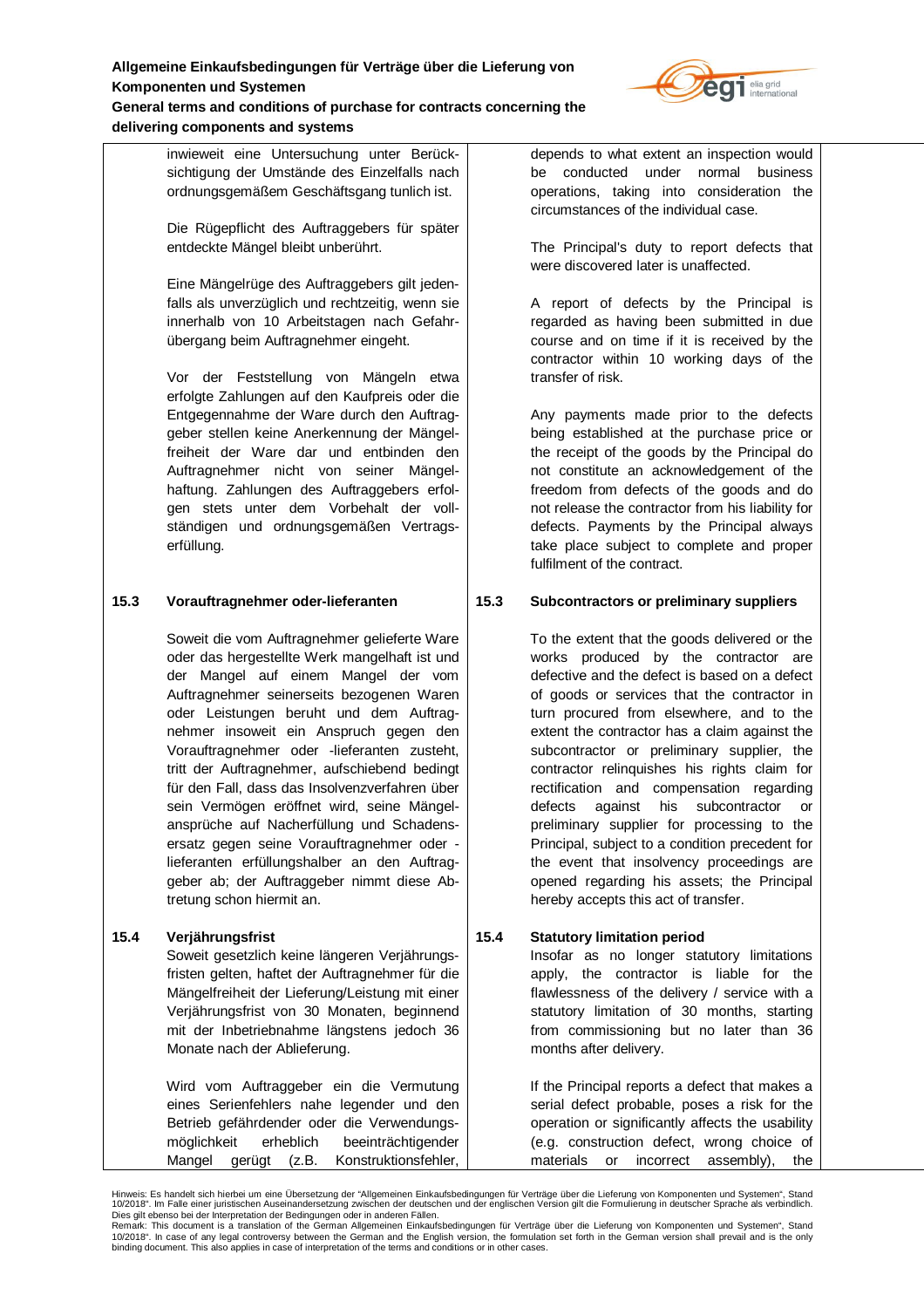inwieweit eine Untersuchung unter Berücksichtigung der Umstände des Einzelfalls nach ordnungsgemäßem Geschäftsgang tunlich ist.

depends to what extent an inspection would be conducted under normal business operations, taking into consideration the circumstances of the individual case.

Die Rügepflicht des Auftraggebers für später entdeckte Mängel bleibt unberührt.

The Principal's duty to report defects that were discovered later is unaffected.

Eine Mängelrüge des Auftraggebers gilt jedenfalls als unverzüglich und rechtzeitig, wenn sie innerhalb von 10 Arbeitstagen nach Gefahrübergang beim Auftragnehmer eingeht.

A report of defects by the Principal is regarded as having been submitted in due course and on time if it is received by the contractor within 10 working days of the transfer of risk.

Vor der Feststellung von Mängeln etwa erfolgte Zahlungen auf den Kaufpreis oder die Entgegennahme der Ware durch den Auftraggeber stellen keine Anerkennung der Mängelfreiheit der Ware dar und entbinden den Auftragnehmer nicht von seiner Mängelhaftung. Zahlungen des Auftraggebers erfolgen stets unter dem Vorbehalt der vollständigen und ordnungsgemäßen Vertragserfüllung.

Any payments made prior to the defects being established at the purchase price or the receipt of the goods by the Principal do not constitute an acknowledgement of the freedom from defects of the goods and do not release the contractor from his liability for defects. Payments by the Principal always take place subject to complete and proper fulfilment of the contract.

## 15.3 Vorauftragnehmer oder-lieferanten

## 15.3 Subcontractors or preliminary suppliers

Soweit die vom Auftragnehmer gelieferte Ware oder das hergestellte Werk mangelhaft ist und der Mangel auf einem Mangel der vom Auftragnehmer seinerseits bezogenen Waren oder Leistungen beruht und dem Auftragnehmer insoweit ein Anspruch gegen den Vorauftragnehmer oder -lieferanten zusteht, tritt der Auftragnehmer, aufschiebend bedingt für den Fall, dass das Insolvenzverfahren über sein Vermögen eröffnet wird, seine Mängelansprüche auf Nacherfüllung und Schadensersatz gegen seine Vorauftragnehmer oder -lieferanten erfüllungshalber an den Auftraggeber ab; der Auftraggeber nimmt diese Abtretung schon hiermit an.

To the extent that the goods delivered or the works produced by the contractor are defective and the defect is based on a defect of goods or services that the contractor in turn procured from elsewhere, and to the extent the contractor has a claim against the subcontractor or preliminary supplier, the contractor relinquishes his rights claim for rectification and compensation regarding defects against his subcontractor or preliminary supplier for processing to the Principal, subject to a condition precedent for the event that insolvency proceedings are opened regarding his assets; the Principal hereby accepts this act of transfer.

## 15.4 Verjährungsfrist

## 15.4 Statutory limitation period

Soweit gesetzlich keine längeren Verjährungsfristen gelten, haftet der Auftragnehmer für die Mängelfreiheit der Lieferung/Leistung mit einer Verjährungsfrist von 30 Monaten, beginnend mit der Inbetriebnahme längstens jedoch 36 Monate nach der Ablieferung.

Insofar as no longer statutory limitations apply, the contractor is liable for the flawlessness of the delivery / service with a statutory limitation of 30 months, starting from commissioning but no later than 36 months after delivery.

Wird vom Auftraggeber ein die Vermutung eines Serienfehlers nahe legender und den Betrieb gefährdender oder die Verwendungsmöglichkeit erheblich beeinträchtigender Mangel gerügt (z.B. Konstruktionsfehler,

If the Principal reports a defect that makes a serial defect probable, poses a risk for the operation or significantly affects the usability (e.g. construction defect, wrong choice of materials or incorrect assembly), the

Hinweis: Es handelt sich hierbei um eine Übersetzung der "Allgemeinen Einkaufsbedingungen für Verträge über die Lieferung von Komponenten und Systemen", Stand 10/2018". Im Falle einer juristischen Auseinandersetzung zwischen der deutschen und der englischen Version gilt die Formulierung in deutscher Sprache als verbindlich. Dies gilt ebenso bei der Interpretation der Bedingungen oder in anderen Fällen.

Remark: This document is a translation of the German Allgemeinen Einkaufsbedingungen für Verträge über die Lieferung von Komponenten und Systemen", Stand 10/2018". In case of any legal controversy between the German and the English version, the formulation set forth in the German version shall prevail and is the only binding document. This also applies in case of interpretation of the terms and conditions or in other cases.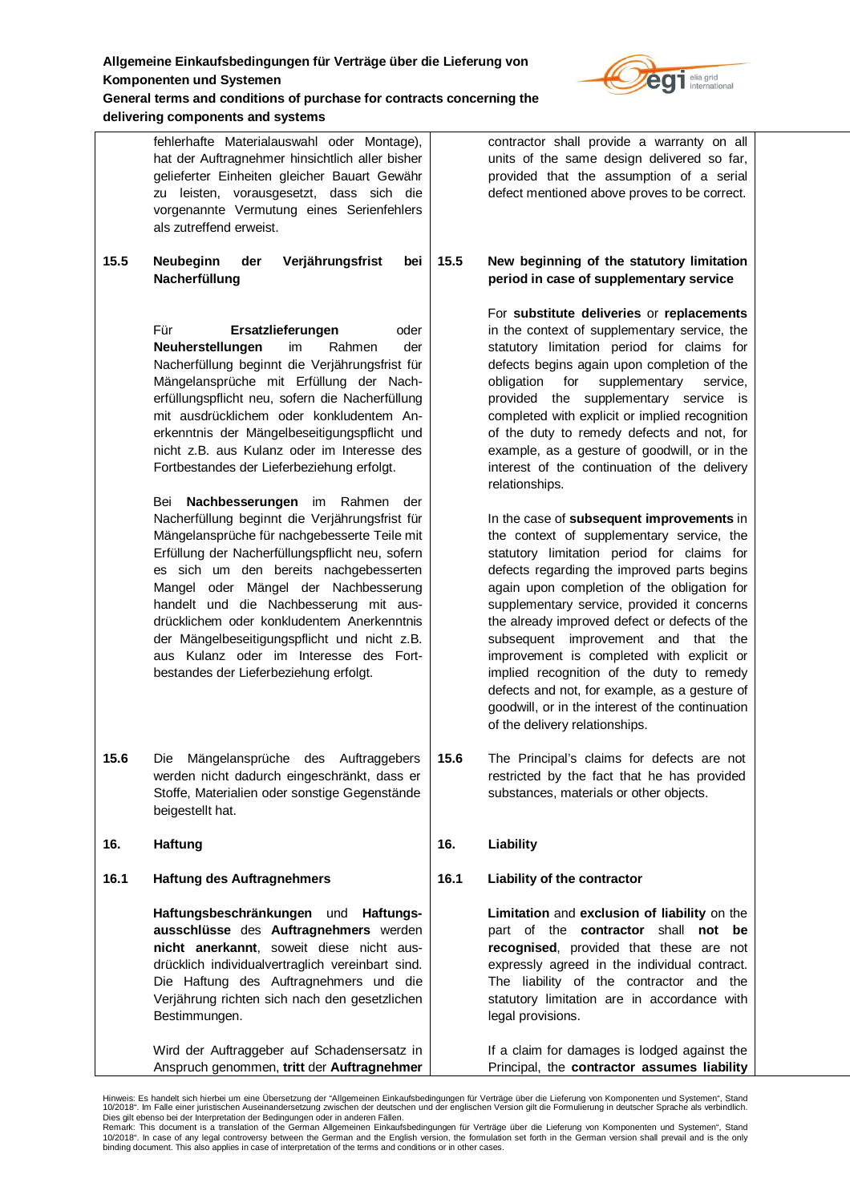fehlerhafte Materialauswahl oder Montage), hat der Auftragnehmer hinsichtlich aller bisher gelieferter Einheiten gleicher Bauart Gewähr zu leisten, vorausgesetzt, dass sich die vorgenannte Vermutung eines Serienfehlers als zutreffend erweist.

contractor shall provide a warranty on all units of the same design delivered so far, provided that the assumption of a serial defect mentioned above proves to be correct.

**15.5 Neubeginn der Verjährungsfrist bei Nacherfüllung**

Für **Ersatzlieferungen** oder **Neuherstellungen** im Rahmen der Nacherfüllung beginnt die Verjährungsfrist für Mängelansprüche mit Erfüllung der Nacherfüllungspflicht neu, sofern die Nacherfüllung mit ausdrücklichem oder konkludentem Anerkenntnis der Mängelbeseitigungspflicht und nicht z.B. aus Kulanz oder im Interesse des Fortbestandes der Lieferbeziehung erfolgt.

Bei **Nachbesserungen** im Rahmen der Nacherfüllung beginnt die Verjährungsfrist für Mängelansprüche für nachgebesserte Teile mit Erfüllung der Nacherfüllungspflicht neu, sofern es sich um den bereits nachgebesserten Mangel oder Mängel der Nachbesserung handelt und die Nachbesserung mit ausdrücklichem oder konkludentem Anerkenntnis der Mängelbeseitigungspflicht und nicht z.B. aus Kulanz oder im Interesse des Fortbestandes der Lieferbeziehung erfolgt.

**15.5 New beginning of the statutory limitation period in case of supplementary service**

For **substitute deliveries** or **replacements** in the context of supplementary service, the statutory limitation period for claims for defects begins again upon completion of the obligation for supplementary service, provided the supplementary service is completed with explicit or implied recognition of the duty to remedy defects and not, for example, as a gesture of goodwill, or in the interest of the continuation of the delivery relationships.

In the case of **subsequent improvements** in the context of supplementary service, the statutory limitation period for claims for defects regarding the improved parts begins again upon completion of the obligation for supplementary service, provided it concerns the already improved defect or defects of the subsequent improvement and that the improvement is completed with explicit or implied recognition of the duty to remedy defects and not, for example, as a gesture of goodwill, or in the interest of the continuation of the delivery relationships.

**15.6** Die Mängelansprüche des Auftraggebers werden nicht dadurch eingeschränkt, dass er Stoffe, Materialien oder sonstige Gegenstände beigestellt hat.

**15.6** The Principal's claims for defects are not restricted by the fact that he has provided substances, materials or other objects.

## 16. Haftung

### 16.1 Haftung des Auftragnehmers

**Haftungsbeschränkungen** und **Haftungsausschlüsse** des **Auftragnehmers** werden **nicht anerkannt**, soweit diese nicht ausdrücklich individualvertraglich vereinbart sind. Die Haftung des Auftragnehmers und die Verjährung richten sich nach den gesetzlichen Bestimmungen.

Wird der Auftraggeber auf Schadensersatz in Anspruch genommen, **tritt** der **Auftragnehmer**

## 16. Liability

### 16.1 Liability of the contractor

**Limitation** and **exclusion of liability** on the part of the **contractor** shall **not be recognised**, provided that these are not expressly agreed in the individual contract. The liability of the contractor and the statutory limitation are in accordance with legal provisions.

If a claim for damages is lodged against the Principal, the **contractor assumes liability**

Hinweis: Es handelt sich hierbei um eine Übersetzung der "Allgemeinen Einkaufsbedingungen für Verträge über die Lieferung von Komponenten und Systemen", Stand 10/2018". Im Falle einer juristischen Auseinandersetzung zwischen der deutschen und der englischen Version gilt die Formulierung in deutscher Sprache als verbindlich. Dies gilt ebenso bei der Interpretation der Bedingungen oder in anderen Fällen.
Remark: This document is a translation of the German Allgemeinen Einkaufsbedingungen für Verträge über die Lieferung von Komponenten und Systemen", Stand 10/2018". In case of any legal controversy between the German and the English version, the formulation set forth in the German version shall prevail and is the only binding document. This also applies in case of interpretation of the terms and conditions or in other cases.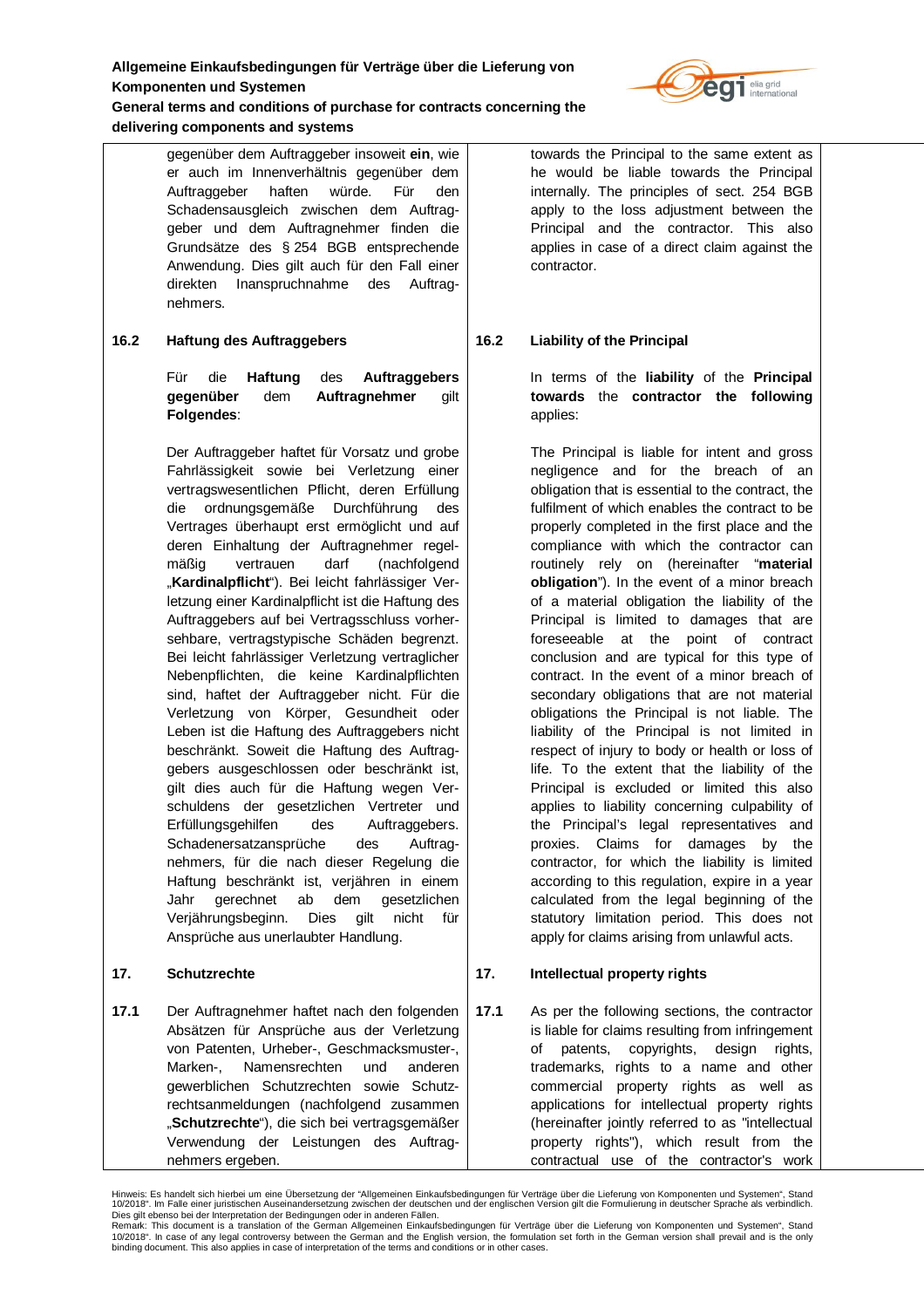gegenüber dem Auftraggeber insoweit **ein**, wie er auch im Innenverhältnis gegenüber dem Auftraggeber haften würde. Für den Schadensausgleich zwischen dem Auftraggeber und dem Auftragnehmer finden die Grundsätze des § 254 BGB entsprechende Anwendung. Dies gilt auch für den Fall einer direkten Inanspruchnahme des Auftragnehmers.

towards the Principal to the same extent as he would be liable towards the Principal internally. The principles of sect. 254 BGB apply to the loss adjustment between the Principal and the contractor. This also applies in case of a direct claim against the contractor.

**16.2 Haftung des Auftraggebers**

Für die **Haftung** des **Auftraggebers gegenüber** dem **Auftragnehmer** gilt **Folgendes**:

Der Auftraggeber haftet für Vorsatz und grobe Fahrlässigkeit sowie bei Verletzung einer vertragswesentlichen Pflicht, deren Erfüllung die ordnungsgemäße Durchführung des Vertrages überhaupt erst ermöglicht und auf deren Einhaltung der Auftragnehmer regelmäßig vertrauen darf (nachfolgend „**Kardinalpflicht**"). Bei leicht fahrlässiger Verletzung einer Kardinalpflicht ist die Haftung des Auftraggebers auf bei Vertragsschluss vorhersehbare, vertragstypische Schäden begrenzt. Bei leicht fahrlässiger Verletzung vertraglicher Nebenpflichten, die keine Kardinalpflichten sind, haftet der Auftraggeber nicht. Für die Verletzung von Körper, Gesundheit oder Leben ist die Haftung des Auftraggebers nicht beschränkt. Soweit die Haftung des Auftraggebers ausgeschlossen oder beschränkt ist, gilt dies auch für die Haftung wegen Verschuldens der gesetzlichen Vertreter und Erfüllungsgehilfen des Auftraggebers. Schadenersatzansprüche des Auftragnehmers, für die nach dieser Regelung die Haftung beschränkt ist, verjähren in einem Jahr gerechnet ab dem gesetzlichen Verjährungsbeginn. Dies gilt nicht für Ansprüche aus unerlaubter Handlung.

**16.2 Liability of the Principal**

In terms of the **liability** of the **Principal towards** the **contractor the following** applies:

The Principal is liable for intent and gross negligence and for the breach of an obligation that is essential to the contract, the fulfilment of which enables the contract to be properly completed in the first place and the compliance with which the contractor can routinely rely on (hereinafter "**material obligation**"). In the event of a minor breach of a material obligation the liability of the Principal is limited to damages that are foreseeable at the point of contract conclusion and are typical for this type of contract. In the event of a minor breach of secondary obligations that are not material obligations the Principal is not liable. The liability of the Principal is not limited in respect of injury to body or health or loss of life. To the extent that the liability of the Principal is excluded or limited this also applies to liability concerning culpability of the Principal's legal representatives and proxies. Claims for damages by the contractor, for which the liability is limited according to this regulation, expire in a year calculated from the legal beginning of the statutory limitation period. This does not apply for claims arising from unlawful acts.

## 17. Schutzrechte

**17.1** Der Auftragnehmer haftet nach den folgenden Absätzen für Ansprüche aus der Verletzung von Patenten, Urheber-, Geschmacksmuster-, Marken-, Namensrechten und anderen gewerblichen Schutzrechten sowie Schutzrechtsanmeldungen (nachfolgend zusammen „**Schutzrechte**"), die sich bei vertragsgemäßer Verwendung der Leistungen des Auftragnehmers ergeben.

## 17. Intellectual property rights

**17.1** As per the following sections, the contractor is liable for claims resulting from infringement of patents, copyrights, design rights, trademarks, rights to a name and other commercial property rights as well as applications for intellectual property rights (hereinafter jointly referred to as "intellectual property rights"), which result from the contractual use of the contractor's work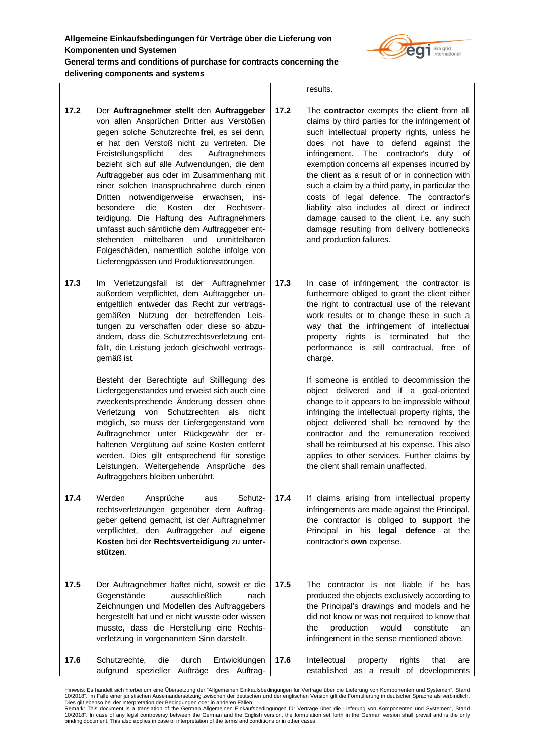| | | | |
|---|---|---|---|
| | | | results. |
| **17.2** | Der **Auftragnehmer stellt** den **Auftraggeber** von allen Ansprüchen Dritter aus Verstößen gegen solche Schutzrechte **frei**, es sei denn, er hat den Verstoß nicht zu vertreten. Die Freistellungspflicht des Auftragnehmers bezieht sich auf alle Aufwendungen, die dem Auftraggeber aus oder im Zusammenhang mit einer solchen Inanspruchnahme durch einen Dritten notwendigerweise erwachsen, insbesondere die Kosten der Rechtsverteidigung. Die Haftung des Auftragnehmers umfasst auch sämtliche dem Auftraggeber entstehenden mittelbaren und unmittelbaren Folgeschäden, namentlich solche infolge von Lieferengpässen und Produktionsstörungen. | **17.2** | The **contractor** exempts the **client** from all claims by third parties for the infringement of such intellectual property rights, unless he does not have to defend against the infringement. The contractor's duty of exemption concerns all expenses incurred by the client as a result of or in connection with such a claim by a third party, in particular the costs of legal defence. The contractor's liability also includes all direct or indirect damage caused to the client, i.e. any such damage resulting from delivery bottlenecks and production failures. |
| **17.3** | Im Verletzungsfall ist der Auftragnehmer außerdem verpflichtet, dem Auftraggeber unentgeltlich entweder das Recht zur vertragsgemäßen Nutzung der betreffenden Leistungen zu verschaffen oder diese so abzuändern, dass die Schutzrechtsverletzung entfällt, die Leistung jedoch gleichwohl vertragsgemäß ist.<br><br>Besteht der Berechtigte auf Stilllegung des Liefergegenstandes und erweist sich auch eine zweckentsprechende Änderung dessen ohne Verletzung von Schutzrechten als nicht möglich, so muss der Liefergegenstand vom Auftragnehmer unter Rückgewähr der erhaltenen Vergütung auf seine Kosten entfernt werden. Dies gilt entsprechend für sonstige Leistungen. Weitergehende Ansprüche des Auftraggebers bleiben unberührt. | **17.3** | In case of infringement, the contractor is furthermore obliged to grant the client either the right to contractual use of the relevant work results or to change these in such a way that the infringement of intellectual property rights is terminated but the performance is still contractual, free of charge.<br><br>If someone is entitled to decommission the object delivered and if a goal-oriented change to it appears to be impossible without infringing the intellectual property rights, the object delivered shall be removed by the contractor and the remuneration received shall be reimbursed at his expense. This also applies to other services. Further claims by the client shall remain unaffected. |
| **17.4** | Werden Ansprüche aus Schutzrechtsverletzungen gegenüber dem Auftraggeber geltend gemacht, ist der Auftragnehmer verpflichtet, den Auftraggeber auf **eigene Kosten** bei der **Rechtsverteidigung** zu **unterstützen**. | **17.4** | If claims arising from intellectual property infringements are made against the Principal, the contractor is obliged to **support** the Principal in his **legal defence** at the contractor's **own** expense. |
| **17.5** | Der Auftragnehmer haftet nicht, soweit er die Gegenstände ausschließlich nach Zeichnungen und Modellen des Auftraggebers hergestellt hat und er nicht wusste oder wissen musste, dass die Herstellung eine Rechtsverletzung in vorgenanntem Sinn darstellt. | **17.5** | The contractor is not liable if he has produced the objects exclusively according to the Principal's drawings and models and he did not know or was not required to know that the production would constitute an infringement in the sense mentioned above. |
| **17.6** | Schutzrechte, die durch Entwicklungen aufgrund spezieller Aufträge des Auftrag- | **17.6** | Intellectual property rights that are established as a result of developments |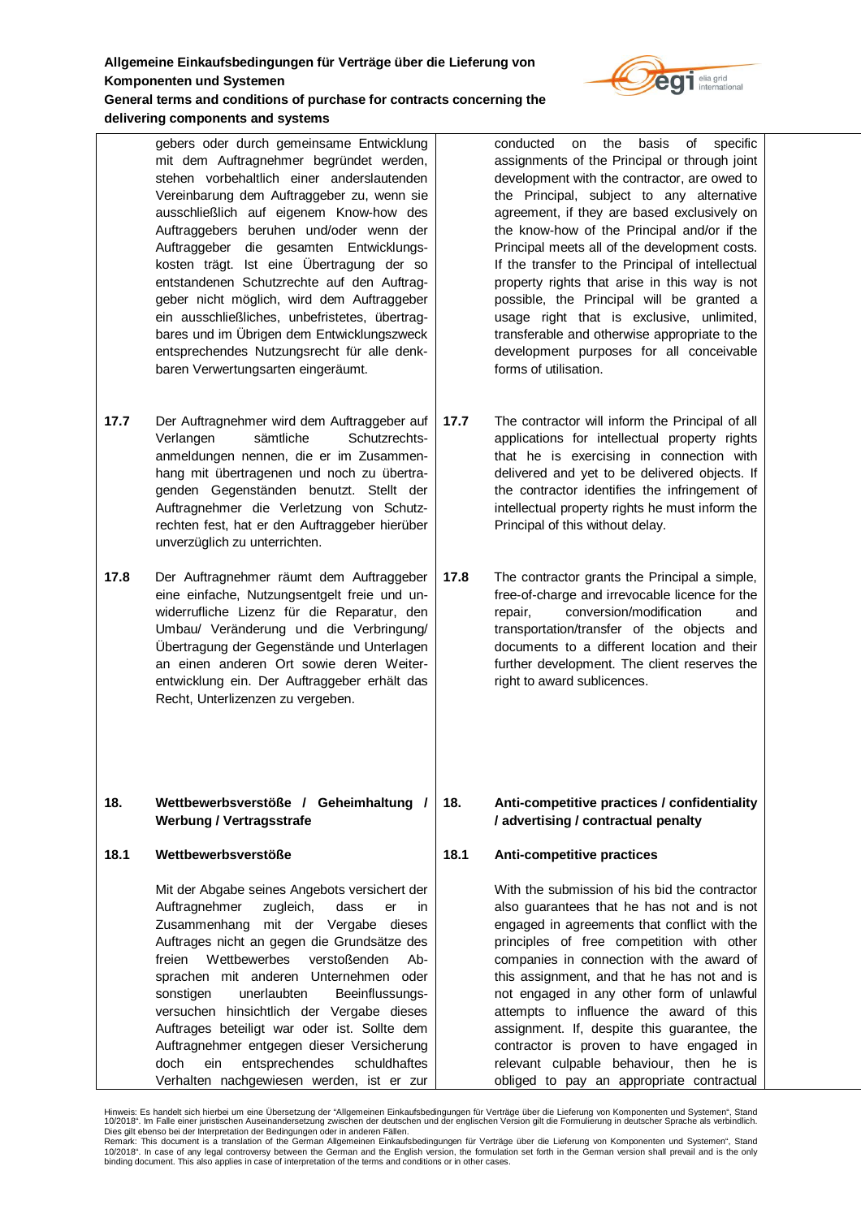gebers oder durch gemeinsame Entwicklung mit dem Auftragnehmer begründet werden, stehen vorbehaltlich einer anderslautenden Vereinbarung dem Auftraggeber zu, wenn sie ausschließlich auf eigenem Know-how des Auftraggebers beruhen und/oder wenn der Auftraggeber die gesamten Entwicklungskosten trägt. Ist eine Übertragung der so entstandenen Schutzrechte auf den Auftraggeber nicht möglich, wird dem Auftraggeber ein ausschließliches, unbefristetes, übertragbares und im Übrigen dem Entwicklungszweck entsprechendes Nutzungsrecht für alle denkbaren Verwertungsarten eingeräumt.

conducted on the basis of specific assignments of the Principal or through joint development with the contractor, are owed to the Principal, subject to any alternative agreement, if they are based exclusively on the know-how of the Principal and/or if the Principal meets all of the development costs. If the transfer to the Principal of intellectual property rights that arise in this way is not possible, the Principal will be granted a usage right that is exclusive, unlimited, transferable and otherwise appropriate to the development purposes for all conceivable forms of utilisation.

**17.7** Der Auftragnehmer wird dem Auftraggeber auf Verlangen sämtliche Schutzrechtsanmeldungen nennen, die er im Zusammenhang mit übertragenen und noch zu übertragenden Gegenständen benutzt. Stellt der Auftragnehmer die Verletzung von Schutzrechten fest, hat er den Auftraggeber hierüber unverzüglich zu unterrichten.

**17.7** The contractor will inform the Principal of all applications for intellectual property rights that he is exercising in connection with delivered and yet to be delivered objects. If the contractor identifies the infringement of intellectual property rights he must inform the Principal of this without delay.

**17.8** Der Auftragnehmer räumt dem Auftraggeber eine einfache, Nutzungsentgelt freie und unwiderrufliche Lizenz für die Reparatur, den Umbau/ Veränderung und die Verbringung/ Übertragung der Gegenstände und Unterlagen an einen anderen Ort sowie deren Weiterentwicklung ein. Der Auftraggeber erhält das Recht, Unterlizenzen zu vergeben.

**17.8** The contractor grants the Principal a simple, free-of-charge and irrevocable licence for the repair, conversion/modification and transportation/transfer of the objects and documents to a different location and their further development. The client reserves the right to award sublicences.

## 18. Wettbewerbsverstöße / Geheimhaltung / Werbung / Vertragsstrafe

## 18. Anti-competitive practices / confidentiality / advertising / contractual penalty

### 18.1 Wettbewerbsverstöße

Mit der Abgabe seines Angebots versichert der Auftragnehmer zugleich, dass er in Zusammenhang mit der Vergabe dieses Auftrages nicht an gegen die Grundsätze des freien Wettbewerbes verstoßenden Absprachen mit anderen Unternehmen oder sonstigen unerlaubten Beeinflussungsversuchen hinsichtlich der Vergabe dieses Auftrages beteiligt war oder ist. Sollte dem Auftragnehmer entgegen dieser Versicherung doch ein entsprechendes schuldhaftes Verhalten nachgewiesen werden, ist er zur

### 18.1 Anti-competitive practices

With the submission of his bid the contractor also guarantees that he has not and is not engaged in agreements that conflict with the principles of free competition with other companies in connection with the award of this assignment, and that he has not and is not engaged in any other form of unlawful attempts to influence the award of this assignment. If, despite this guarantee, the contractor is proven to have engaged in relevant culpable behaviour, then he is obliged to pay an appropriate contractual

Hinweis: Es handelt sich hierbei um eine Übersetzung der "Allgemeinen Einkaufsbedingungen für Verträge über die Lieferung von Komponenten und Systemen", Stand 10/2018". Im Falle einer juristischen Auseinandersetzung zwischen der deutschen und der englischen Version gilt die Formulierung in deutscher Sprache als verbindlich. Dies gilt ebenso bei der Interpretation der Bedingungen oder in anderen Fällen.
Remark: This document is a translation of the German Allgemeinen Einkaufsbedingungen für Verträge über die Lieferung von Komponenten und Systemen", Stand 10/2018". In case of any legal controversy between the German and the English version, the formulation set forth in the German version shall prevail and is the only binding document. This also applies in case of interpretation of the terms and conditions or in other cases.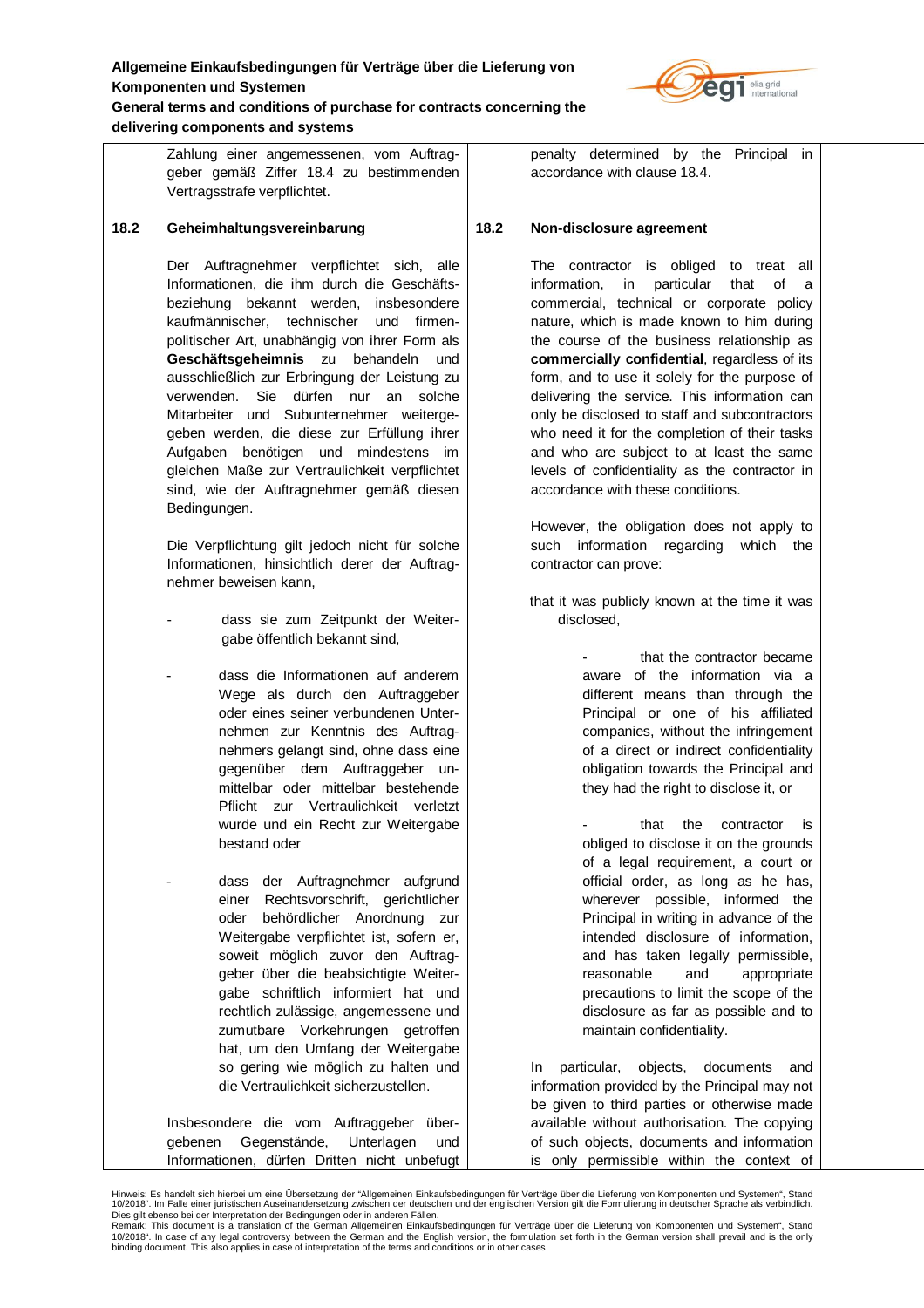Zahlung einer angemessenen, vom Auftraggeber gemäß Ziffer 18.4 zu bestimmenden Vertragsstrafe verpflichtet.

**18.2 Geheimhaltungsvereinbarung**

Der Auftragnehmer verpflichtet sich, alle Informationen, die ihm durch die Geschäftsbeziehung bekannt werden, insbesondere kaufmännischer, technischer und firmenpolitischer Art, unabhängig von ihrer Form als **Geschäftsgeheimnis** zu behandeln und ausschließlich zur Erbringung der Leistung zu verwenden. Sie dürfen nur an solche Mitarbeiter und Subunternehmer weitergegeben werden, die diese zur Erfüllung ihrer Aufgaben benötigen und mindestens im gleichen Maße zur Vertraulichkeit verpflichtet sind, wie der Auftragnehmer gemäß diesen Bedingungen.

Die Verpflichtung gilt jedoch nicht für solche Informationen, hinsichtlich derer der Auftragnehmer beweisen kann,

- dass sie zum Zeitpunkt der Weitergabe öffentlich bekannt sind,
- dass die Informationen auf anderem Wege als durch den Auftraggeber oder eines seiner verbundenen Unternehmen zur Kenntnis des Auftragnehmers gelangt sind, ohne dass eine gegenüber dem Auftraggeber unmittelbar oder mittelbar bestehende Pflicht zur Vertraulichkeit verletzt wurde und ein Recht zur Weitergabe bestand oder
- dass der Auftragnehmer aufgrund einer Rechtsvorschrift, gerichtlicher oder behördlicher Anordnung zur Weitergabe verpflichtet ist, sofern er, soweit möglich zuvor den Auftraggeber über die beabsichtigte Weitergabe schriftlich informiert hat und rechtlich zulässige, angemessene und zumutbare Vorkehrungen getroffen hat, um den Umfang der Weitergabe so gering wie möglich zu halten und die Vertraulichkeit sicherzustellen.

Insbesondere die vom Auftraggeber übergebenen Gegenstände, Unterlagen und Informationen, dürfen Dritten nicht unbefugt

---

penalty determined by the Principal in accordance with clause 18.4.

**18.2 Non-disclosure agreement**

The contractor is obliged to treat all information, in particular that of a commercial, technical or corporate policy nature, which is made known to him during the course of the business relationship as **commercially confidential**, regardless of its form, and to use it solely for the purpose of delivering the service. This information can only be disclosed to staff and subcontractors who need it for the completion of their tasks and who are subject to at least the same levels of confidentiality as the contractor in accordance with these conditions.

However, the obligation does not apply to such information regarding which the contractor can prove:

that it was publicly known at the time it was disclosed,

- that the contractor became aware of the information via a different means than through the Principal or one of his affiliated companies, without the infringement of a direct or indirect confidentiality obligation towards the Principal and they had the right to disclose it, or
- that the contractor is obliged to disclose it on the grounds of a legal requirement, a court or official order, as long as he has, wherever possible, informed the Principal in writing in advance of the intended disclosure of information, and has taken legally permissible, reasonable and appropriate precautions to limit the scope of the disclosure as far as possible and to maintain confidentiality.

In particular, objects, documents and information provided by the Principal may not be given to third parties or otherwise made available without authorisation. The copying of such objects, documents and information is only permissible within the context of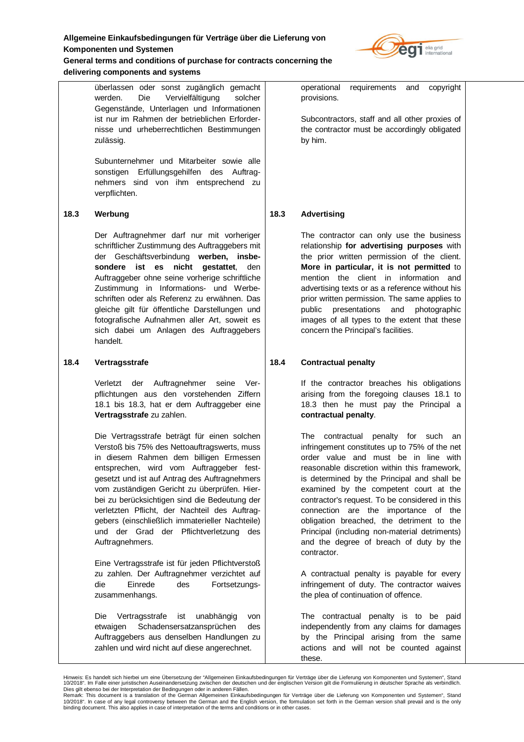überlassen oder sonst zugänglich gemacht werden. Die Vervielfältigung solcher Gegenstände, Unterlagen und Informationen ist nur im Rahmen der betrieblichen Erfordernisse und urheberrechtlichen Bestimmungen zulässig.

Subunternehmer und Mitarbeiter sowie alle sonstigen Erfüllungsgehilfen des Auftragnehmers sind von ihm entsprechend zu verpflichten.

operational requirements and copyright provisions.

Subcontractors, staff and all other proxies of the contractor must be accordingly obligated by him.

**18.3 Werbung**

Der Auftragnehmer darf nur mit vorheriger schriftlicher Zustimmung des Auftraggebers mit der Geschäftsverbindung **werben, insbesondere ist es nicht gestattet**, den Auftraggeber ohne seine vorherige schriftliche Zustimmung in Informations- und Werbeschriften oder als Referenz zu erwähnen. Das gleiche gilt für öffentliche Darstellungen und fotografische Aufnahmen aller Art, soweit es sich dabei um Anlagen des Auftraggebers handelt.

**18.3 Advertising**

The contractor can only use the business relationship **for advertising purposes** with the prior written permission of the client. **More in particular, it is not permitted** to mention the client in information and advertising texts or as a reference without his prior written permission. The same applies to public presentations and photographic images of all types to the extent that these concern the Principal's facilities.

**18.4 Vertragsstrafe**

Verletzt der Auftragnehmer seine Verpflichtungen aus den vorstehenden Ziffern 18.1 bis 18.3, hat er dem Auftraggeber eine **Vertragsstrafe** zu zahlen.

Die Vertragsstrafe beträgt für einen solchen Verstoß bis 75% des Nettoauftragswerts, muss in diesem Rahmen dem billigen Ermessen entsprechen, wird vom Auftraggeber festgesetzt und ist auf Antrag des Auftragnehmers vom zuständigen Gericht zu überprüfen. Hierbei zu berücksichtigen sind die Bedeutung der verletzten Pflicht, der Nachteil des Auftraggebers (einschließlich immaterieller Nachteile) und der Grad der Pflichtverletzung des Auftragnehmers.

Eine Vertragsstrafe ist für jeden Pflichtverstoß zu zahlen. Der Auftragnehmer verzichtet auf die Einrede des Fortsetzungszusammenhangs.

Die Vertragsstrafe ist unabhängig von etwaigen Schadensersatzansprüchen des Auftraggebers aus denselben Handlungen zu zahlen und wird nicht auf diese angerechnet.

**18.4 Contractual penalty**

If the contractor breaches his obligations arising from the foregoing clauses 18.1 to 18.3 then he must pay the Principal a **contractual penalty**.

The contractual penalty for such an infringement constitutes up to 75% of the net order value and must be in line with reasonable discretion within this framework, is determined by the Principal and shall be examined by the competent court at the contractor's request. To be considered in this connection are the importance of the obligation breached, the detriment to the Principal (including non-material detriments) and the degree of breach of duty by the contractor.

A contractual penalty is payable for every infringement of duty. The contractor waives the plea of continuation of offence.

The contractual penalty is to be paid independently from any claims for damages by the Principal arising from the same actions and will not be counted against these.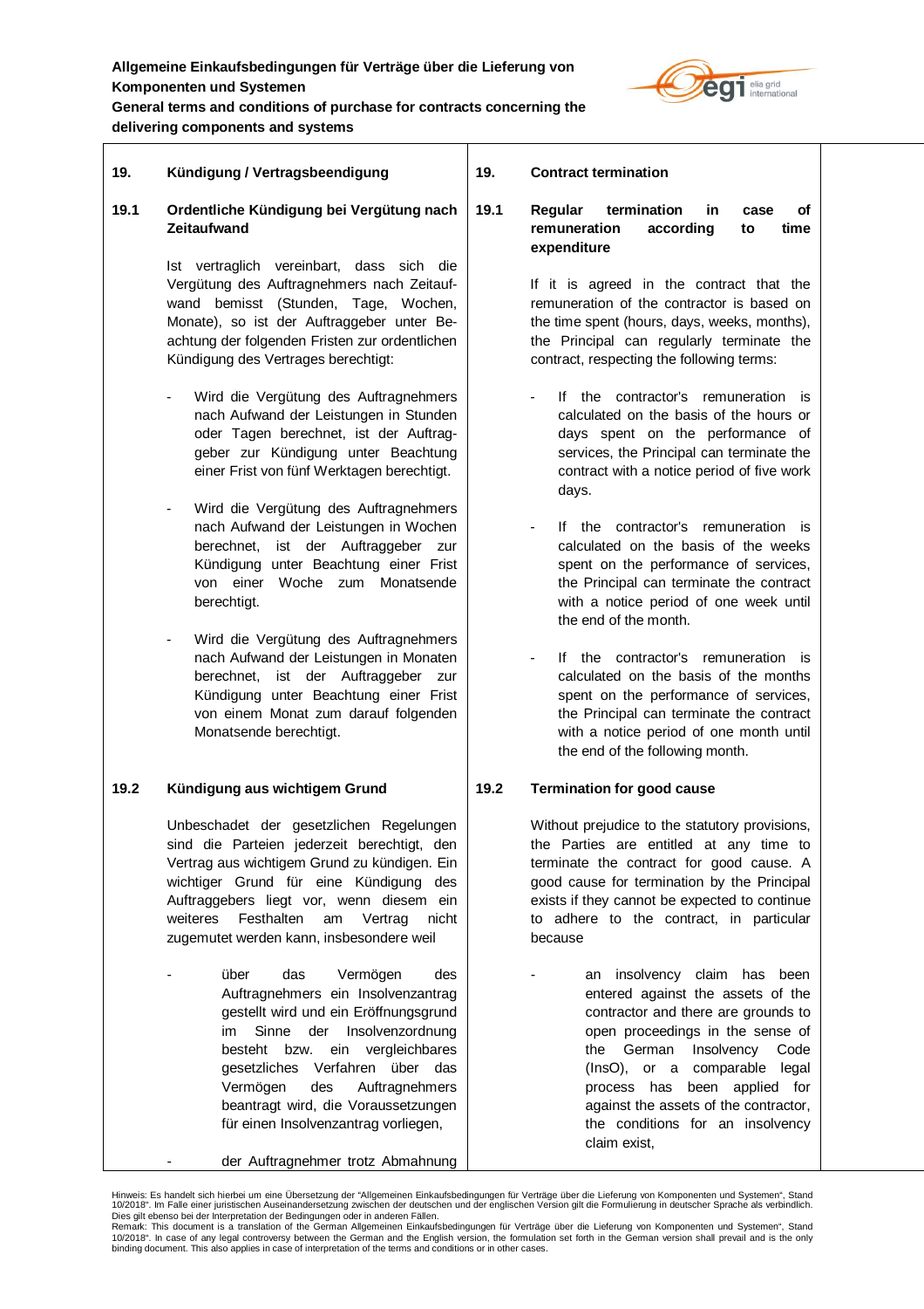## 19. Kündigung / Vertragsbeendigung

### 19.1 Ordentliche Kündigung bei Vergütung nach Zeitaufwand

Ist vertraglich vereinbart, dass sich die Vergütung des Auftragnehmers nach Zeitaufwand bemisst (Stunden, Tage, Wochen, Monate), so ist der Auftraggeber unter Beachtung der folgenden Fristen zur ordentlichen Kündigung des Vertrages berechtigt:

- Wird die Vergütung des Auftragnehmers nach Aufwand der Leistungen in Stunden oder Tagen berechnet, ist der Auftraggeber zur Kündigung unter Beachtung einer Frist von fünf Werktagen berechtigt.
- Wird die Vergütung des Auftragnehmers nach Aufwand der Leistungen in Wochen berechnet, ist der Auftraggeber zur Kündigung unter Beachtung einer Frist von einer Woche zum Monatsende berechtigt.
- Wird die Vergütung des Auftragnehmers nach Aufwand der Leistungen in Monaten berechnet, ist der Auftraggeber zur Kündigung unter Beachtung einer Frist von einem Monat zum darauf folgenden Monatsende berechtigt.

### 19.2 Kündigung aus wichtigem Grund

Unbeschadet der gesetzlichen Regelungen sind die Parteien jederzeit berechtigt, den Vertrag aus wichtigem Grund zu kündigen. Ein wichtiger Grund für eine Kündigung des Auftraggebers liegt vor, wenn diesem ein weiteres Festhalten am Vertrag nicht zugemutet werden kann, insbesondere weil

- über das Vermögen des Auftragnehmers ein Insolvenzantrag gestellt wird und ein Eröffnungsgrund im Sinne der Insolvenzordnung besteht bzw. ein vergleichbares gesetzliches Verfahren über das Vermögen des Auftragnehmers beantragt wird, die Voraussetzungen für einen Insolvenzantrag vorliegen,
- der Auftragnehmer trotz Abmahnung

## 19. Contract termination

### 19.1 Regular termination in case of remuneration according to time expenditure

If it is agreed in the contract that the remuneration of the contractor is based on the time spent (hours, days, weeks, months), the Principal can regularly terminate the contract, respecting the following terms:

- If the contractor's remuneration is calculated on the basis of the hours or days spent on the performance of services, the Principal can terminate the contract with a notice period of five work days.
- If the contractor's remuneration is calculated on the basis of the weeks spent on the performance of services, the Principal can terminate the contract with a notice period of one week until the end of the month.
- If the contractor's remuneration is calculated on the basis of the months spent on the performance of services, the Principal can terminate the contract with a notice period of one month until the end of the following month.

### 19.2 Termination for good cause

Without prejudice to the statutory provisions, the Parties are entitled at any time to terminate the contract for good cause. A good cause for termination by the Principal exists if they cannot be expected to continue to adhere to the contract, in particular because

- an insolvency claim has been entered against the assets of the contractor and there are grounds to open proceedings in the sense of the German Insolvency Code (InsO), or a comparable legal process has been applied for against the assets of the contractor, the conditions for an insolvency claim exist,

Hinweis: Es handelt sich hierbei um eine Übersetzung der "Allgemeinen Einkaufsbedingungen für Verträge über die Lieferung von Komponenten und Systemen", Stand 10/2018". Im Falle einer juristischen Auseinandersetzung zwischen der deutschen und der englischen Version gilt die Formulierung in deutscher Sprache als verbindlich. Dies gilt ebenso bei der Interpretation der Bedingungen oder in anderen Fällen.

Remark: This document is a translation of the German Allgemeinen Einkaufsbedingungen für Verträge über die Lieferung von Komponenten und Systemen", Stand 10/2018". In case of any legal controversy between the German and the English version, the formulation set forth in the German version shall prevail and is the only binding document. This also applies in case of interpretation of the terms and conditions or in other cases.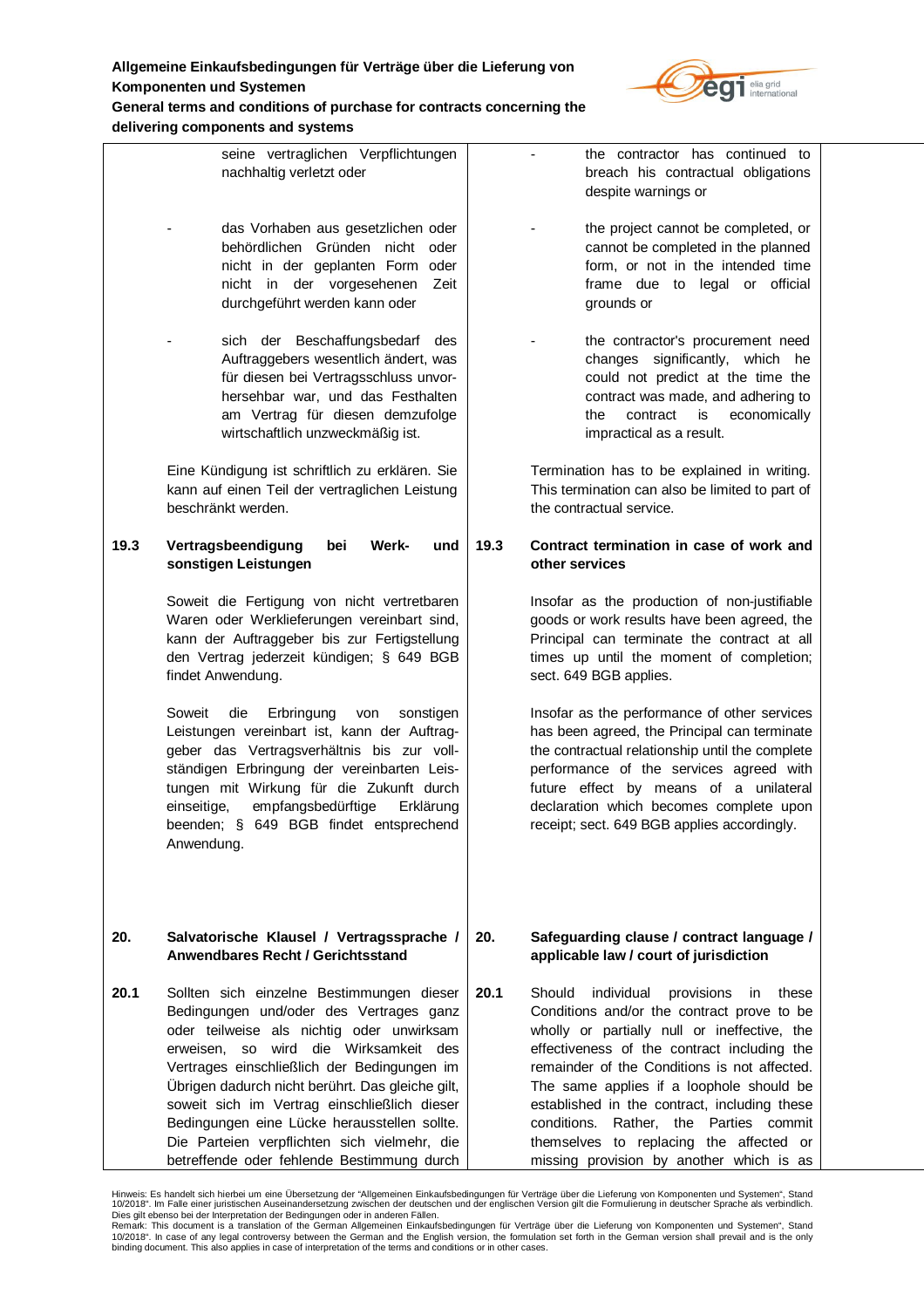| | seine vertraglichen Verpflichtungen nachhaltig verletzt oder | | - the contractor has continued to breach his contractual obligations despite warnings or |
|---|---|---|---|
| | - das Vorhaben aus gesetzlichen oder behördlichen Gründen nicht oder nicht in der geplanten Form oder nicht in der vorgesehenen Zeit durchgeführt werden kann oder | | - the project cannot be completed, or cannot be completed in the planned form, or not in the intended time frame due to legal or official grounds or |
| | - sich der Beschaffungsbedarf des Auftraggebers wesentlich ändert, was für diesen bei Vertragsschluss unvorhersehbar war, und das Festhalten am Vertrag für diesen demzufolge wirtschaftlich unzweckmäßig ist. | | - the contractor's procurement need changes significantly, which he could not predict at the time the contract was made, and adhering to the contract is economically impractical as a result. |
| | Eine Kündigung ist schriftlich zu erklären. Sie kann auf einen Teil der vertraglichen Leistung beschränkt werden. | | Termination has to be explained in writing. This termination can also be limited to part of the contractual service. |
| **19.3** | **Vertragsbeendigung bei Werk- und sonstigen Leistungen** | **19.3** | **Contract termination in case of work and other services** |
| | Soweit die Fertigung von nicht vertretbaren Waren oder Werklieferungen vereinbart sind, kann der Auftraggeber bis zur Fertigstellung den Vertrag jederzeit kündigen; § 649 BGB findet Anwendung. | | Insofar as the production of non-justifiable goods or work results have been agreed, the Principal can terminate the contract at all times up until the moment of completion; sect. 649 BGB applies. |
| | Soweit die Erbringung von sonstigen Leistungen vereinbart ist, kann der Auftraggeber das Vertragsverhältnis bis zur vollständigen Erbringung der vereinbarten Leistungen mit Wirkung für die Zukunft durch einseitige, empfangsbedürftige Erklärung beenden; § 649 BGB findet entsprechend Anwendung. | | Insofar as the performance of other services has been agreed, the Principal can terminate the contractual relationship until the complete performance of the services agreed with future effect by means of a unilateral declaration which becomes complete upon receipt; sect. 649 BGB applies accordingly. |
| **20.** | **Salvatorische Klausel / Vertragssprache / Anwendbares Recht / Gerichtsstand** | **20.** | **Safeguarding clause / contract language / applicable law / court of jurisdiction** |
| **20.1** | Sollten sich einzelne Bestimmungen dieser Bedingungen und/oder des Vertrages ganz oder teilweise als nichtig oder unwirksam erweisen, so wird die Wirksamkeit des Vertrages einschließlich der Bedingungen im Übrigen dadurch nicht berührt. Das gleiche gilt, soweit sich im Vertrag einschließlich dieser Bedingungen eine Lücke herausstellen sollte. Die Parteien verpflichten sich vielmehr, die betreffende oder fehlende Bestimmung durch | **20.1** | Should individual provisions in these Conditions and/or the contract prove to be wholly or partially null or ineffective, the effectiveness of the contract including the remainder of the Conditions is not affected. The same applies if a loophole should be established in the contract, including these conditions. Rather, the Parties commit themselves to replacing the affected or missing provision by another which is as |

Hinweis: Es handelt sich hierbei um eine Übersetzung der "Allgemeinen Einkaufsbedingungen für Verträge über die Lieferung von Komponenten und Systemen", Stand 10/2018". Im Falle einer juristischen Auseinandersetzung zwischen der deutschen und der englischen Version gilt die Formulierung in deutscher Sprache als verbindlich. Dies gilt ebenso bei der Interpretation der Bedingungen oder in anderen Fällen.
Remark: This document is a translation of the German Allgemeinen Einkaufsbedingungen für Verträge über die Lieferung von Komponenten und Systemen", Stand 10/2018". In case of any legal controversy between the German and the English version, the formulation set forth in the German version shall prevail and is the only binding document. This also applies in case of interpretation of the terms and conditions or in other cases.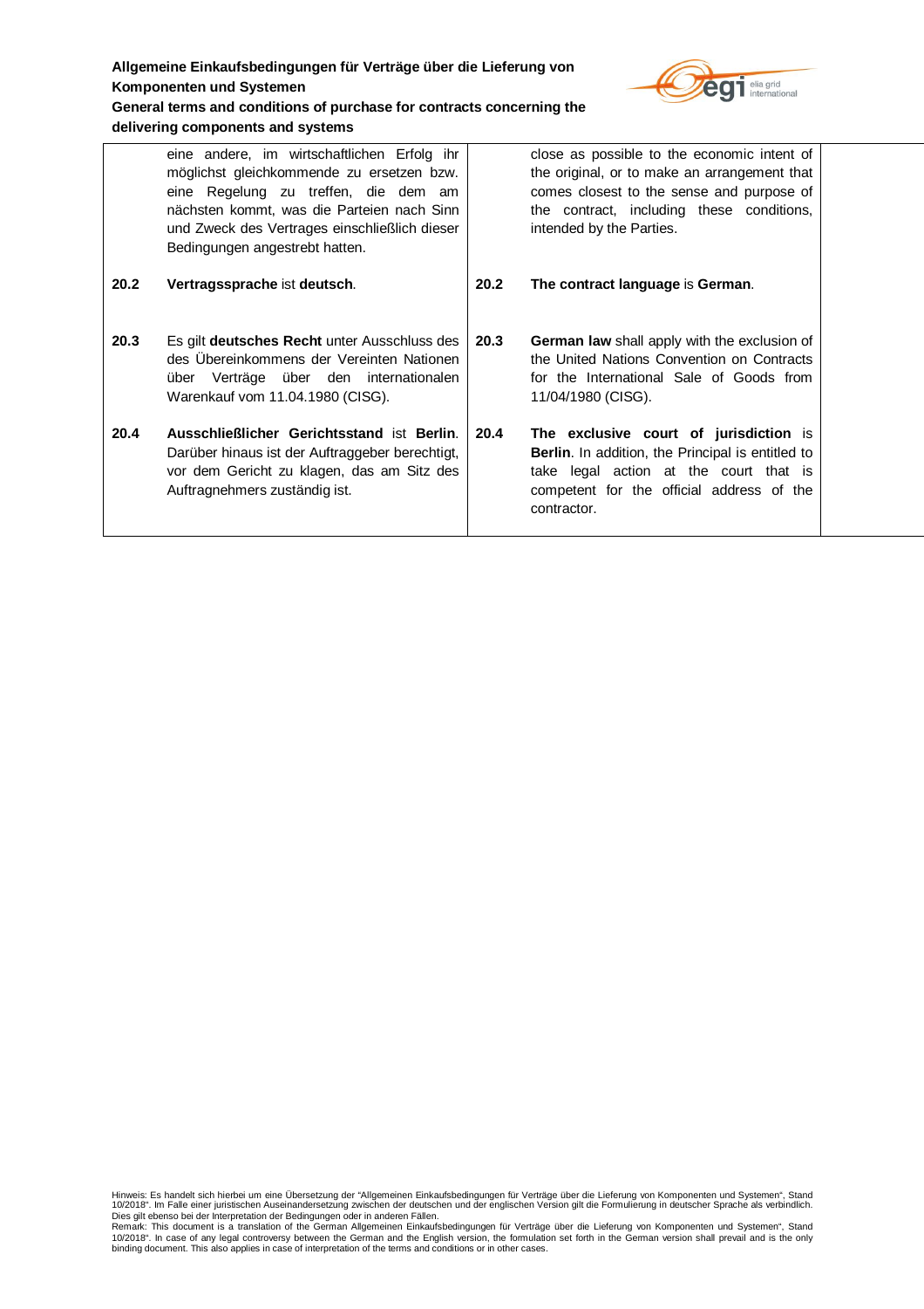| | | | |
|---|---|---|---|
| | eine andere, im wirtschaftlichen Erfolg ihr möglichst gleichkommende zu ersetzen bzw. eine Regelung zu treffen, die dem am nächsten kommt, was die Parteien nach Sinn und Zweck des Vertrages einschließlich dieser Bedingungen angestrebt hatten. | | close as possible to the economic intent of the original, or to make an arrangement that comes closest to the sense and purpose of the contract, including these conditions, intended by the Parties. |
| **20.2** | **Vertragssprache** ist **deutsch**. | **20.2** | **The contract language** is **German**. |
| **20.3** | Es gilt **deutsches Recht** unter Ausschluss des des Übereinkommens der Vereinten Nationen über Verträge über den internationalen Warenkauf vom 11.04.1980 (CISG). | **20.3** | **German law** shall apply with the exclusion of the United Nations Convention on Contracts for the International Sale of Goods from 11/04/1980 (CISG). |
| **20.4** | **Ausschließlicher Gerichtsstand** ist **Berlin**. Darüber hinaus ist der Auftraggeber berechtigt, vor dem Gericht zu klagen, das am Sitz des Auftragnehmers zuständig ist. | **20.4** | **The exclusive court of jurisdiction** is **Berlin**. In addition, the Principal is entitled to take legal action at the court that is competent for the official address of the contractor. |

Hinweis: Es handelt sich hierbei um eine Übersetzung der "Allgemeinen Einkaufsbedingungen für Verträge über die Lieferung von Komponenten und Systemen", Stand 10/2018". Im Falle einer juristischen Auseinandersetzung zwischen der deutschen und der englischen Version gilt die Formulierung in deutscher Sprache als verbindlich. Dies gilt ebenso bei der Interpretation der Bedingungen oder in anderen Fällen.
Remark: This document is a translation of the German Allgemeinen Einkaufsbedingungen für Verträge über die Lieferung von Komponenten und Systemen", Stand 10/2018". In case of any legal controversy between the German and the English version, the formulation set forth in the German version shall prevail and is the only binding document. This also applies in case of interpretation of the terms and conditions or in other cases.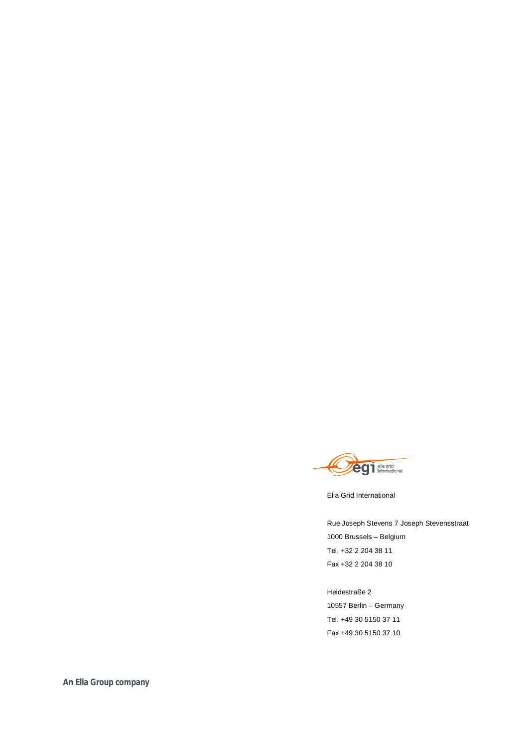Elia Grid International

Rue Joseph Stevens 7 Joseph Stevensstraat
1000 Brussels – Belgium
Tel. +32 2 204 38 11
Fax +32 2 204 38 10

Heidestraße 2
10557 Berlin – Germany
Tel. +49 30 5150 37 11
Fax +49 30 5150 37 10

**An Elia Group company**